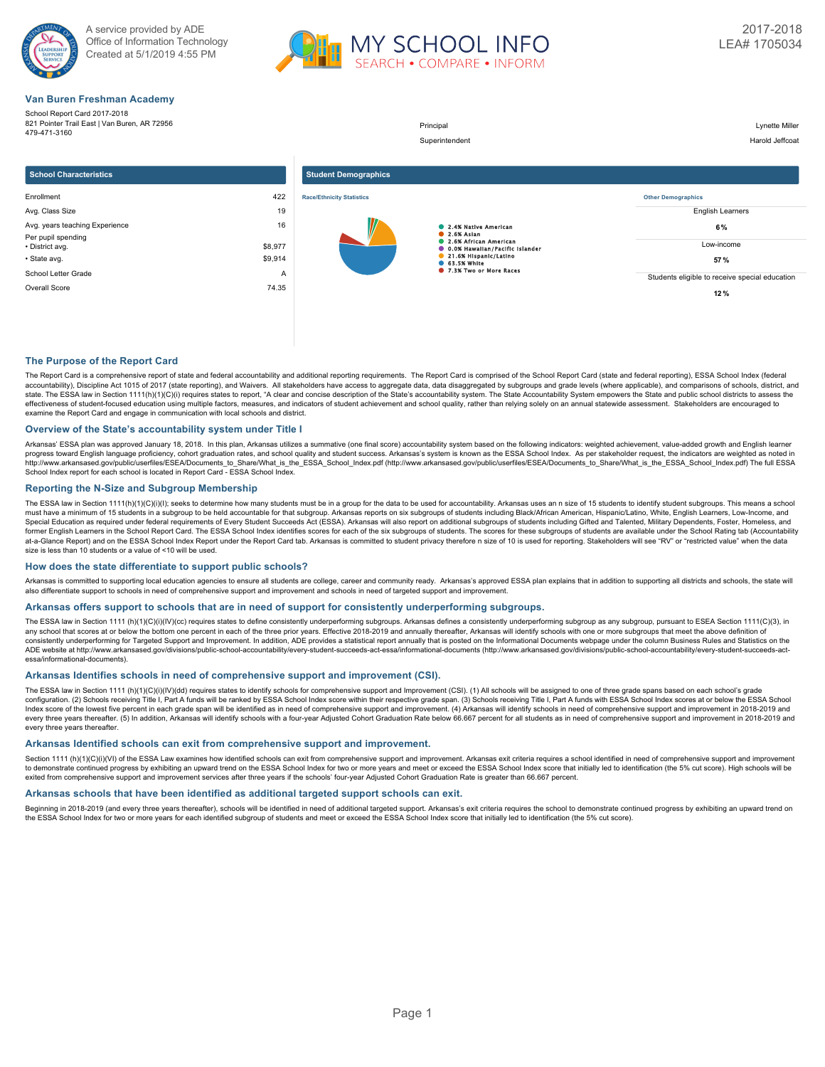A service provided by ADE
Office of Information Technology
Created at 5/1/2019 4:55 PM

MY SCHOOL INFO
SEARCH • COMPARE • INFORM

2017-2018
LEA# 1705034

## Van Buren Freshman Academy

School Report Card 2017-2018
821 Pointer Trail East | Van Buren, AR 72956
479-471-3160

| | |
|---|---|
| Principal | Lynette Miller |
| Superintendent | Harold Jeffcoat |

### School Characteristics

| | |
|---|---|
| Enrollment | 422 |
| Avg. Class Size | 19 |
| Avg. years teaching Experience | 16 |
| Per pupil spending | |
| • District avg. | $8,977 |
| • State avg. | $9,914 |
| School Letter Grade | A |
| Overall Score | 74.35 |

### Student Demographics

**Race/Ethnicity Statistics**

- 2.4% Native American
- 2.6% Asian
- 2.6% African American
- 0.0% Hawaiian/Pacific Islander
- 21.6% Hispanic/Latino
- 63.5% White
- 7.3% Two or More Races

**Other Demographics**

| | |
|---|---|
| English Learners | 6% |
| Low-income | 57 % |
| Students eligible to receive special education | 12 % |

## The Purpose of the Report Card

The Report Card is a comprehensive report of state and federal accountability and additional reporting requirements. The Report Card is comprised of the School Report Card (state and federal reporting), ESSA School Index (federal accountability), Discipline Act 1015 of 2017 (state reporting), and Waivers. All stakeholders have access to aggregate data, data disaggregated by subgroups and grade levels (where applicable), and comparisons of schools, district, and state. The ESSA law in Section 1111(h)(1)(C)(i) requires states to report, "A clear and concise description of the State's accountability system. The State Accountability System empowers the State and public school districts to assess the effectiveness of student-focused education using multiple factors, measures, and indicators of student achievement and school quality, rather than relying solely on an annual statewide assessment. Stakeholders are encouraged to examine the Report Card and engage in communication with local schools and district.

## Overview of the State's accountability system under Title I

Arkansas' ESSA plan was approved January 18, 2018. In this plan, Arkansas utilizes a summative (one final score) accountability system based on the following indicators: weighted achievement, value-added growth and English learner progress toward English language proficiency, cohort graduation rates, and school quality and student success. Arkansas's system is known as the ESSA School Index. As per stakeholder request, the indicators are weighted as noted in http://www.arkansased.gov/public/userfiles/ESEA/Documents_to_Share/What_is_the_ESSA_School_Index.pdf (http://www.arkansased.gov/public/userfiles/ESEA/Documents_to_Share/What_is_the_ESSA_School_Index.pdf) The full ESSA School Index report for each school is located in Report Card - ESSA School Index.

## Reporting the N-Size and Subgroup Membership

The ESSA law in Section 1111(h)(1)(C)(i)(I); seeks to determine how many students must be in a group for the data to be used for accountability. Arkansas uses an n size of 15 students to identify student subgroups. This means a school must have a minimum of 15 students in a subgroup to be held accountable for that subgroup. Arkansas reports on six subgroups of students including Black/African American, Hispanic/Latino, White, English Learners, Low-Income, and Special Education as required under federal requirements of Every Student Succeeds Act (ESSA). Arkansas will also report on additional subgroups of students including Gifted and Talented, Military Dependents, Foster, Homeless, and former English Learners in the School Report Card. The ESSA School Index identifies scores for each of the six subgroups of students. The scores for these subgroups of students are available under the School Rating tab (Accountability at-a-Glance Report) and on the ESSA School Index Report under the Report Card tab. Arkansas is committed to student privacy therefore n size of 10 is used for reporting. Stakeholders will see "RV" or "restricted value" when the data size is less than 10 students or a value of <10 will be used.

## How does the state differentiate to support public schools?

Arkansas is committed to supporting local education agencies to ensure all students are college, career and community ready. Arkansas's approved ESSA plan explains that in addition to supporting all districts and schools, the state will also differentiate support to schools in need of comprehensive support and improvement and schools in need of targeted support and improvement.

## Arkansas offers support to schools that are in need of support for consistently underperforming subgroups.

The ESSA law in Section 1111 (h)(1)(C)(i)(IV)(cc) requires states to define consistently underperforming subgroups. Arkansas defines a consistently underperforming subgroup as any subgroup, pursuant to ESEA Section 1111(C)(3), in any school that scores at or below the bottom one percent in each of the three prior years. Effective 2018-2019 and annually thereafter, Arkansas will identify schools with one or more subgroups that meet the above definition of consistently underperforming for Targeted Support and Improvement. In addition, ADE provides a statistical report annually that is posted on the Informational Documents webpage under the column Business Rules and Statistics on the ADE website at http://www.arkansased.gov/divisions/public-school-accountability/every-student-succeeds-act-essa/informational-documents (http://www.arkansased.gov/divisions/public-school-accountability/every-student-succeeds-act-essa/informational-documents).

## Arkansas Identifies schools in need of comprehensive support and improvement (CSI).

The ESSA law in Section 1111 (h)(1)(C)(i)(IV)(dd) requires states to identify schools for comprehensive support and Improvement (CSI). (1) All schools will be assigned to one of three grade spans based on each school's grade configuration. (2) Schools receiving Title I, Part A funds will be ranked by ESSA School Index score within their respective grade span. (3) Schools receiving Title I, Part A funds with ESSA School Index scores at or below the ESSA School Index score of the lowest five percent in each grade span will be identified as in need of comprehensive support and improvement. (4) Arkansas will identify schools in need of comprehensive support and improvement in 2018-2019 and every three years thereafter. (5) In addition, Arkansas will identify schools with a four-year Adjusted Cohort Graduation Rate below 66.667 percent for all students as in need of comprehensive support and improvement in 2018-2019 and every three years thereafter.

## Arkansas Identified schools can exit from comprehensive support and improvement.

Section 1111 (h)(1)(C)(i)(VI) of the ESSA Law examines how identified schools can exit from comprehensive support and improvement. Arkansas exit criteria requires a school identified in need of comprehensive support and improvement to demonstrate continued progress by exhibiting an upward trend on the ESSA School Index for two or more years and meet or exceed the ESSA School Index score that initially led to identification (the 5% cut score). High schools will be exited from comprehensive support and improvement services after three years if the schools' four-year Adjusted Cohort Graduation Rate is greater than 66.667 percent.

## Arkansas schools that have been identified as additional targeted support schools can exit.

Beginning in 2018-2019 (and every three years thereafter), schools will be identified in need of additional targeted support. Arkansas's exit criteria requires the school to demonstrate continued progress by exhibiting an upward trend on the ESSA School Index for two or more years for each identified subgroup of students and meet or exceed the ESSA School Index score that initially led to identification (the 5% cut score).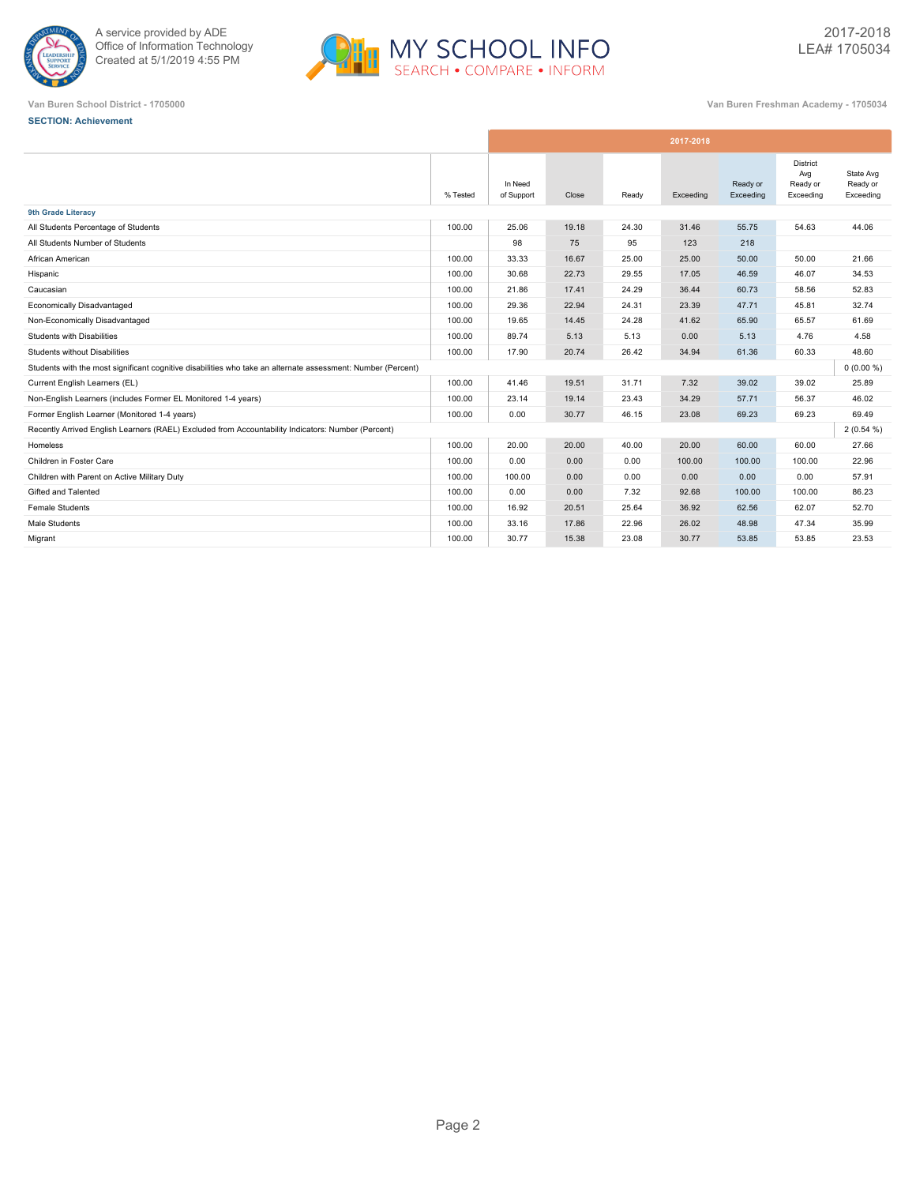A service provided by ADE
Office of Information Technology
Created at 5/1/2019 4:55 PM

MY SCHOOL INFO
SEARCH • COMPARE • INFORM

2017-2018
LEA# 1705034

Van Buren School District - 1705000

Van Buren Freshman Academy - 1705034

**SECTION: Achievement**

| | 2017-2018 | | | | | | | |
|---|---|---|---|---|---|---|---|---|
| | % Tested | In Need of Support | Close | Ready | Exceeding | Ready or Exceeding | District Avg Ready or Exceeding | State Avg Ready or Exceeding |
| **9th Grade Literacy** | | | | | | | | |
| All Students Percentage of Students | 100.00 | 25.06 | 19.18 | 24.30 | 31.46 | 55.75 | 54.63 | 44.06 |
| All Students Number of Students | | 98 | 75 | 95 | 123 | 218 | | |
| African American | 100.00 | 33.33 | 16.67 | 25.00 | 25.00 | 50.00 | 50.00 | 21.66 |
| Hispanic | 100.00 | 30.68 | 22.73 | 29.55 | 17.05 | 46.59 | 46.07 | 34.53 |
| Caucasian | 100.00 | 21.86 | 17.41 | 24.29 | 36.44 | 60.73 | 58.56 | 52.83 |
| Economically Disadvantaged | 100.00 | 29.36 | 22.94 | 24.31 | 23.39 | 47.71 | 45.81 | 32.74 |
| Non-Economically Disadvantaged | 100.00 | 19.65 | 14.45 | 24.28 | 41.62 | 65.90 | 65.57 | 61.69 |
| Students with Disabilities | 100.00 | 89.74 | 5.13 | 5.13 | 0.00 | 5.13 | 4.76 | 4.58 |
| Students without Disabilities | 100.00 | 17.90 | 20.74 | 26.42 | 34.94 | 61.36 | 60.33 | 48.60 |
| Students with the most significant cognitive disabilities who take an alternate assessment: Number (Percent) | | | | | | | | 0 (0.00 %) |
| Current English Learners (EL) | 100.00 | 41.46 | 19.51 | 31.71 | 7.32 | 39.02 | 39.02 | 25.89 |
| Non-English Learners (includes Former EL Monitored 1-4 years) | 100.00 | 23.14 | 19.14 | 23.43 | 34.29 | 57.71 | 56.37 | 46.02 |
| Former English Learner (Monitored 1-4 years) | 100.00 | 0.00 | 30.77 | 46.15 | 23.08 | 69.23 | 69.23 | 69.49 |
| Recently Arrived English Learners (RAEL) Excluded from Accountability Indicators: Number (Percent) | | | | | | | | 2 (0.54 %) |
| Homeless | 100.00 | 20.00 | 20.00 | 40.00 | 20.00 | 60.00 | 60.00 | 27.66 |
| Children in Foster Care | 100.00 | 0.00 | 0.00 | 0.00 | 100.00 | 100.00 | 100.00 | 22.96 |
| Children with Parent on Active Military Duty | 100.00 | 100.00 | 0.00 | 0.00 | 0.00 | 0.00 | 0.00 | 57.91 |
| Gifted and Talented | 100.00 | 0.00 | 0.00 | 7.32 | 92.68 | 100.00 | 100.00 | 86.23 |
| Female Students | 100.00 | 16.92 | 20.51 | 25.64 | 36.92 | 62.56 | 62.07 | 52.70 |
| Male Students | 100.00 | 33.16 | 17.86 | 22.96 | 26.02 | 48.98 | 47.34 | 35.99 |
| Migrant | 100.00 | 30.77 | 15.38 | 23.08 | 30.77 | 53.85 | 53.85 | 23.53 |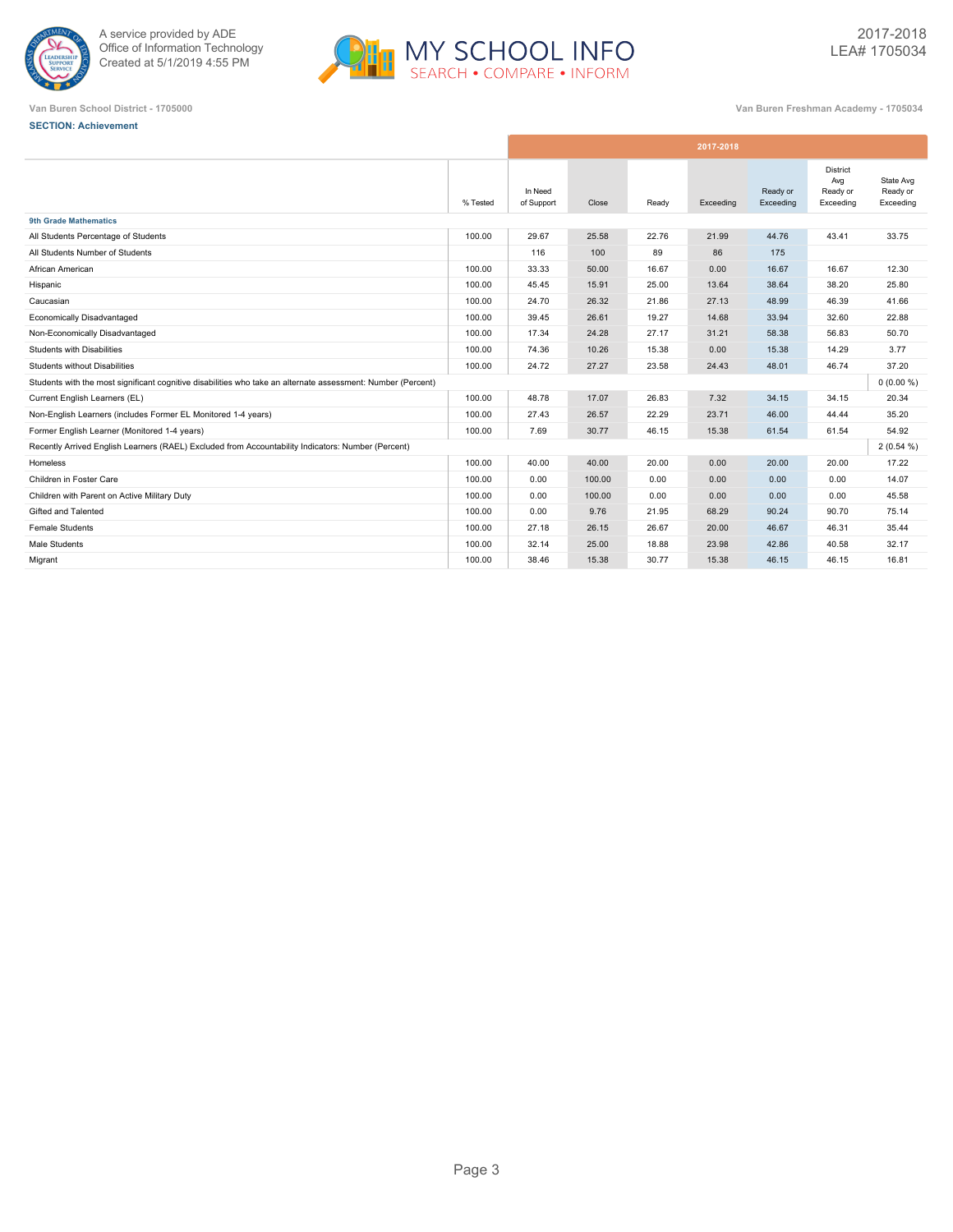A service provided by ADE
Office of Information Technology
Created at 5/1/2019 4:55 PM

MY SCHOOL INFO
SEARCH • COMPARE • INFORM

2017-2018
LEA# 1705034

Van Buren School District - 1705000

Van Buren Freshman Academy - 1705034

**SECTION: Achievement**

| | 2017-2018 | | | | | | | |
|---|---|---|---|---|---|---|---|---|
| | % Tested | In Need of Support | Close | Ready | Exceeding | Ready or Exceeding | District Avg Ready or Exceeding | State Avg Ready or Exceeding |
| **9th Grade Mathematics** | | | | | | | | |
| All Students Percentage of Students | 100.00 | 29.67 | 25.58 | 22.76 | 21.99 | 44.76 | 43.41 | 33.75 |
| All Students Number of Students | | 116 | 100 | 89 | 86 | 175 | | |
| African American | 100.00 | 33.33 | 50.00 | 16.67 | 0.00 | 16.67 | 16.67 | 12.30 |
| Hispanic | 100.00 | 45.45 | 15.91 | 25.00 | 13.64 | 38.64 | 38.20 | 25.80 |
| Caucasian | 100.00 | 24.70 | 26.32 | 21.86 | 27.13 | 48.99 | 46.39 | 41.66 |
| Economically Disadvantaged | 100.00 | 39.45 | 26.61 | 19.27 | 14.68 | 33.94 | 32.60 | 22.88 |
| Non-Economically Disadvantaged | 100.00 | 17.34 | 24.28 | 27.17 | 31.21 | 58.38 | 56.83 | 50.70 |
| Students with Disabilities | 100.00 | 74.36 | 10.26 | 15.38 | 0.00 | 15.38 | 14.29 | 3.77 |
| Students without Disabilities | 100.00 | 24.72 | 27.27 | 23.58 | 24.43 | 48.01 | 46.74 | 37.20 |
| Students with the most significant cognitive disabilities who take an alternate assessment: Number (Percent) | | | | | | | | 0 (0.00 %) |
| Current English Learners (EL) | 100.00 | 48.78 | 17.07 | 26.83 | 7.32 | 34.15 | 34.15 | 20.34 |
| Non-English Learners (includes Former EL Monitored 1-4 years) | 100.00 | 27.43 | 26.57 | 22.29 | 23.71 | 46.00 | 44.44 | 35.20 |
| Former English Learner (Monitored 1-4 years) | 100.00 | 7.69 | 30.77 | 46.15 | 15.38 | 61.54 | 61.54 | 54.92 |
| Recently Arrived English Learners (RAEL) Excluded from Accountability Indicators: Number (Percent) | | | | | | | | 2 (0.54 %) |
| Homeless | 100.00 | 40.00 | 40.00 | 20.00 | 0.00 | 20.00 | 20.00 | 17.22 |
| Children in Foster Care | 100.00 | 0.00 | 100.00 | 0.00 | 0.00 | 0.00 | 0.00 | 14.07 |
| Children with Parent on Active Military Duty | 100.00 | 0.00 | 100.00 | 0.00 | 0.00 | 0.00 | 0.00 | 45.58 |
| Gifted and Talented | 100.00 | 0.00 | 9.76 | 21.95 | 68.29 | 90.24 | 90.70 | 75.14 |
| Female Students | 100.00 | 27.18 | 26.15 | 26.67 | 20.00 | 46.67 | 46.31 | 35.44 |
| Male Students | 100.00 | 32.14 | 25.00 | 18.88 | 23.98 | 42.86 | 40.58 | 32.17 |
| Migrant | 100.00 | 38.46 | 15.38 | 30.77 | 15.38 | 46.15 | 46.15 | 16.81 |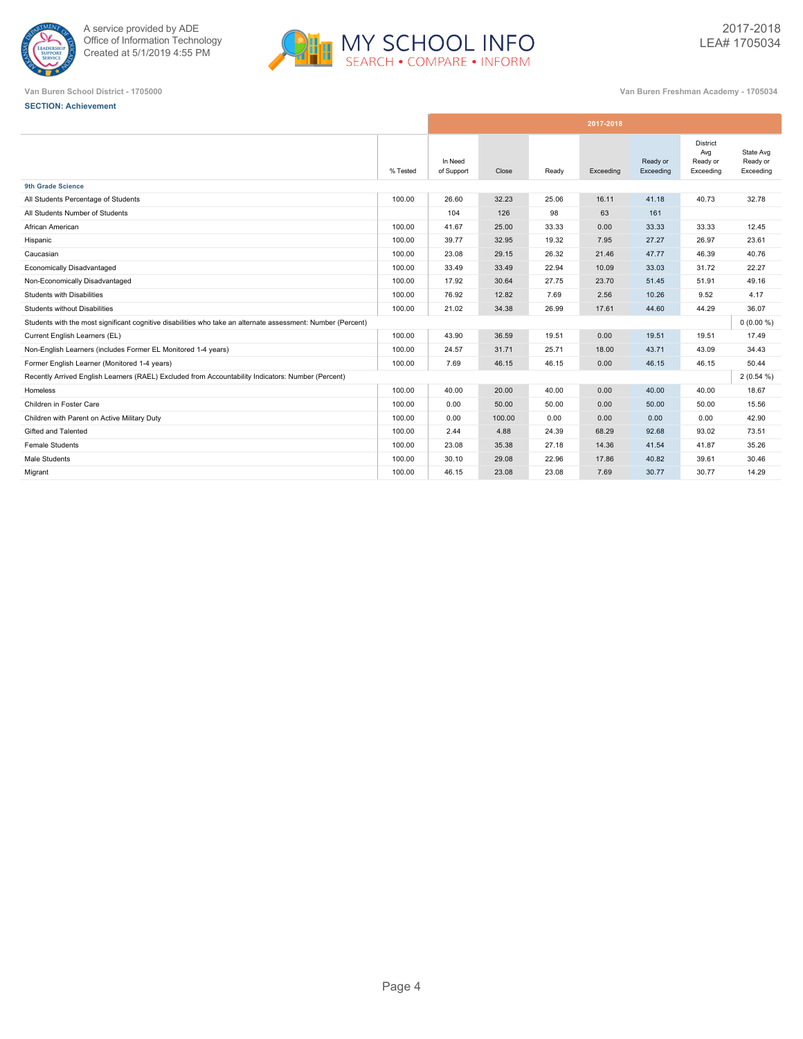A service provided by ADE
Office of Information Technology
Created at 5/1/2019 4:55 PM

MY SCHOOL INFO
SEARCH • COMPARE • INFORM

2017-2018
LEA# 1705034

Van Buren School District - 1705000

Van Buren Freshman Academy - 1705034

**SECTION: Achievement**

| | % Tested | 2017-2018 In Need of Support | Close | Ready | Exceeding | Ready or Exceeding | District Avg Ready or Exceeding | State Avg Ready or Exceeding |
|---|---|---|---|---|---|---|---|---|
| **9th Grade Science** | | | | | | | | |
| All Students Percentage of Students | 100.00 | 26.60 | 32.23 | 25.06 | 16.11 | 41.18 | 40.73 | 32.78 |
| All Students Number of Students | | 104 | 126 | 98 | 63 | 161 | | |
| African American | 100.00 | 41.67 | 25.00 | 33.33 | 0.00 | 33.33 | 33.33 | 12.45 |
| Hispanic | 100.00 | 39.77 | 32.95 | 19.32 | 7.95 | 27.27 | 26.97 | 23.61 |
| Caucasian | 100.00 | 23.08 | 29.15 | 26.32 | 21.46 | 47.77 | 46.39 | 40.76 |
| Economically Disadvantaged | 100.00 | 33.49 | 33.49 | 22.94 | 10.09 | 33.03 | 31.72 | 22.27 |
| Non-Economically Disadvantaged | 100.00 | 17.92 | 30.64 | 27.75 | 23.70 | 51.45 | 51.91 | 49.16 |
| Students with Disabilities | 100.00 | 76.92 | 12.82 | 7.69 | 2.56 | 10.26 | 9.52 | 4.17 |
| Students without Disabilities | 100.00 | 21.02 | 34.38 | 26.99 | 17.61 | 44.60 | 44.29 | 36.07 |
| Students with the most significant cognitive disabilities who take an alternate assessment: Number (Percent) | | | | | | | | 0 (0.00 %) |
| Current English Learners (EL) | 100.00 | 43.90 | 36.59 | 19.51 | 0.00 | 19.51 | 19.51 | 17.49 |
| Non-English Learners (includes Former EL Monitored 1-4 years) | 100.00 | 24.57 | 31.71 | 25.71 | 18.00 | 43.71 | 43.09 | 34.43 |
| Former English Learner (Monitored 1-4 years) | 100.00 | 7.69 | 46.15 | 46.15 | 0.00 | 46.15 | 46.15 | 50.44 |
| Recently Arrived English Learners (RAEL) Excluded from Accountability Indicators: Number (Percent) | | | | | | | | 2 (0.54 %) |
| Homeless | 100.00 | 40.00 | 20.00 | 40.00 | 0.00 | 40.00 | 40.00 | 18.67 |
| Children in Foster Care | 100.00 | 0.00 | 50.00 | 50.00 | 0.00 | 50.00 | 50.00 | 15.56 |
| Children with Parent on Active Military Duty | 100.00 | 0.00 | 100.00 | 0.00 | 0.00 | 0.00 | 0.00 | 42.90 |
| Gifted and Talented | 100.00 | 2.44 | 4.88 | 24.39 | 68.29 | 92.68 | 93.02 | 73.51 |
| Female Students | 100.00 | 23.08 | 35.38 | 27.18 | 14.36 | 41.54 | 41.87 | 35.26 |
| Male Students | 100.00 | 30.10 | 29.08 | 22.96 | 17.86 | 40.82 | 39.61 | 30.46 |
| Migrant | 100.00 | 46.15 | 23.08 | 23.08 | 7.69 | 30.77 | 30.77 | 14.29 |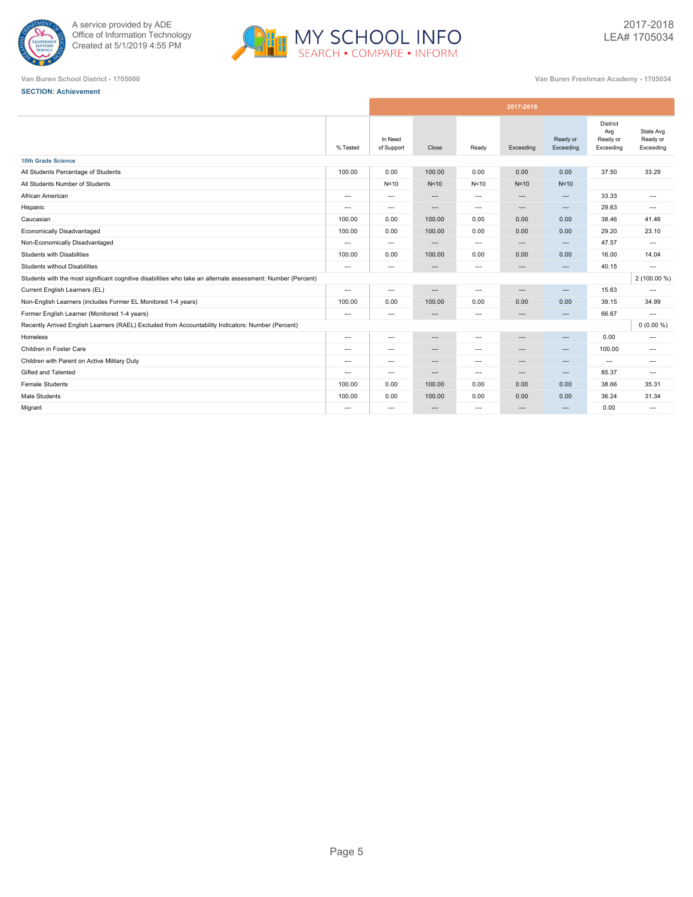A service provided by ADE
Office of Information Technology
Created at 5/1/2019 4:55 PM

2017-2018
LEA# 1705034

Van Buren School District - 1705000

Van Buren Freshman Academy - 1705034

**SECTION: Achievement**

| | % Tested | In Need of Support | Close | Ready | Exceeding | Ready or Exceeding | District Avg Ready or Exceeding | State Avg Ready or Exceeding |
|---|---|---|---|---|---|---|---|---|
| | | 2017-2018 | | | | | | |
| **10th Grade Science** | | | | | | | | |
| All Students Percentage of Students | 100.00 | 0.00 | 100.00 | 0.00 | 0.00 | 0.00 | 37.50 | 33.29 |
| All Students Number of Students | | N<10 | N<10 | N<10 | N<10 | N<10 | | |
| African American | --- | --- | --- | --- | --- | --- | 33.33 | --- |
| Hispanic | --- | --- | --- | --- | --- | --- | 29.63 | --- |
| Caucasian | 100.00 | 0.00 | 100.00 | 0.00 | 0.00 | 0.00 | 38.46 | 41.46 |
| Economically Disadvantaged | 100.00 | 0.00 | 100.00 | 0.00 | 0.00 | 0.00 | 29.20 | 23.10 |
| Non-Economically Disadvantaged | --- | --- | --- | --- | --- | --- | 47.57 | --- |
| Students with Disabilities | 100.00 | 0.00 | 100.00 | 0.00 | 0.00 | 0.00 | 16.00 | 14.04 |
| Students without Disabilities | --- | --- | --- | --- | --- | --- | 40.15 | --- |
| Students with the most significant cognitive disabilities who take an alternate assessment: Number (Percent) | | | | | | | | 2 (100.00 %) |
| Current English Learners (EL) | --- | --- | --- | --- | --- | --- | 15.63 | --- |
| Non-English Learners (includes Former EL Monitored 1-4 years) | 100.00 | 0.00 | 100.00 | 0.00 | 0.00 | 0.00 | 39.15 | 34.99 |
| Former English Learner (Monitored 1-4 years) | --- | --- | --- | --- | --- | --- | 66.67 | --- |
| Recently Arrived English Learners (RAEL) Excluded from Accountability Indicators: Number (Percent) | | | | | | | | 0 (0.00 %) |
| Homeless | --- | --- | --- | --- | --- | --- | 0.00 | --- |
| Children in Foster Care | --- | --- | --- | --- | --- | --- | 100.00 | --- |
| Children with Parent on Active Military Duty | --- | --- | --- | --- | --- | --- | --- | --- |
| Gifted and Talented | --- | --- | --- | --- | --- | --- | 85.37 | --- |
| Female Students | 100.00 | 0.00 | 100.00 | 0.00 | 0.00 | 0.00 | 38.66 | 35.31 |
| Male Students | 100.00 | 0.00 | 100.00 | 0.00 | 0.00 | 0.00 | 36.24 | 31.34 |
| Migrant | --- | --- | --- | --- | --- | --- | 0.00 | --- |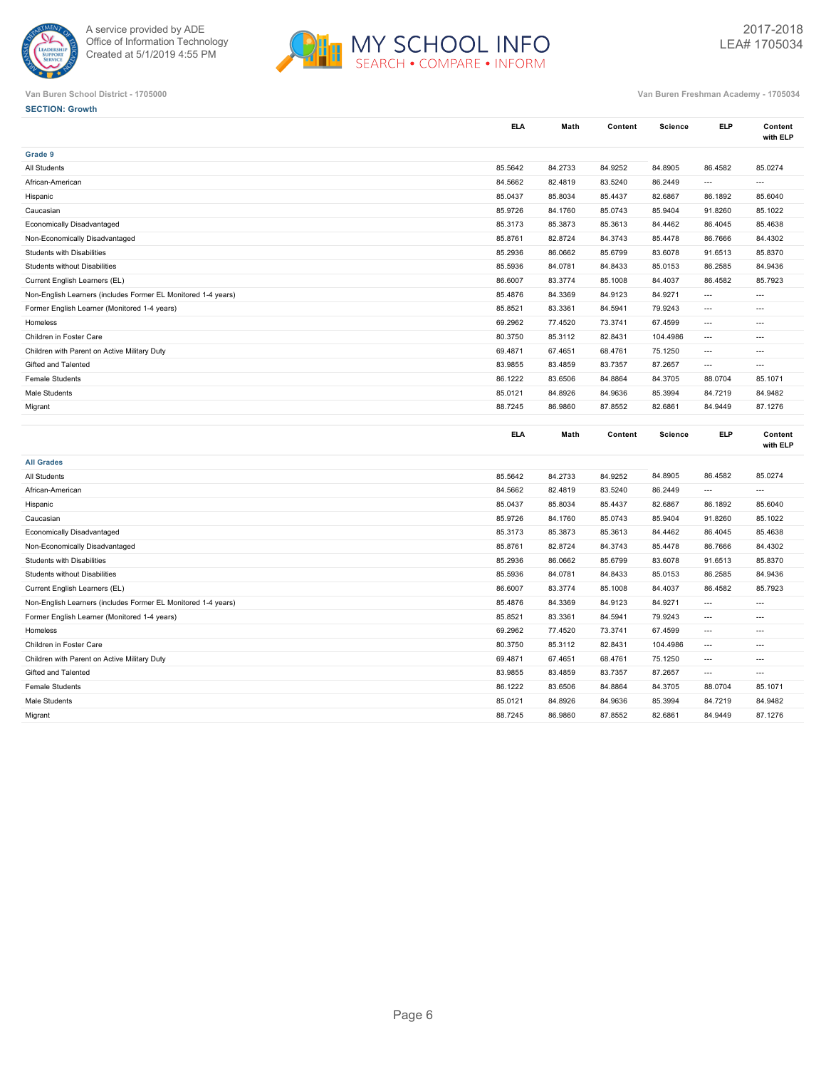A service provided by ADE
Office of Information Technology
Created at 5/1/2019 4:55 PM

2017-2018
LEA# 1705034

Van Buren School District - 1705000

Van Buren Freshman Academy - 1705034

**SECTION: Growth**

| | ELA | Math | Content | Science | ELP | Content with ELP |
|---|---|---|---|---|---|---|
| **Grade 9** | | | | | | |
| All Students | 85.5642 | 84.2733 | 84.9252 | 84.8905 | 86.4582 | 85.0274 |
| African-American | 84.5662 | 82.4819 | 83.5240 | 86.2449 | --- | --- |
| Hispanic | 85.0437 | 85.8034 | 85.4437 | 82.6867 | 86.1892 | 85.6040 |
| Caucasian | 85.9726 | 84.1760 | 85.0743 | 85.9404 | 91.8260 | 85.1022 |
| Economically Disadvantaged | 85.3173 | 85.3873 | 85.3613 | 84.4462 | 86.4045 | 85.4638 |
| Non-Economically Disadvantaged | 85.8761 | 82.8724 | 84.3743 | 85.4478 | 86.7666 | 84.4302 |
| Students with Disabilities | 85.2936 | 86.0662 | 85.6799 | 83.6078 | 91.6513 | 85.8370 |
| Students without Disabilities | 85.5936 | 84.0781 | 84.8433 | 85.0153 | 86.2585 | 84.9436 |
| Current English Learners (EL) | 86.6007 | 83.3774 | 85.1008 | 84.4037 | 86.4582 | 85.7923 |
| Non-English Learners (includes Former EL Monitored 1-4 years) | 85.4876 | 84.3369 | 84.9123 | 84.9271 | --- | --- |
| Former English Learner (Monitored 1-4 years) | 85.8521 | 83.3361 | 84.5941 | 79.9243 | --- | --- |
| Homeless | 69.2962 | 77.4520 | 73.3741 | 67.4599 | --- | --- |
| Children in Foster Care | 80.3750 | 85.3112 | 82.8431 | 104.4986 | --- | --- |
| Children with Parent on Active Military Duty | 69.4871 | 67.4651 | 68.4761 | 75.1250 | --- | --- |
| Gifted and Talented | 83.9855 | 83.4859 | 83.7357 | 87.2657 | --- | --- |
| Female Students | 86.1222 | 83.6506 | 84.8864 | 84.3705 | 88.0704 | 85.1071 |
| Male Students | 85.0121 | 84.8926 | 84.9636 | 85.3994 | 84.7219 | 84.9482 |
| Migrant | 88.7245 | 86.9860 | 87.8552 | 82.6861 | 84.9449 | 87.1276 |

| | ELA | Math | Content | Science | ELP | Content with ELP |
|---|---|---|---|---|---|---|
| **All Grades** | | | | | | |
| All Students | 85.5642 | 84.2733 | 84.9252 | 84.8905 | 86.4582 | 85.0274 |
| African-American | 84.5662 | 82.4819 | 83.5240 | 86.2449 | --- | --- |
| Hispanic | 85.0437 | 85.8034 | 85.4437 | 82.6867 | 86.1892 | 85.6040 |
| Caucasian | 85.9726 | 84.1760 | 85.0743 | 85.9404 | 91.8260 | 85.1022 |
| Economically Disadvantaged | 85.3173 | 85.3873 | 85.3613 | 84.4462 | 86.4045 | 85.4638 |
| Non-Economically Disadvantaged | 85.8761 | 82.8724 | 84.3743 | 85.4478 | 86.7666 | 84.4302 |
| Students with Disabilities | 85.2936 | 86.0662 | 85.6799 | 83.6078 | 91.6513 | 85.8370 |
| Students without Disabilities | 85.5936 | 84.0781 | 84.8433 | 85.0153 | 86.2585 | 84.9436 |
| Current English Learners (EL) | 86.6007 | 83.3774 | 85.1008 | 84.4037 | 86.4582 | 85.7923 |
| Non-English Learners (includes Former EL Monitored 1-4 years) | 85.4876 | 84.3369 | 84.9123 | 84.9271 | --- | --- |
| Former English Learner (Monitored 1-4 years) | 85.8521 | 83.3361 | 84.5941 | 79.9243 | --- | --- |
| Homeless | 69.2962 | 77.4520 | 73.3741 | 67.4599 | --- | --- |
| Children in Foster Care | 80.3750 | 85.3112 | 82.8431 | 104.4986 | --- | --- |
| Children with Parent on Active Military Duty | 69.4871 | 67.4651 | 68.4761 | 75.1250 | --- | --- |
| Gifted and Talented | 83.9855 | 83.4859 | 83.7357 | 87.2657 | --- | --- |
| Female Students | 86.1222 | 83.6506 | 84.8864 | 84.3705 | 88.0704 | 85.1071 |
| Male Students | 85.0121 | 84.8926 | 84.9636 | 85.3994 | 84.7219 | 84.9482 |
| Migrant | 88.7245 | 86.9860 | 87.8552 | 82.6861 | 84.9449 | 87.1276 |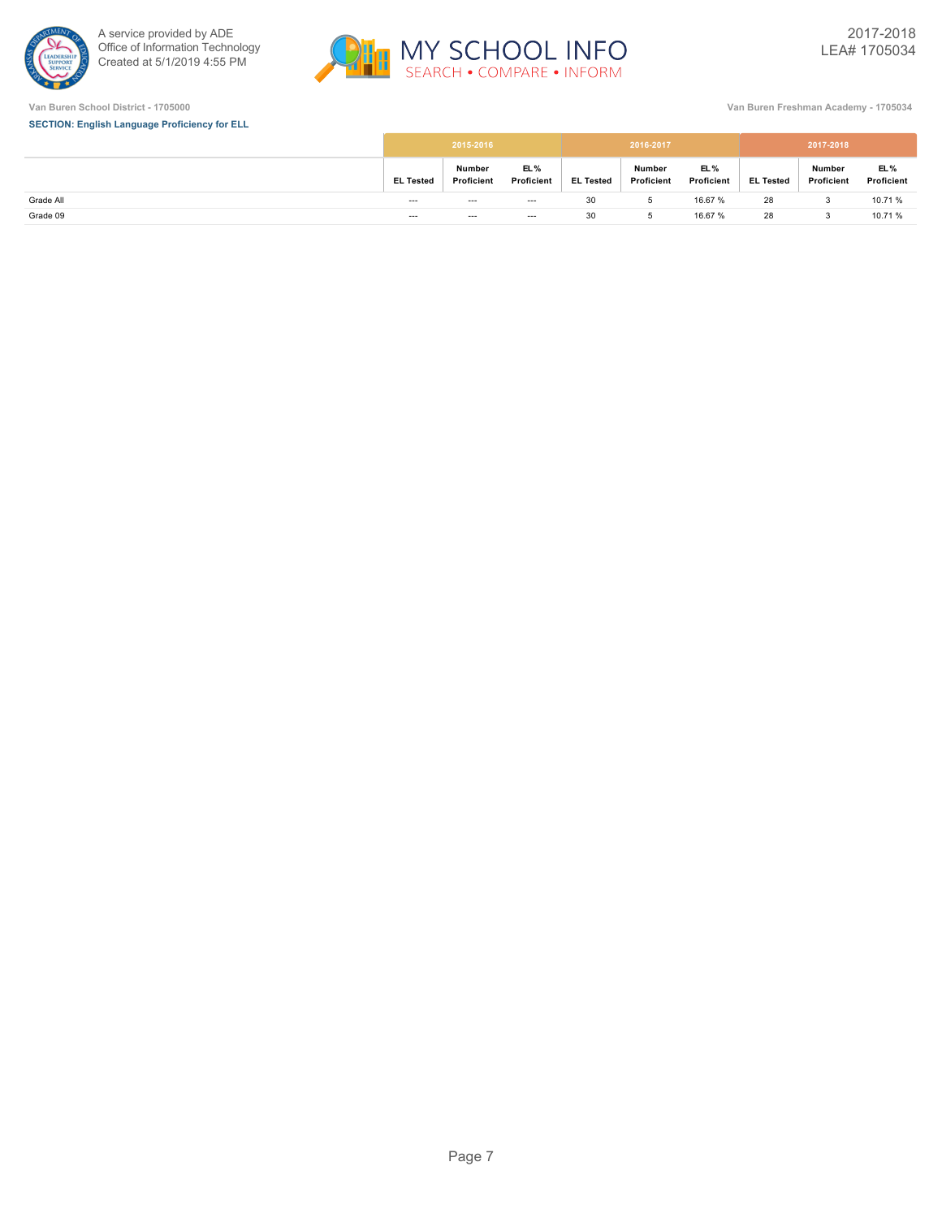Van Buren School District - 1705000

Van Buren Freshman Academy - 1705034

**SECTION: English Language Proficiency for ELL**

| | 2015-2016 | | | 2016-2017 | | | 2017-2018 | | |
|---|---|---|---|---|---|---|---|---|---|
| | EL Tested | Number Proficient | EL % Proficient | EL Tested | Number Proficient | EL % Proficient | EL Tested | Number Proficient | EL % Proficient |
| Grade All | --- | --- | --- | 30 | 5 | 16.67 % | 28 | 3 | 10.71 % |
| Grade 09 | --- | --- | --- | 30 | 5 | 16.67 % | 28 | 3 | 10.71 % |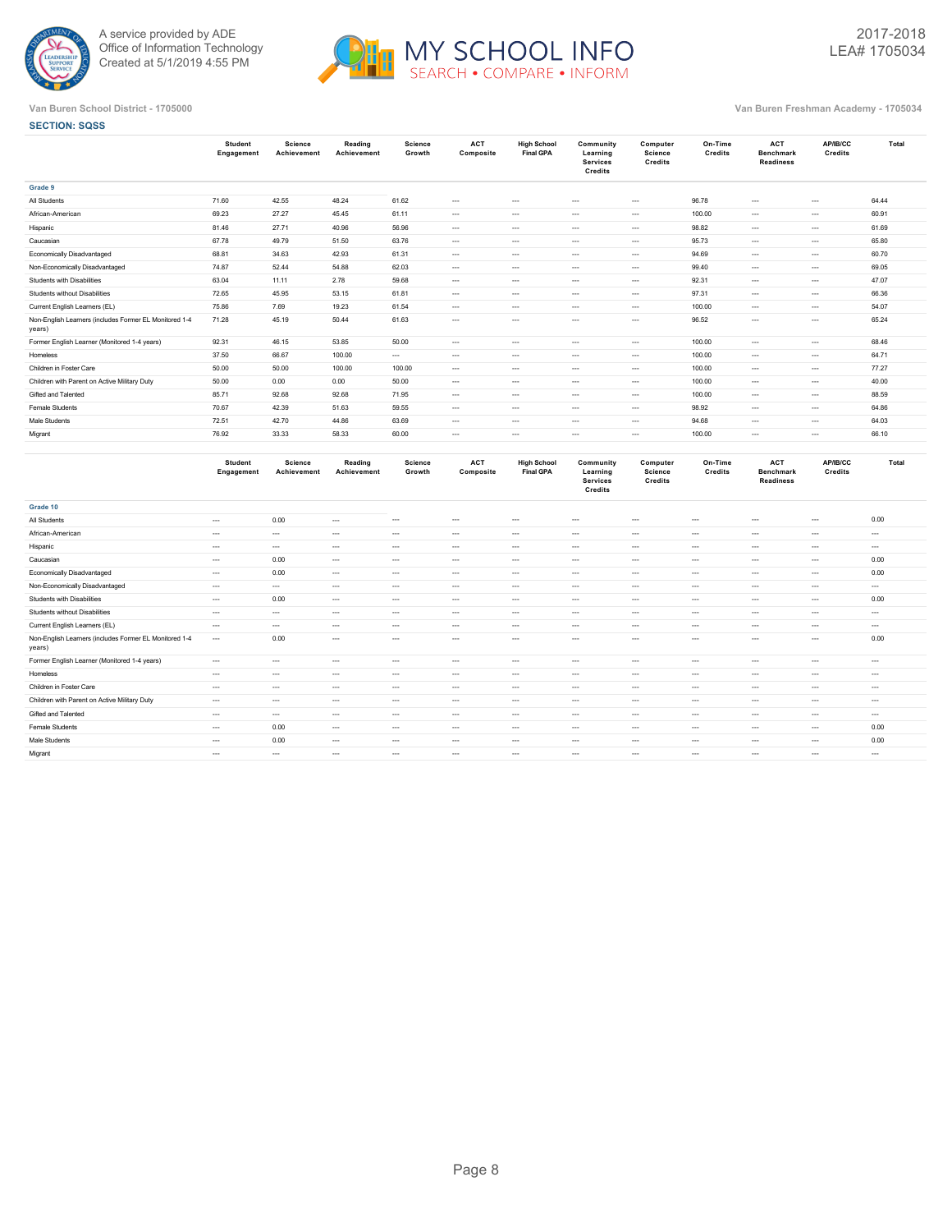Van Buren School District - 1705000

Van Buren Freshman Academy - 1705034

**SECTION: SQSS**

| | Student Engagement | Science Achievement | Reading Achievement | Science Growth | ACT Composite | High School Final GPA | Community Learning Services Credits | Computer Science Credits | On-Time Credits | ACT Benchmark Readiness | AP/IB/CC Credits | Total |
|---|---|---|---|---|---|---|---|---|---|---|---|---|
| **Grade 9** | | | | | | | | | | | | |
| All Students | 71.60 | 42.55 | 48.24 | 61.62 | --- | --- | --- | --- | 96.78 | --- | --- | 64.44 |
| African-American | 69.23 | 27.27 | 45.45 | 61.11 | --- | --- | --- | --- | 100.00 | --- | --- | 60.91 |
| Hispanic | 81.46 | 27.71 | 40.96 | 56.96 | --- | --- | --- | --- | 98.82 | --- | --- | 61.69 |
| Caucasian | 67.78 | 49.79 | 51.50 | 63.76 | --- | --- | --- | --- | 95.73 | --- | --- | 65.80 |
| Economically Disadvantaged | 68.81 | 34.63 | 42.93 | 61.31 | --- | --- | --- | --- | 94.69 | --- | --- | 60.70 |
| Non-Economically Disadvantaged | 74.87 | 52.44 | 54.88 | 62.03 | --- | --- | --- | --- | 99.40 | --- | --- | 69.05 |
| Students with Disabilities | 63.04 | 11.11 | 2.78 | 59.68 | --- | --- | --- | --- | 92.31 | --- | --- | 47.07 |
| Students without Disabilities | 72.65 | 45.95 | 53.15 | 61.81 | --- | --- | --- | --- | 97.31 | --- | --- | 66.36 |
| Current English Learners (EL) | 75.86 | 7.69 | 19.23 | 61.54 | --- | --- | --- | --- | 100.00 | --- | --- | 54.07 |
| Non-English Learners (includes Former EL Monitored 1-4 years) | 71.28 | 45.19 | 50.44 | 61.63 | --- | --- | --- | --- | 96.52 | --- | --- | 65.24 |
| Former English Learner (Monitored 1-4 years) | 92.31 | 46.15 | 53.85 | 50.00 | --- | --- | --- | --- | 100.00 | --- | --- | 68.46 |
| Homeless | 37.50 | 66.67 | 100.00 | --- | --- | --- | --- | --- | 100.00 | --- | --- | 64.71 |
| Children in Foster Care | 50.00 | 50.00 | 100.00 | 100.00 | --- | --- | --- | --- | 100.00 | --- | --- | 77.27 |
| Children with Parent on Active Military Duty | 50.00 | 0.00 | 0.00 | 50.00 | --- | --- | --- | --- | 100.00 | --- | --- | 40.00 |
| Gifted and Talented | 85.71 | 92.68 | 92.68 | 71.95 | --- | --- | --- | --- | 100.00 | --- | --- | 88.59 |
| Female Students | 70.67 | 42.39 | 51.63 | 59.55 | --- | --- | --- | --- | 98.92 | --- | --- | 64.86 |
| Male Students | 72.51 | 42.70 | 44.86 | 63.69 | --- | --- | --- | --- | 94.68 | --- | --- | 64.03 |
| Migrant | 76.92 | 33.33 | 58.33 | 60.00 | --- | --- | --- | --- | 100.00 | --- | --- | 66.10 |

| | Student Engagement | Science Achievement | Reading Achievement | Science Growth | ACT Composite | High School Final GPA | Community Learning Services Credits | Computer Science Credits | On-Time Credits | ACT Benchmark Readiness | AP/IB/CC Credits | Total |
|---|---|---|---|---|---|---|---|---|---|---|---|---|
| **Grade 10** | | | | | | | | | | | | |
| All Students | --- | 0.00 | --- | --- | --- | --- | --- | --- | --- | --- | --- | 0.00 |
| African-American | --- | --- | --- | --- | --- | --- | --- | --- | --- | --- | --- | --- |
| Hispanic | --- | --- | --- | --- | --- | --- | --- | --- | --- | --- | --- | --- |
| Caucasian | --- | 0.00 | --- | --- | --- | --- | --- | --- | --- | --- | --- | 0.00 |
| Economically Disadvantaged | --- | 0.00 | --- | --- | --- | --- | --- | --- | --- | --- | --- | 0.00 |
| Non-Economically Disadvantaged | --- | --- | --- | --- | --- | --- | --- | --- | --- | --- | --- | --- |
| Students with Disabilities | --- | 0.00 | --- | --- | --- | --- | --- | --- | --- | --- | --- | 0.00 |
| Students without Disabilities | --- | --- | --- | --- | --- | --- | --- | --- | --- | --- | --- | --- |
| Current English Learners (EL) | --- | --- | --- | --- | --- | --- | --- | --- | --- | --- | --- | --- |
| Non-English Learners (includes Former EL Monitored 1-4 years) | --- | 0.00 | --- | --- | --- | --- | --- | --- | --- | --- | --- | 0.00 |
| Former English Learner (Monitored 1-4 years) | --- | --- | --- | --- | --- | --- | --- | --- | --- | --- | --- | --- |
| Homeless | --- | --- | --- | --- | --- | --- | --- | --- | --- | --- | --- | --- |
| Children in Foster Care | --- | --- | --- | --- | --- | --- | --- | --- | --- | --- | --- | --- |
| Children with Parent on Active Military Duty | --- | --- | --- | --- | --- | --- | --- | --- | --- | --- | --- | --- |
| Gifted and Talented | --- | --- | --- | --- | --- | --- | --- | --- | --- | --- | --- | --- |
| Female Students | --- | 0.00 | --- | --- | --- | --- | --- | --- | --- | --- | --- | 0.00 |
| Male Students | --- | 0.00 | --- | --- | --- | --- | --- | --- | --- | --- | --- | 0.00 |
| Migrant | --- | --- | --- | --- | --- | --- | --- | --- | --- | --- | --- | --- |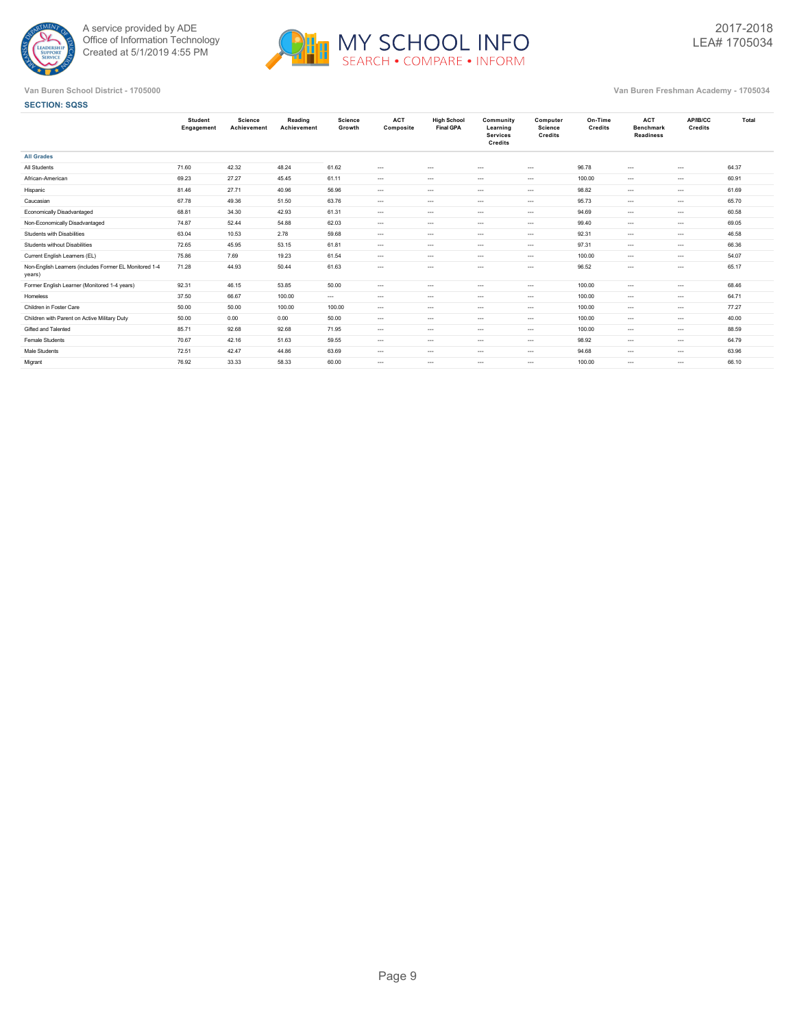A service provided by ADE
Office of Information Technology
Created at 5/1/2019 4:55 PM

MY SCHOOL INFO
SEARCH • COMPARE • INFORM

2017-2018
LEA# 1705034

Van Buren School District - 1705000

Van Buren Freshman Academy - 1705034

**SECTION: SQSS**

| | Student Engagement | Science Achievement | Reading Achievement | Science Growth | ACT Composite | High School Final GPA | Community Learning Services Credits | Computer Science Credits | On-Time Credits | ACT Benchmark Readiness | AP/IB/CC Credits | Total |
|---|---|---|---|---|---|---|---|---|---|---|---|---|
| **All Grades** | | | | | | | | | | | | |
| All Students | 71.60 | 42.32 | 48.24 | 61.62 | --- | --- | --- | --- | 96.78 | --- | --- | 64.37 |
| African-American | 69.23 | 27.27 | 45.45 | 61.11 | --- | --- | --- | --- | 100.00 | --- | --- | 60.91 |
| Hispanic | 81.46 | 27.71 | 40.96 | 56.96 | --- | --- | --- | --- | 98.82 | --- | --- | 61.69 |
| Caucasian | 67.78 | 49.36 | 51.50 | 63.76 | --- | --- | --- | --- | 95.73 | --- | --- | 65.70 |
| Economically Disadvantaged | 68.81 | 34.30 | 42.93 | 61.31 | --- | --- | --- | --- | 94.69 | --- | --- | 60.58 |
| Non-Economically Disadvantaged | 74.87 | 52.44 | 54.88 | 62.03 | --- | --- | --- | --- | 99.40 | --- | --- | 69.05 |
| Students with Disabilities | 63.04 | 10.53 | 2.78 | 59.68 | --- | --- | --- | --- | 92.31 | --- | --- | 46.58 |
| Students without Disabilities | 72.65 | 45.95 | 53.15 | 61.81 | --- | --- | --- | --- | 97.31 | --- | --- | 66.36 |
| Current English Learners (EL) | 75.86 | 7.69 | 19.23 | 61.54 | --- | --- | --- | --- | 100.00 | --- | --- | 54.07 |
| Non-English Learners (includes Former EL Monitored 1-4 years) | 71.28 | 44.93 | 50.44 | 61.63 | --- | --- | --- | --- | 96.52 | --- | --- | 65.17 |
| Former English Learner (Monitored 1-4 years) | 92.31 | 46.15 | 53.85 | 50.00 | --- | --- | --- | --- | 100.00 | --- | --- | 68.46 |
| Homeless | 37.50 | 66.67 | 100.00 | --- | --- | --- | --- | --- | 100.00 | --- | --- | 64.71 |
| Children in Foster Care | 50.00 | 50.00 | 100.00 | 100.00 | --- | --- | --- | --- | 100.00 | --- | --- | 77.27 |
| Children with Parent on Active Military Duty | 50.00 | 0.00 | 0.00 | 50.00 | --- | --- | --- | --- | 100.00 | --- | --- | 40.00 |
| Gifted and Talented | 85.71 | 92.68 | 92.68 | 71.95 | --- | --- | --- | --- | 100.00 | --- | --- | 88.59 |
| Female Students | 70.67 | 42.16 | 51.63 | 59.55 | --- | --- | --- | --- | 98.92 | --- | --- | 64.79 |
| Male Students | 72.51 | 42.47 | 44.86 | 63.69 | --- | --- | --- | --- | 94.68 | --- | --- | 63.96 |
| Migrant | 76.92 | 33.33 | 58.33 | 60.00 | --- | --- | --- | --- | 100.00 | --- | --- | 66.10 |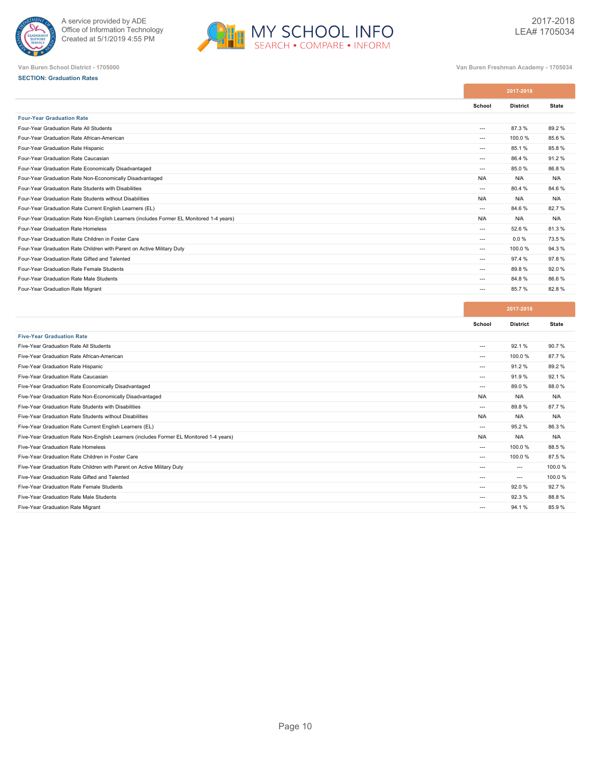Van Buren School District - 1705000

Van Buren Freshman Academy - 1705034

**SECTION: Graduation Rates**

| | 2017-2018 | | |
|---|---|---|---|
| | School | District | State |
| **Four-Year Graduation Rate** | | | |
| Four-Year Graduation Rate All Students | --- | 87.3 % | 89.2 % |
| Four-Year Graduation Rate African-American | --- | 100.0 % | 85.6 % |
| Four-Year Graduation Rate Hispanic | --- | 85.1 % | 85.8 % |
| Four-Year Graduation Rate Caucasian | --- | 86.4 % | 91.2 % |
| Four-Year Graduation Rate Economically Disadvantaged | --- | 85.0 % | 86.8 % |
| Four-Year Graduation Rate Non-Economically Disadvantaged | N/A | N/A | N/A |
| Four-Year Graduation Rate Students with Disabilities | --- | 80.4 % | 84.6 % |
| Four-Year Graduation Rate Students without Disabilities | N/A | N/A | N/A |
| Four-Year Graduation Rate Current English Learners (EL) | --- | 84.6 % | 82.7 % |
| Four-Year Graduation Rate Non-English Learners (includes Former EL Monitored 1-4 years) | N/A | N/A | N/A |
| Four-Year Graduation Rate Homeless | --- | 52.6 % | 81.3 % |
| Four-Year Graduation Rate Children in Foster Care | --- | 0.0 % | 73.5 % |
| Four-Year Graduation Rate Children with Parent on Active Military Duty | --- | 100.0 % | 94.3 % |
| Four-Year Graduation Rate Gifted and Talented | --- | 97.4 % | 97.8 % |
| Four-Year Graduation Rate Female Students | --- | 89.8 % | 92.0 % |
| Four-Year Graduation Rate Male Students | --- | 84.8 % | 86.6 % |
| Four-Year Graduation Rate Migrant | --- | 85.7 % | 82.8 % |

| | 2017-2018 | | |
|---|---|---|---|
| | School | District | State |
| **Five-Year Graduation Rate** | | | |
| Five-Year Graduation Rate All Students | --- | 92.1 % | 90.7 % |
| Five-Year Graduation Rate African-American | --- | 100.0 % | 87.7 % |
| Five-Year Graduation Rate Hispanic | --- | 91.2 % | 89.2 % |
| Five-Year Graduation Rate Caucasian | --- | 91.9 % | 92.1 % |
| Five-Year Graduation Rate Economically Disadvantaged | --- | 89.0 % | 88.0 % |
| Five-Year Graduation Rate Non-Economically Disadvantaged | N/A | N/A | N/A |
| Five-Year Graduation Rate Students with Disabilities | --- | 89.8 % | 87.7 % |
| Five-Year Graduation Rate Students without Disabilities | N/A | N/A | N/A |
| Five-Year Graduation Rate Current English Learners (EL) | --- | 95.2 % | 86.3 % |
| Five-Year Graduation Rate Non-English Learners (includes Former EL Monitored 1-4 years) | N/A | N/A | N/A |
| Five-Year Graduation Rate Homeless | --- | 100.0 % | 88.5 % |
| Five-Year Graduation Rate Children in Foster Care | --- | 100.0 % | 87.5 % |
| Five-Year Graduation Rate Children with Parent on Active Military Duty | --- | --- | 100.0 % |
| Five-Year Graduation Rate Gifted and Talented | --- | --- | 100.0 % |
| Five-Year Graduation Rate Female Students | --- | 92.0 % | 92.7 % |
| Five-Year Graduation Rate Male Students | --- | 92.3 % | 88.8 % |
| Five-Year Graduation Rate Migrant | --- | 94.1 % | 85.9 % |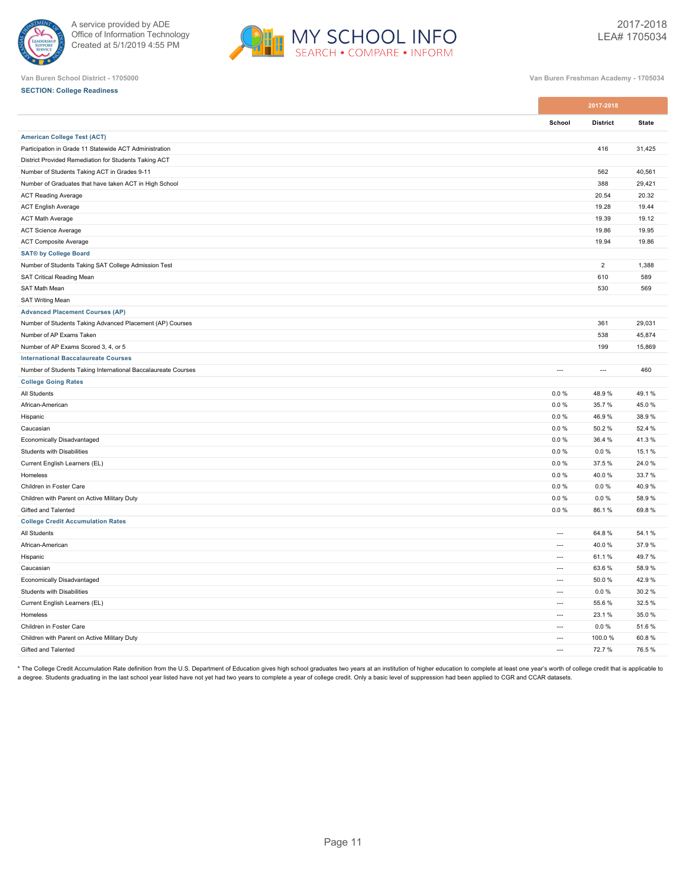Van Buren School District - 1705000

Van Buren Freshman Academy - 1705034

**SECTION: College Readiness**

| | 2017-2018 | | |
|---|---|---|---|
| | School | District | State |
| **American College Test (ACT)** | | | |
| Participation in Grade 11 Statewide ACT Administration | | 416 | 31,425 |
| District Provided Remediation for Students Taking ACT | | | |
| Number of Students Taking ACT in Grades 9-11 | | 562 | 40,561 |
| Number of Graduates that have taken ACT in High School | | 388 | 29,421 |
| ACT Reading Average | | 20.54 | 20.32 |
| ACT English Average | | 19.28 | 19.44 |
| ACT Math Average | | 19.39 | 19.12 |
| ACT Science Average | | 19.86 | 19.95 |
| ACT Composite Average | | 19.94 | 19.86 |
| **SAT® by College Board** | | | |
| Number of Students Taking SAT College Admission Test | | 2 | 1,388 |
| SAT Critical Reading Mean | | 610 | 589 |
| SAT Math Mean | | 530 | 569 |
| SAT Writing Mean | | | |
| **Advanced Placement Courses (AP)** | | | |
| Number of Students Taking Advanced Placement (AP) Courses | | 361 | 29,031 |
| Number of AP Exams Taken | | 538 | 45,874 |
| Number of AP Exams Scored 3, 4, or 5 | | 199 | 15,869 |
| **International Baccalaureate Courses** | | | |
| Number of Students Taking International Baccalaureate Courses | --- | --- | 460 |
| **College Going Rates** | | | |
| All Students | 0.0 % | 48.9 % | 49.1 % |
| African-American | 0.0 % | 35.7 % | 45.0 % |
| Hispanic | 0.0 % | 46.9 % | 38.9 % |
| Caucasian | 0.0 % | 50.2 % | 52.4 % |
| Economically Disadvantaged | 0.0 % | 36.4 % | 41.3 % |
| Students with Disabilities | 0.0 % | 0.0 % | 15.1 % |
| Current English Learners (EL) | 0.0 % | 37.5 % | 24.0 % |
| Homeless | 0.0 % | 40.0 % | 33.7 % |
| Children in Foster Care | 0.0 % | 0.0 % | 40.9 % |
| Children with Parent on Active Military Duty | 0.0 % | 0.0 % | 58.9 % |
| Gifted and Talented | 0.0 % | 86.1 % | 69.8 % |
| **College Credit Accumulation Rates** | | | |
| All Students | --- | 64.8 % | 54.1 % |
| African-American | --- | 40.0 % | 37.9 % |
| Hispanic | --- | 61.1 % | 49.7 % |
| Caucasian | --- | 63.6 % | 58.9 % |
| Economically Disadvantaged | --- | 50.0 % | 42.9 % |
| Students with Disabilities | --- | 0.0 % | 30.2 % |
| Current English Learners (EL) | --- | 55.6 % | 32.5 % |
| Homeless | --- | 23.1 % | 35.0 % |
| Children in Foster Care | --- | 0.0 % | 51.6 % |
| Children with Parent on Active Military Duty | --- | 100.0 % | 60.8 % |
| Gifted and Talented | --- | 72.7 % | 76.5 % |

* The College Credit Accumulation Rate definition from the U.S. Department of Education gives high school graduates two years at an institution of higher education to complete at least one year's worth of college credit that is applicable to a degree. Students graduating in the last school year listed have not yet had two years to complete a year of college credit. Only a basic level of suppression had been applied to CGR and CCAR datasets.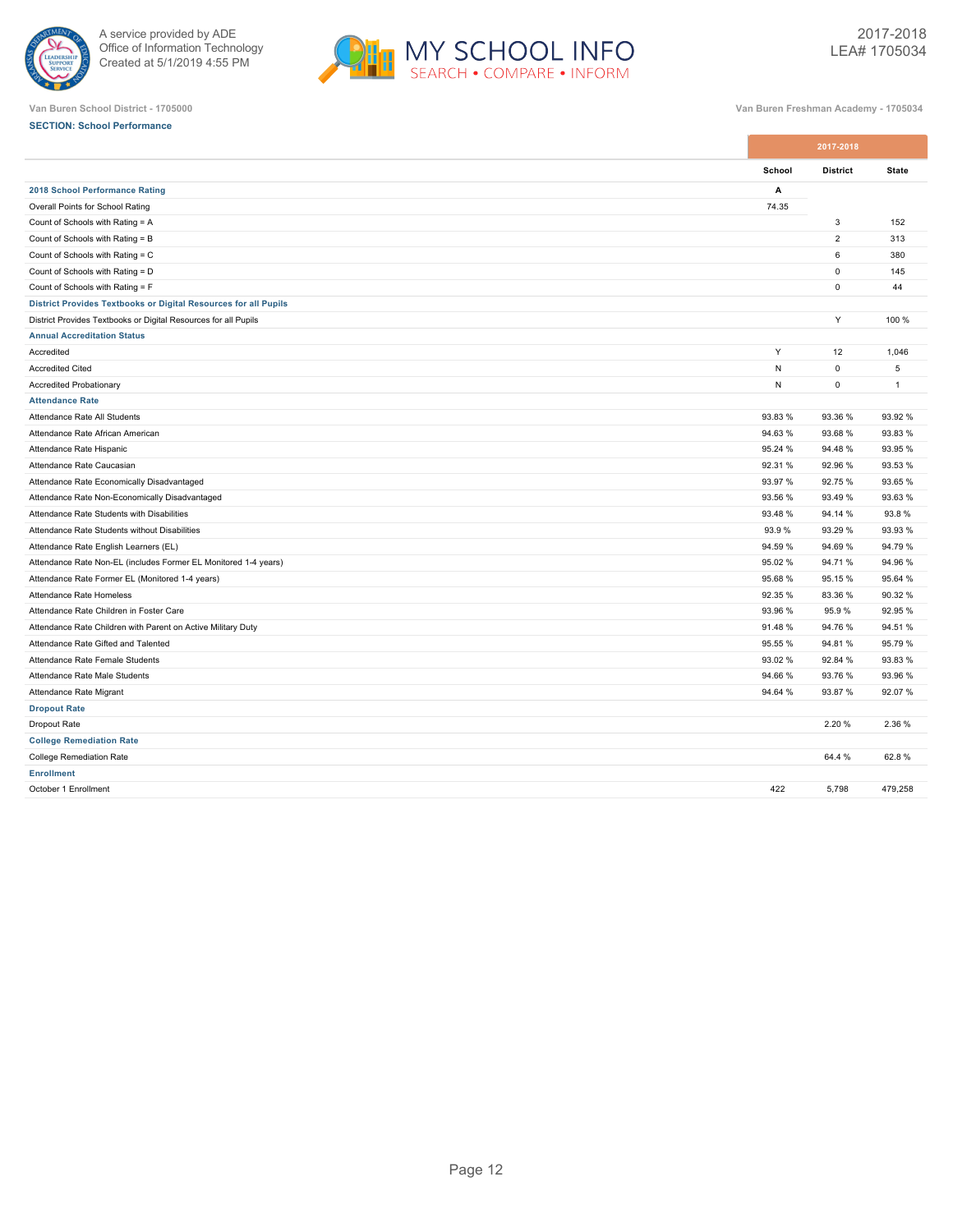A service provided by ADE
Office of Information Technology
Created at 5/1/2019 4:55 PM

MY SCHOOL INFO
SEARCH • COMPARE • INFORM

2017-2018
LEA# 1705034

Van Buren School District - 1705000

Van Buren Freshman Academy - 1705034

**SECTION: School Performance**

| | 2017-2018 | | |
|---|---|---|---|
| | **School** | **District** | **State** |
| **2018 School Performance Rating** | **A** | | |
| Overall Points for School Rating | 74.35 | | |
| Count of Schools with Rating = A | | 3 | 152 |
| Count of Schools with Rating = B | | 2 | 313 |
| Count of Schools with Rating = C | | 6 | 380 |
| Count of Schools with Rating = D | | 0 | 145 |
| Count of Schools with Rating = F | | 0 | 44 |
| **District Provides Textbooks or Digital Resources for all Pupils** | | | |
| District Provides Textbooks or Digital Resources for all Pupils | | Y | 100 % |
| **Annual Accreditation Status** | | | |
| Accredited | Y | 12 | 1,046 |
| Accredited Cited | N | 0 | 5 |
| Accredited Probationary | N | 0 | 1 |
| **Attendance Rate** | | | |
| Attendance Rate All Students | 93.83 % | 93.36 % | 93.92 % |
| Attendance Rate African American | 94.63 % | 93.68 % | 93.83 % |
| Attendance Rate Hispanic | 95.24 % | 94.48 % | 93.95 % |
| Attendance Rate Caucasian | 92.31 % | 92.96 % | 93.53 % |
| Attendance Rate Economically Disadvantaged | 93.97 % | 92.75 % | 93.65 % |
| Attendance Rate Non-Economically Disadvantaged | 93.56 % | 93.49 % | 93.63 % |
| Attendance Rate Students with Disabilities | 93.48 % | 94.14 % | 93.8 % |
| Attendance Rate Students without Disabilities | 93.9 % | 93.29 % | 93.93 % |
| Attendance Rate English Learners (EL) | 94.59 % | 94.69 % | 94.79 % |
| Attendance Rate Non-EL (includes Former EL Monitored 1-4 years) | 95.02 % | 94.71 % | 94.96 % |
| Attendance Rate Former EL (Monitored 1-4 years) | 95.68 % | 95.15 % | 95.64 % |
| Attendance Rate Homeless | 92.35 % | 83.36 % | 90.32 % |
| Attendance Rate Children in Foster Care | 93.96 % | 95.9 % | 92.95 % |
| Attendance Rate Children with Parent on Active Military Duty | 91.48 % | 94.76 % | 94.51 % |
| Attendance Rate Gifted and Talented | 95.55 % | 94.81 % | 95.79 % |
| Attendance Rate Female Students | 93.02 % | 92.84 % | 93.83 % |
| Attendance Rate Male Students | 94.66 % | 93.76 % | 93.96 % |
| Attendance Rate Migrant | 94.64 % | 93.87 % | 92.07 % |
| **Dropout Rate** | | | |
| Dropout Rate | | 2.20 % | 2.36 % |
| **College Remediation Rate** | | | |
| College Remediation Rate | | 64.4 % | 62.8 % |
| **Enrollment** | | | |
| October 1 Enrollment | 422 | 5,798 | 479,258 |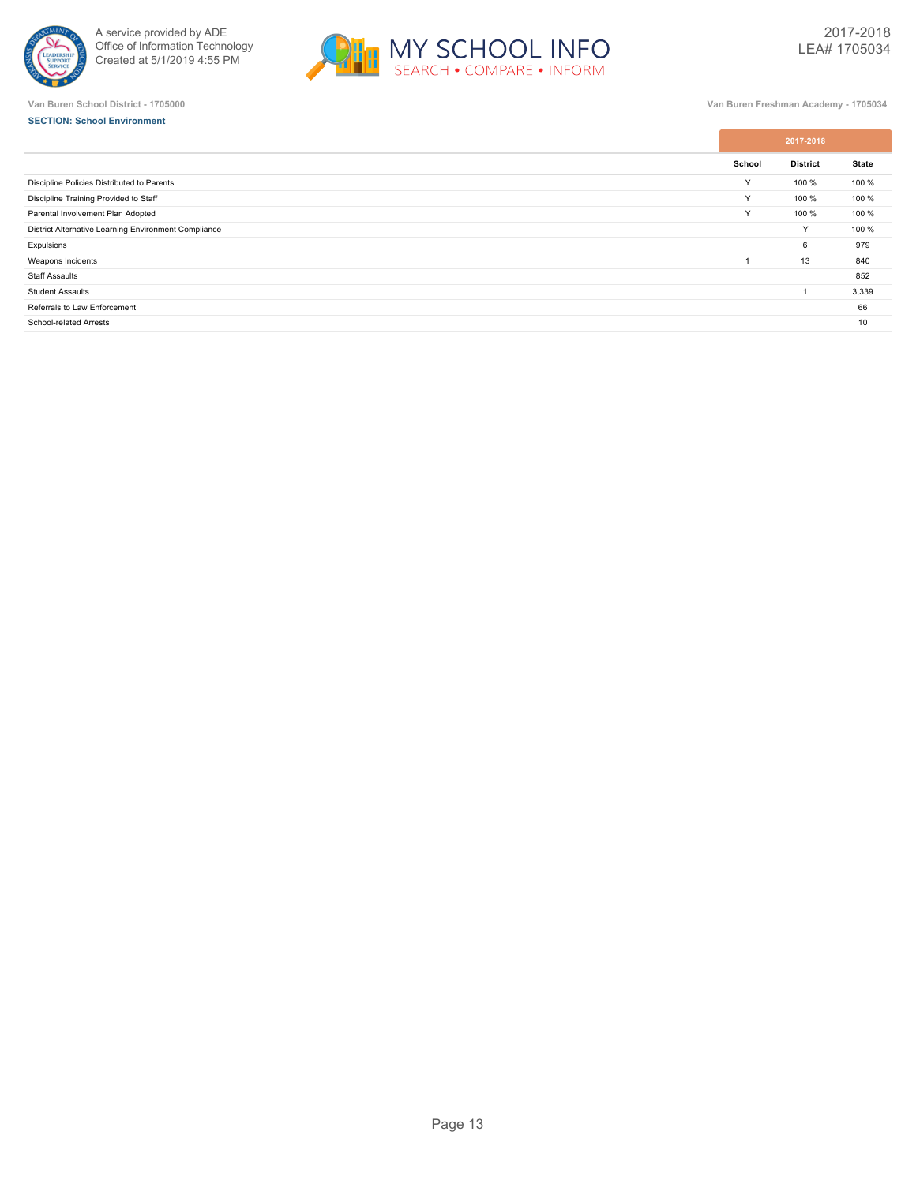Van Buren School District - 1705000

Van Buren Freshman Academy - 1705034

**SECTION: School Environment**

| | 2017-2018 | | |
|---|---|---|---|
| | School | District | State |
| Discipline Policies Distributed to Parents | Y | 100 % | 100 % |
| Discipline Training Provided to Staff | Y | 100 % | 100 % |
| Parental Involvement Plan Adopted | Y | 100 % | 100 % |
| District Alternative Learning Environment Compliance | | Y | 100 % |
| Expulsions | | 6 | 979 |
| Weapons Incidents | 1 | 13 | 840 |
| Staff Assaults | | | 852 |
| Student Assaults | | 1 | 3,339 |
| Referrals to Law Enforcement | | | 66 |
| School-related Arrests | | | 10 |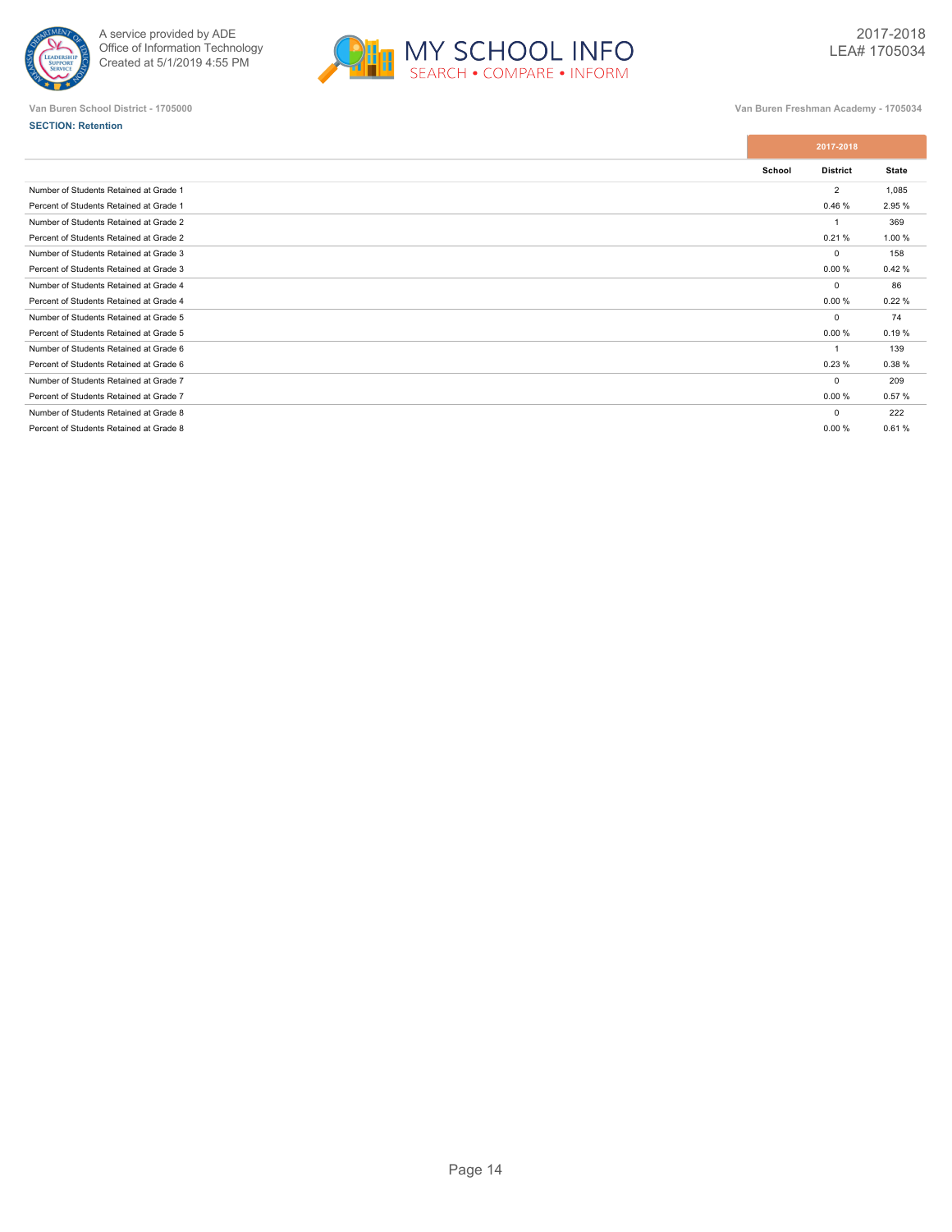A service provided by ADE
Office of Information Technology
Created at 5/1/2019 4:55 PM

2017-2018
LEA# 1705034

Van Buren School District - 1705000

Van Buren Freshman Academy - 1705034

**SECTION: Retention**

| | 2017-2018 | | |
|---|---|---|---|
| | School | District | State |
| Number of Students Retained at Grade 1 | | 2 | 1,085 |
| Percent of Students Retained at Grade 1 | | 0.46 % | 2.95 % |
| Number of Students Retained at Grade 2 | | 1 | 369 |
| Percent of Students Retained at Grade 2 | | 0.21 % | 1.00 % |
| Number of Students Retained at Grade 3 | | 0 | 158 |
| Percent of Students Retained at Grade 3 | | 0.00 % | 0.42 % |
| Number of Students Retained at Grade 4 | | 0 | 86 |
| Percent of Students Retained at Grade 4 | | 0.00 % | 0.22 % |
| Number of Students Retained at Grade 5 | | 0 | 74 |
| Percent of Students Retained at Grade 5 | | 0.00 % | 0.19 % |
| Number of Students Retained at Grade 6 | | 1 | 139 |
| Percent of Students Retained at Grade 6 | | 0.23 % | 0.38 % |
| Number of Students Retained at Grade 7 | | 0 | 209 |
| Percent of Students Retained at Grade 7 | | 0.00 % | 0.57 % |
| Number of Students Retained at Grade 8 | | 0 | 222 |
| Percent of Students Retained at Grade 8 | | 0.00 % | 0.61 % |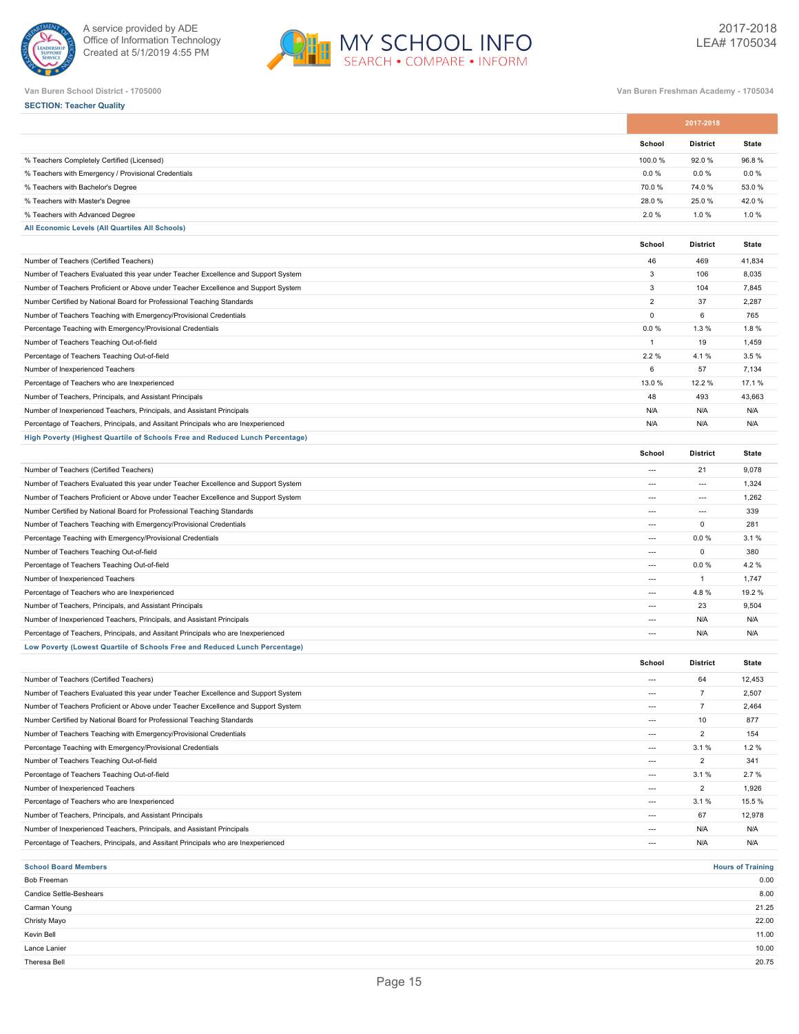Van Buren School District - 1705000

Van Buren Freshman Academy - 1705034

**SECTION: Teacher Quality**

| | 2017-2018 | | |
|---|---|---|---|
| | School | District | State |
| % Teachers Completely Certified (Licensed) | 100.0 % | 92.0 % | 96.8 % |
| % Teachers with Emergency / Provisional Credentials | 0.0 % | 0.0 % | 0.0 % |
| % Teachers with Bachelor's Degree | 70.0 % | 74.0 % | 53.0 % |
| % Teachers with Master's Degree | 28.0 % | 25.0 % | 42.0 % |
| % Teachers with Advanced Degree | 2.0 % | 1.0 % | 1.0 % |

**All Economic Levels (All Quartiles All Schools)**

| | School | District | State |
|---|---|---|---|
| Number of Teachers (Certified Teachers) | 46 | 469 | 41,834 |
| Number of Teachers Evaluated this year under Teacher Excellence and Support System | 3 | 106 | 8,035 |
| Number of Teachers Proficient or Above under Teacher Excellence and Support System | 3 | 104 | 7,845 |
| Number Certified by National Board for Professional Teaching Standards | 2 | 37 | 2,287 |
| Number of Teachers Teaching with Emergency/Provisional Credentials | 0 | 6 | 765 |
| Percentage Teaching with Emergency/Provisional Credentials | 0.0 % | 1.3 % | 1.8 % |
| Number of Teachers Teaching Out-of-field | 1 | 19 | 1,459 |
| Percentage of Teachers Teaching Out-of-field | 2.2 % | 4.1 % | 3.5 % |
| Number of Inexperienced Teachers | 6 | 57 | 7,134 |
| Percentage of Teachers who are Inexperienced | 13.0 % | 12.2 % | 17.1 % |
| Number of Teachers, Principals, and Assistant Principals | 48 | 493 | 43,663 |
| Number of Inexperienced Teachers, Principals, and Assistant Principals | N/A | N/A | N/A |
| Percentage of Teachers, Principals, and Assitant Principals who are Inexperienced | N/A | N/A | N/A |

**High Poverty (Highest Quartile of Schools Free and Reduced Lunch Percentage)**

| | School | District | State |
|---|---|---|---|
| Number of Teachers (Certified Teachers) | --- | 21 | 9,078 |
| Number of Teachers Evaluated this year under Teacher Excellence and Support System | --- | --- | 1,324 |
| Number of Teachers Proficient or Above under Teacher Excellence and Support System | --- | --- | 1,262 |
| Number Certified by National Board for Professional Teaching Standards | --- | --- | 339 |
| Number of Teachers Teaching with Emergency/Provisional Credentials | --- | 0 | 281 |
| Percentage Teaching with Emergency/Provisional Credentials | --- | 0.0 % | 3.1 % |
| Number of Teachers Teaching Out-of-field | --- | 0 | 380 |
| Percentage of Teachers Teaching Out-of-field | --- | 0.0 % | 4.2 % |
| Number of Inexperienced Teachers | --- | 1 | 1,747 |
| Percentage of Teachers who are Inexperienced | --- | 4.8 % | 19.2 % |
| Number of Teachers, Principals, and Assistant Principals | --- | 23 | 9,504 |
| Number of Inexperienced Teachers, Principals, and Assistant Principals | --- | N/A | N/A |
| Percentage of Teachers, Principals, and Assitant Principals who are Inexperienced | --- | N/A | N/A |

**Low Poverty (Lowest Quartile of Schools Free and Reduced Lunch Percentage)**

| | School | District | State |
|---|---|---|---|
| Number of Teachers (Certified Teachers) | --- | 64 | 12,453 |
| Number of Teachers Evaluated this year under Teacher Excellence and Support System | --- | 7 | 2,507 |
| Number of Teachers Proficient or Above under Teacher Excellence and Support System | --- | 7 | 2,464 |
| Number Certified by National Board for Professional Teaching Standards | --- | 10 | 877 |
| Number of Teachers Teaching with Emergency/Provisional Credentials | --- | 2 | 154 |
| Percentage Teaching with Emergency/Provisional Credentials | --- | 3.1 % | 1.2 % |
| Number of Teachers Teaching Out-of-field | --- | 2 | 341 |
| Percentage of Teachers Teaching Out-of-field | --- | 3.1 % | 2.7 % |
| Number of Inexperienced Teachers | --- | 2 | 1,926 |
| Percentage of Teachers who are Inexperienced | --- | 3.1 % | 15.5 % |
| Number of Teachers, Principals, and Assistant Principals | --- | 67 | 12,978 |
| Number of Inexperienced Teachers, Principals, and Assistant Principals | --- | N/A | N/A |
| Percentage of Teachers, Principals, and Assitant Principals who are Inexperienced | --- | N/A | N/A |

| School Board Members | Hours of Training |
|---|---|
| Bob Freeman | 0.00 |
| Candice Settle-Beshears | 8.00 |
| Carman Young | 21.25 |
| Christy Mayo | 22.00 |
| Kevin Bell | 11.00 |
| Lance Lanier | 10.00 |
| Theresa Bell | 20.75 |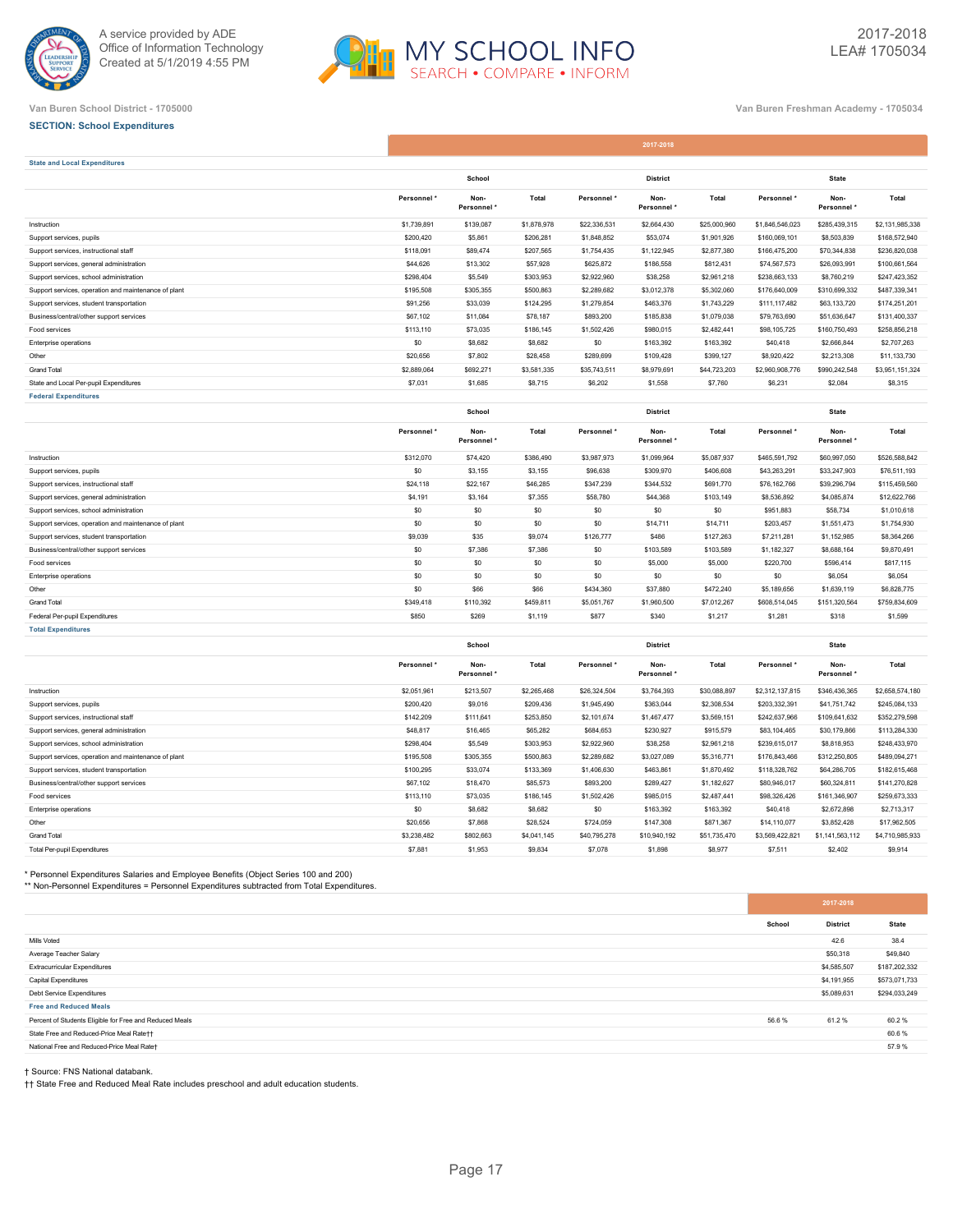A service provided by ADE
Office of Information Technology
Created at 5/1/2019 4:55 PM

2017-2018
LEA# 1705034

Van Buren School District - 1705000

Van Buren Freshman Academy - 1705034

**SECTION: School Expenditures**

| 2017-2018 | School | | | District | | | State | | |
|---|---|---|---|---|---|---|---|---|---|
| **State and Local Expenditures** | Personnel * | Non-Personnel * | Total | Personnel * | Non-Personnel * | Total | Personnel * | Non-Personnel * | Total |
| Instruction | $1,739,891 | $139,087 | $1,878,978 | $22,336,531 | $2,664,430 | $25,000,960 | $1,846,546,023 | $285,439,315 | $2,131,985,338 |
| Support services, pupils | $200,420 | $5,861 | $206,281 | $1,848,852 | $53,074 | $1,901,926 | $160,069,101 | $8,503,839 | $168,572,940 |
| Support services, instructional staff | $118,091 | $89,474 | $207,565 | $1,754,435 | $1,122,945 | $2,877,380 | $166,475,200 | $70,344,838 | $236,820,038 |
| Support services, general administration | $44,626 | $13,302 | $57,928 | $625,872 | $186,558 | $812,431 | $74,567,573 | $26,093,991 | $100,661,564 |
| Support services, school administration | $298,404 | $5,549 | $303,953 | $2,922,960 | $38,258 | $2,961,218 | $238,663,133 | $8,760,219 | $247,423,352 |
| Support services, operation and maintenance of plant | $195,508 | $305,355 | $500,863 | $2,289,682 | $3,012,378 | $5,302,060 | $176,640,009 | $310,699,332 | $487,339,341 |
| Support services, student transportation | $91,256 | $33,039 | $124,295 | $1,279,854 | $463,376 | $1,743,229 | $111,117,482 | $63,133,720 | $174,251,201 |
| Business/central/other support services | $67,102 | $11,084 | $78,187 | $893,200 | $185,838 | $1,079,038 | $79,763,690 | $51,636,647 | $131,400,337 |
| Food services | $113,110 | $73,035 | $186,145 | $1,502,426 | $980,015 | $2,482,441 | $98,105,725 | $160,750,493 | $258,856,218 |
| Enterprise operations | $0 | $8,682 | $8,682 | $0 | $163,392 | $163,392 | $40,418 | $2,666,844 | $2,707,263 |
| Other | $20,656 | $7,802 | $28,458 | $289,699 | $109,428 | $399,127 | $8,920,422 | $2,213,308 | $11,133,730 |
| Grand Total | $2,889,064 | $692,271 | $3,581,335 | $35,743,511 | $8,979,691 | $44,723,203 | $2,960,908,776 | $990,242,548 | $3,951,151,324 |
| State and Local Per-pupil Expenditures | $7,031 | $1,685 | $8,715 | $6,202 | $1,558 | $7,760 | $6,231 | $2,084 | $8,315 |
| **Federal Expenditures** | Personnel * | Non-Personnel * | Total | Personnel * | Non-Personnel * | Total | Personnel * | Non-Personnel * | Total |
| Instruction | $312,070 | $74,420 | $386,490 | $3,987,973 | $1,099,964 | $5,087,937 | $465,591,792 | $60,997,050 | $526,588,842 |
| Support services, pupils | $0 | $3,155 | $3,155 | $96,638 | $309,970 | $406,608 | $43,263,291 | $33,247,903 | $76,511,193 |
| Support services, instructional staff | $24,118 | $22,167 | $46,285 | $347,239 | $344,532 | $691,770 | $76,162,766 | $39,296,794 | $115,459,560 |
| Support services, general administration | $4,191 | $3,164 | $7,355 | $58,780 | $44,368 | $103,149 | $8,536,892 | $4,085,874 | $12,622,766 |
| Support services, school administration | $0 | $0 | $0 | $0 | $0 | $0 | $951,883 | $58,734 | $1,010,618 |
| Support services, operation and maintenance of plant | $0 | $0 | $0 | $0 | $14,711 | $14,711 | $203,457 | $1,551,473 | $1,754,930 |
| Support services, student transportation | $9,039 | $35 | $9,074 | $126,777 | $486 | $127,263 | $7,211,281 | $1,152,985 | $8,364,266 |
| Business/central/other support services | $0 | $7,386 | $7,386 | $0 | $103,589 | $103,589 | $1,182,327 | $8,688,164 | $9,870,491 |
| Food services | $0 | $0 | $0 | $0 | $5,000 | $5,000 | $220,700 | $596,414 | $817,115 |
| Enterprise operations | $0 | $0 | $0 | $0 | $0 | $0 | $0 | $6,054 | $6,054 |
| Other | $0 | $66 | $66 | $434,360 | $37,880 | $472,240 | $5,189,656 | $1,639,119 | $6,828,775 |
| Grand Total | $349,418 | $110,392 | $459,811 | $5,051,767 | $1,960,500 | $7,012,267 | $608,514,045 | $151,320,564 | $759,834,609 |
| Federal Per-pupil Expenditures | $850 | $269 | $1,119 | $877 | $340 | $1,217 | $1,281 | $318 | $1,599 |
| **Total Expenditures** | Personnel * | Non-Personnel * | Total | Personnel * | Non-Personnel * | Total | Personnel * | Non-Personnel * | Total |
| Instruction | $2,051,961 | $213,507 | $2,265,468 | $26,324,504 | $3,764,393 | $30,088,897 | $2,312,137,815 | $346,436,365 | $2,658,574,180 |
| Support services, pupils | $200,420 | $9,016 | $209,436 | $1,945,490 | $363,044 | $2,308,534 | $203,332,391 | $41,751,742 | $245,084,133 |
| Support services, instructional staff | $142,209 | $111,641 | $253,850 | $2,101,674 | $1,467,477 | $3,569,151 | $242,637,966 | $109,641,632 | $352,279,598 |
| Support services, general administration | $48,817 | $16,465 | $65,282 | $684,653 | $230,927 | $915,579 | $83,104,465 | $30,179,866 | $113,284,330 |
| Support services, school administration | $298,404 | $5,549 | $303,953 | $2,922,960 | $38,258 | $2,961,218 | $239,615,017 | $8,818,953 | $248,433,970 |
| Support services, operation and maintenance of plant | $195,508 | $305,355 | $500,863 | $2,289,682 | $3,027,089 | $5,316,771 | $176,843,466 | $312,250,805 | $489,094,271 |
| Support services, student transportation | $100,295 | $33,074 | $133,369 | $1,406,630 | $463,861 | $1,870,492 | $118,328,762 | $64,286,705 | $182,615,468 |
| Business/central/other support services | $67,102 | $18,470 | $85,573 | $893,200 | $289,427 | $1,182,627 | $80,946,017 | $60,324,811 | $141,270,828 |
| Food services | $113,110 | $73,035 | $186,145 | $1,502,426 | $985,015 | $2,487,441 | $98,326,426 | $161,346,907 | $259,673,333 |
| Enterprise operations | $0 | $8,682 | $8,682 | $0 | $163,392 | $163,392 | $40,418 | $2,672,898 | $2,713,317 |
| Other | $20,656 | $7,868 | $28,524 | $724,059 | $147,308 | $871,367 | $14,110,077 | $3,852,428 | $17,962,505 |
| Grand Total | $3,238,482 | $802,663 | $4,041,145 | $40,795,278 | $10,940,192 | $51,735,470 | $3,569,422,821 | $1,141,563,112 | $4,710,985,933 |
| Total Per-pupil Expenditures | $7,881 | $1,953 | $9,834 | $7,078 | $1,898 | $8,977 | $7,511 | $2,402 | $9,914 |

\* Personnel Expenditures Salaries and Employee Benefits (Object Series 100 and 200)
\*\* Non-Personnel Expenditures = Personnel Expenditures subtracted from Total Expenditures.

| 2017-2018 | School | District | State |
|---|---|---|---|
| Mills Voted | | 42.6 | 38.4 |
| Average Teacher Salary | | $50,318 | $49,840 |
| Extracurricular Expenditures | | $4,585,507 | $187,202,332 |
| Capital Expenditures | | $4,191,955 | $573,071,733 |
| Debt Service Expenditures | | $5,089,631 | $294,033,249 |
| **Free and Reduced Meals** | | | |
| Percent of Students Eligible for Free and Reduced Meals | 56.6 % | 61.2 % | 60.2 % |
| State Free and Reduced-Price Meal Rate†† | | | 60.6 % |
| National Free and Reduced-Price Meal Rate† | | | 57.9 % |

† Source: FNS National databank.
†† State Free and Reduced Meal Rate includes preschool and adult education students.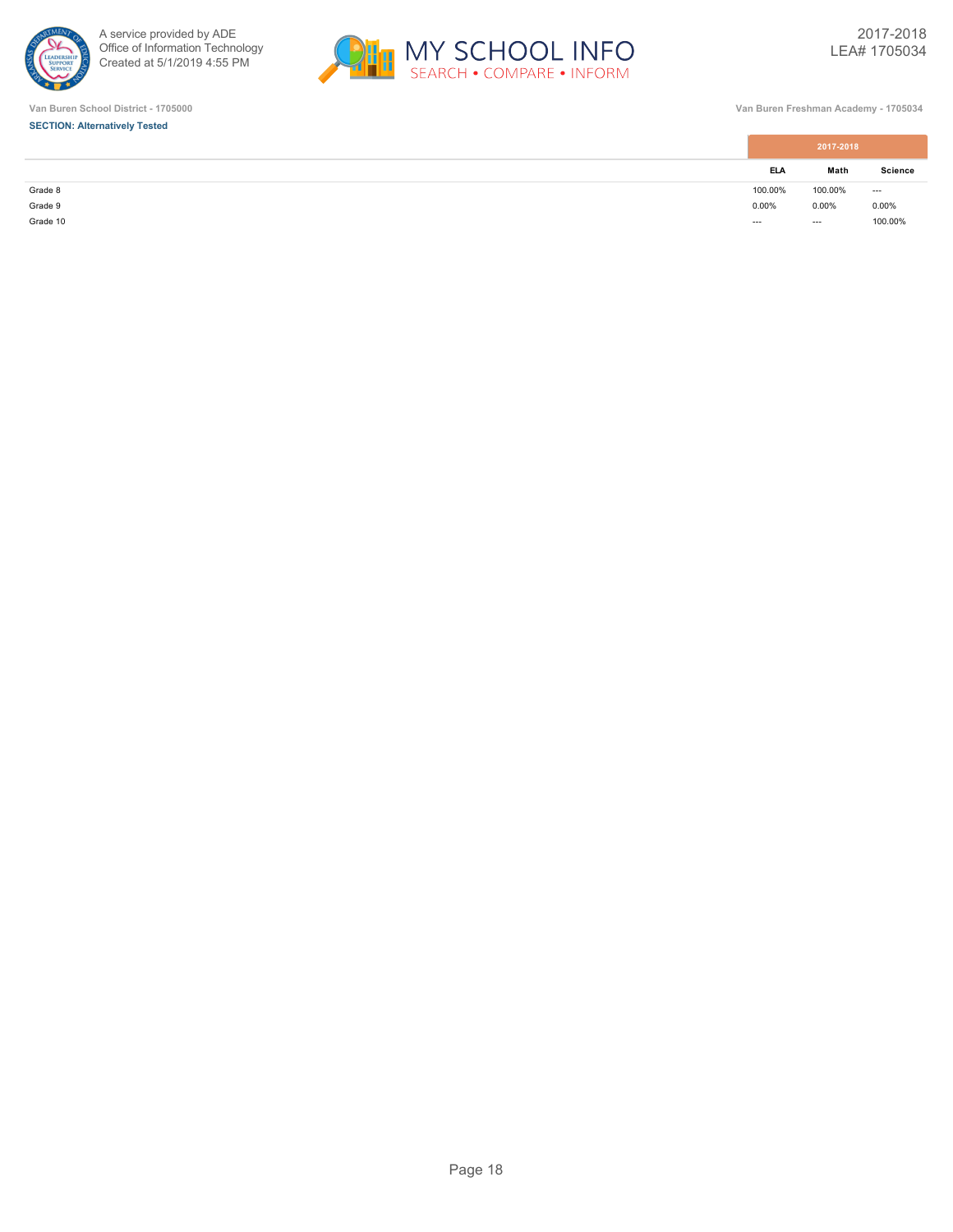Van Buren School District - 1705000

Van Buren Freshman Academy - 1705034

**SECTION: Alternatively Tested**

| | 2017-2018 | | |
|---|---|---|---|
| | ELA | Math | Science |
| Grade 8 | 100.00% | 100.00% | --- |
| Grade 9 | 0.00% | 0.00% | 0.00% |
| Grade 10 | --- | --- | 100.00% |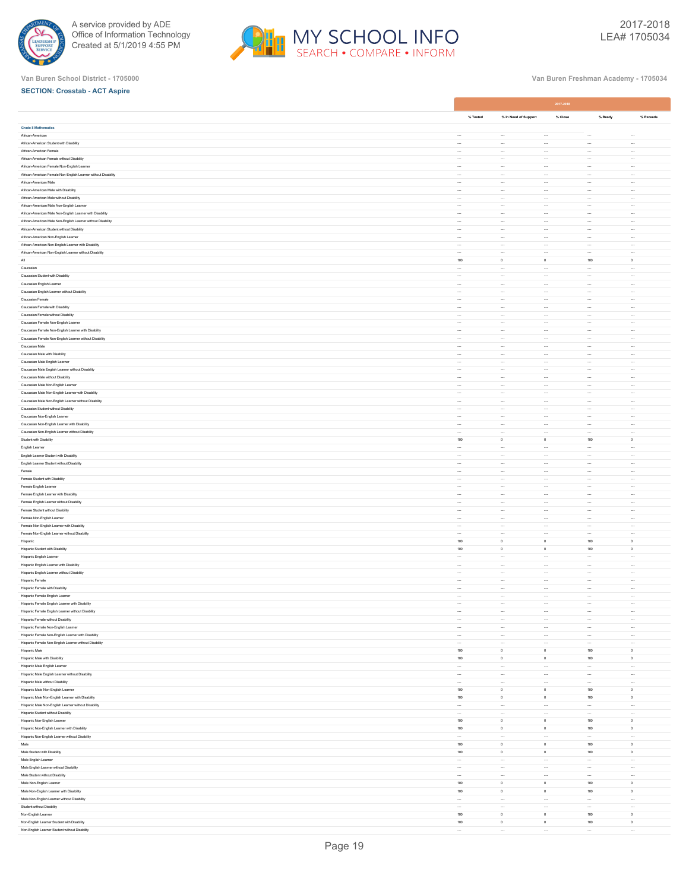Van Buren School District - 1705000

Van Buren Freshman Academy - 1705034

**SECTION: Crosstab - ACT Aspire**

| | 2017-2018 | | | | |
|---|---|---|---|---|---|
| | % Tested | % In Need of Support | % Close | % Ready | % Exceeds |
| **Grade 8 Mathematics** | | | | | |
| African-American | --- | --- | --- | --- | --- |
| African-American Student with Disability | --- | --- | --- | --- | --- |
| African-American Female | --- | --- | --- | --- | --- |
| African-American Female without Disability | --- | --- | --- | --- | --- |
| African-American Female Non-English Learner | --- | --- | --- | --- | --- |
| African-American Female Non-English Learner without Disability | --- | --- | --- | --- | --- |
| African-American Male | --- | --- | --- | --- | --- |
| African-American Male with Disability | --- | --- | --- | --- | --- |
| African-American Male without Disability | --- | --- | --- | --- | --- |
| African-American Male Non-English Learner | --- | --- | --- | --- | --- |
| African-American Male Non-English Learner with Disability | --- | --- | --- | --- | --- |
| African-American Male Non-English Learner without Disability | --- | --- | --- | --- | --- |
| African-American Student without Disability | --- | --- | --- | --- | --- |
| African-American Non-English Learner | --- | --- | --- | --- | --- |
| African-American Non-English Learner with Disability | --- | --- | --- | --- | --- |
| African-American Non-English Learner without Disability | --- | --- | --- | --- | --- |
| All | 100 | 0 | 0 | 100 | 0 |
| Caucasian | --- | --- | --- | --- | --- |
| Caucasian Student with Disability | --- | --- | --- | --- | --- |
| Caucasian English Learner | --- | --- | --- | --- | --- |
| Caucasian English Learner without Disability | --- | --- | --- | --- | --- |
| Caucasian Female | --- | --- | --- | --- | --- |
| Caucasian Female with Disability | --- | --- | --- | --- | --- |
| Caucasian Female without Disability | --- | --- | --- | --- | --- |
| Caucasian Female Non-English Learner | --- | --- | --- | --- | --- |
| Caucasian Female Non-English Learner with Disability | --- | --- | --- | --- | --- |
| Caucasian Female Non-English Learner without Disability | --- | --- | --- | --- | --- |
| Caucasian Male | --- | --- | --- | --- | --- |
| Caucasian Male with Disability | --- | --- | --- | --- | --- |
| Caucasian Male English Learner | --- | --- | --- | --- | --- |
| Caucasian Male English Learner without Disability | --- | --- | --- | --- | --- |
| Caucasian Male without Disability | --- | --- | --- | --- | --- |
| Caucasian Male Non-English Learner | --- | --- | --- | --- | --- |
| Caucasian Male Non-English Learner with Disability | --- | --- | --- | --- | --- |
| Caucasian Male Non-English Learner without Disability | --- | --- | --- | --- | --- |
| Caucasian Student without Disability | --- | --- | --- | --- | --- |
| Caucasian Non-English Learner | --- | --- | --- | --- | --- |
| Caucasian Non-English Learner with Disability | --- | --- | --- | --- | --- |
| Caucasian Non-English Learner without Disability | --- | --- | --- | --- | --- |
| Student with Disability | 100 | 0 | 0 | 100 | 0 |
| English Learner | --- | --- | --- | --- | --- |
| English Learner Student with Disability | --- | --- | --- | --- | --- |
| English Learner Student without Disability | --- | --- | --- | --- | --- |
| Female | --- | --- | --- | --- | --- |
| Female Student with Disability | --- | --- | --- | --- | --- |
| Female English Learner | --- | --- | --- | --- | --- |
| Female English Learner with Disability | --- | --- | --- | --- | --- |
| Female English Learner without Disability | --- | --- | --- | --- | --- |
| Female Student without Disability | --- | --- | --- | --- | --- |
| Female Non-English Learner | --- | --- | --- | --- | --- |
| Female Non-English Learner with Disability | --- | --- | --- | --- | --- |
| Female Non-English Learner without Disability | --- | --- | --- | --- | --- |
| Hispanic | 100 | 0 | 0 | 100 | 0 |
| Hispanic Student with Disability | 100 | 0 | 0 | 100 | 0 |
| Hispanic English Learner | --- | --- | --- | --- | --- |
| Hispanic English Learner with Disability | --- | --- | --- | --- | --- |
| Hispanic English Learner without Disability | --- | --- | --- | --- | --- |
| Hispanic Female | --- | --- | --- | --- | --- |
| Hispanic Female with Disability | --- | --- | --- | --- | --- |
| Hispanic Female English Learner | --- | --- | --- | --- | --- |
| Hispanic Female English Learner with Disability | --- | --- | --- | --- | --- |
| Hispanic Female English Learner without Disability | --- | --- | --- | --- | --- |
| Hispanic Female without Disability | --- | --- | --- | --- | --- |
| Hispanic Female Non-English Learner | --- | --- | --- | --- | --- |
| Hispanic Female Non-English Learner with Disability | --- | --- | --- | --- | --- |
| Hispanic Female Non-English Learner without Disability | --- | --- | --- | --- | --- |
| Hispanic Male | 100 | 0 | 0 | 100 | 0 |
| Hispanic Male with Disability | 100 | 0 | 0 | 100 | 0 |
| Hispanic Male English Learner | --- | --- | --- | --- | --- |
| Hispanic Male English Learner without Disability | --- | --- | --- | --- | --- |
| Hispanic Male without Disability | --- | --- | --- | --- | --- |
| Hispanic Male Non-English Learner | 100 | 0 | 0 | 100 | 0 |
| Hispanic Male Non-English Learner with Disability | 100 | 0 | 0 | 100 | 0 |
| Hispanic Male Non-English Learner without Disability | --- | --- | --- | --- | --- |
| Hispanic Student without Disability | --- | --- | --- | --- | --- |
| Hispanic Non-English Learner | 100 | 0 | 0 | 100 | 0 |
| Hispanic Non-English Learner with Disability | 100 | 0 | 0 | 100 | 0 |
| Hispanic Non-English Learner without Disability | --- | --- | --- | --- | --- |
| Male | 100 | 0 | 0 | 100 | 0 |
| Male Student with Disability | 100 | 0 | 0 | 100 | 0 |
| Male English Learner | --- | --- | --- | --- | --- |
| Male English Learner without Disability | --- | --- | --- | --- | --- |
| Male Student without Disability | --- | --- | --- | --- | --- |
| Male Non-English Learner | 100 | 0 | 0 | 100 | 0 |
| Male Non-English Learner with Disability | 100 | 0 | 0 | 100 | 0 |
| Male Non-English Learner without Disability | --- | --- | --- | --- | --- |
| Student without Disability | --- | --- | --- | --- | --- |
| Non-English Learner | 100 | 0 | 0 | 100 | 0 |
| Non-English Learner Student with Disability | 100 | 0 | 0 | 100 | 0 |
| Non-English Learner Student without Disability | --- | --- | --- | --- | --- |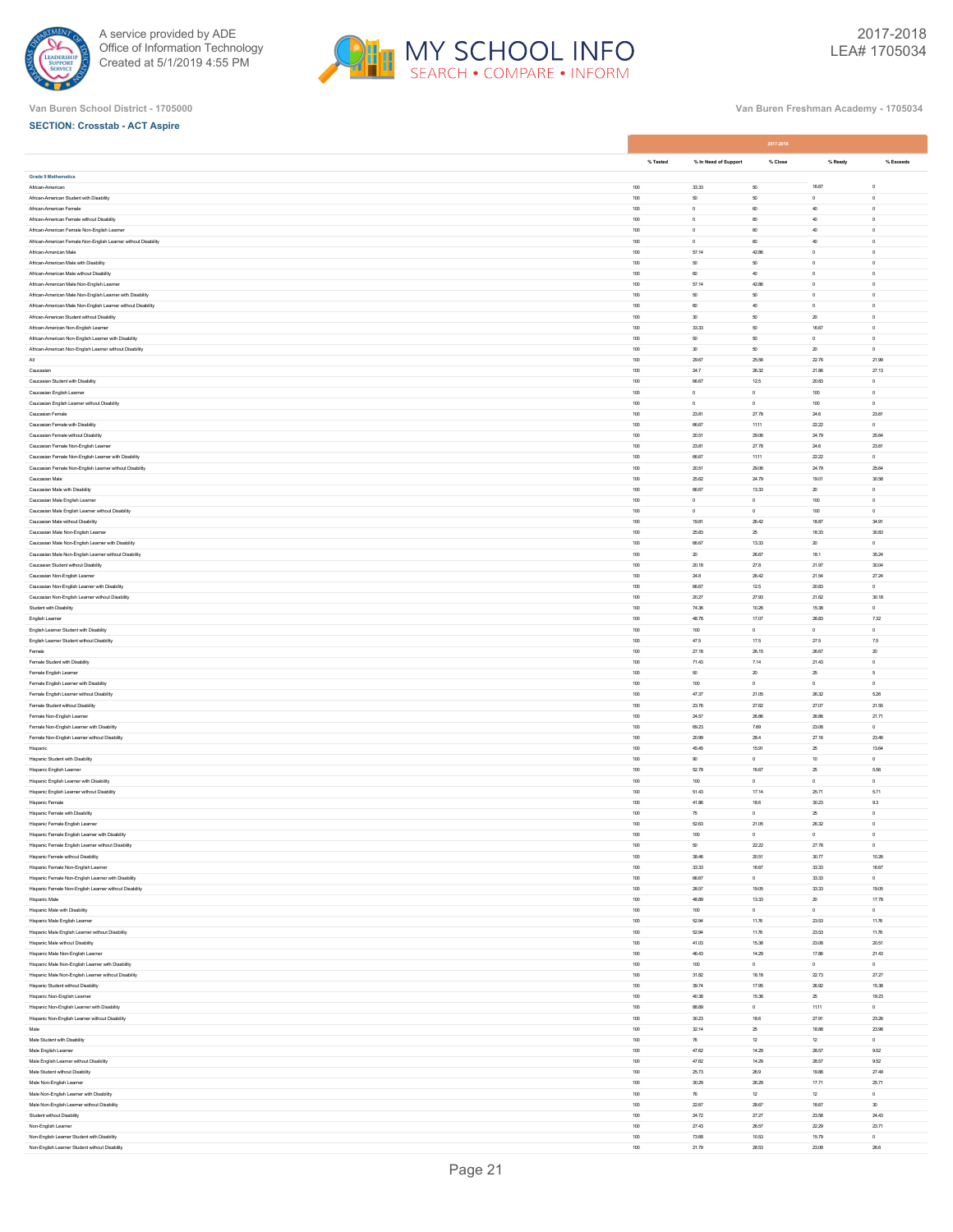Van Buren School District - 1705000

Van Buren Freshman Academy - 1705034

**SECTION: Crosstab - ACT Aspire**

| | 2017-2018 | | | | |
|---|---|---|---|---|---|
| | % Tested | % In Need of Support | % Close | % Ready | % Exceeds |
| **Grade 9 Mathematics** | | | | | |
| African-American | 100 | 33.33 | 50 | 16.67 | 0 |
| African-American Student with Disability | 100 | 50 | 50 | 0 | 0 |
| African-American Female | 100 | 0 | 60 | 40 | 0 |
| African-American Female without Disability | 100 | 0 | 60 | 40 | 0 |
| African-American Female Non-English Learner | 100 | 0 | 60 | 40 | 0 |
| African-American Female Non-English Learner without Disability | 100 | 0 | 60 | 40 | 0 |
| African-American Male | 100 | 57.14 | 42.86 | 0 | 0 |
| African-American Male with Disability | 100 | 50 | 50 | 0 | 0 |
| African-American Male without Disability | 100 | 60 | 40 | 0 | 0 |
| African-American Male Non-English Learner | 100 | 57.14 | 42.86 | 0 | 0 |
| African-American Male Non-English Learner with Disability | 100 | 50 | 50 | 0 | 0 |
| African-American Male Non-English Learner without Disability | 100 | 60 | 40 | 0 | 0 |
| African-American Student without Disability | 100 | 30 | 50 | 20 | 0 |
| African-American Non-English Learner | 100 | 33.33 | 50 | 16.67 | 0 |
| African-American Non-English Learner with Disability | 100 | 50 | 50 | 0 | 0 |
| African-American Non-English Learner without Disability | 100 | 30 | 50 | 20 | 0 |
| All | 100 | 29.67 | 25.58 | 22.76 | 21.99 |
| Caucasian | 100 | 24.7 | 26.32 | 21.86 | 27.13 |
| Caucasian Student with Disability | 100 | 66.67 | 12.5 | 20.83 | 0 |
| Caucasian English Learner | 100 | 0 | 0 | 100 | 0 |
| Caucasian English Learner without Disability | 100 | 0 | 0 | 100 | 0 |
| Caucasian Female | 100 | 23.81 | 27.78 | 24.6 | 23.81 |
| Caucasian Female with Disability | 100 | 66.67 | 11.11 | 22.22 | 0 |
| Caucasian Female without Disability | 100 | 20.51 | 29.06 | 24.79 | 25.64 |
| Caucasian Female Non-English Learner | 100 | 23.81 | 27.78 | 24.6 | 23.81 |
| Caucasian Female Non-English Learner with Disability | 100 | 66.67 | 11.11 | 22.22 | 0 |
| Caucasian Female Non-English Learner without Disability | 100 | 20.51 | 29.06 | 24.79 | 25.64 |
| Caucasian Male | 100 | 25.62 | 24.79 | 19.01 | 30.58 |
| Caucasian Male with Disability | 100 | 66.67 | 13.33 | 20 | 0 |
| Caucasian Male English Learner | 100 | 0 | 0 | 100 | 0 |
| Caucasian Male English Learner without Disability | 100 | 0 | 0 | 100 | 0 |
| Caucasian Male without Disability | 100 | 19.81 | 26.42 | 18.87 | 34.91 |
| Caucasian Male Non-English Learner | 100 | 25.83 | 25 | 18.33 | 30.83 |
| Caucasian Male Non-English Learner with Disability | 100 | 66.67 | 13.33 | 20 | 0 |
| Caucasian Male Non-English Learner without Disability | 100 | 20 | 26.67 | 18.1 | 35.24 |
| Caucasian Student without Disability | 100 | 20.18 | 27.8 | 21.97 | 30.04 |
| Caucasian Non-English Learner | 100 | 24.8 | 26.42 | 21.54 | 27.24 |
| Caucasian Non-English Learner with Disability | 100 | 66.67 | 12.5 | 20.83 | 0 |
| Caucasian Non-English Learner without Disability | 100 | 20.27 | 27.93 | 21.62 | 30.18 |
| Student with Disability | 100 | 74.36 | 10.26 | 15.38 | 0 |
| English Learner | 100 | 48.78 | 17.07 | 26.83 | 7.32 |
| English Learner Student with Disability | 100 | 100 | 0 | 0 | 0 |
| English Learner Student without Disability | 100 | 47.5 | 17.5 | 27.5 | 7.5 |
| Female | 100 | 27.18 | 26.15 | 26.67 | 20 |
| Female Student with Disability | 100 | 71.43 | 7.14 | 21.43 | 0 |
| Female English Learner | 100 | 50 | 20 | 25 | 5 |
| Female English Learner with Disability | 100 | 100 | 0 | 0 | 0 |
| Female English Learner without Disability | 100 | 47.37 | 21.05 | 26.32 | 5.26 |
| Female Student without Disability | 100 | 23.76 | 27.62 | 27.07 | 21.55 |
| Female Non-English Learner | 100 | 24.57 | 26.86 | 26.86 | 21.71 |
| Female Non-English Learner with Disability | 100 | 69.23 | 7.69 | 23.08 | 0 |
| Female Non-English Learner without Disability | 100 | 20.99 | 28.4 | 27.16 | 23.46 |
| Hispanic | 100 | 45.45 | 15.91 | 25 | 13.64 |
| Hispanic Student with Disability | 100 | 90 | 0 | 10 | 0 |
| Hispanic English Learner | 100 | 52.78 | 16.67 | 25 | 5.56 |
| Hispanic English Learner with Disability | 100 | 100 | 0 | 0 | 0 |
| Hispanic English Learner without Disability | 100 | 51.43 | 17.14 | 25.71 | 5.71 |
| Hispanic Female | 100 | 41.86 | 18.6 | 30.23 | 9.3 |
| Hispanic Female with Disability | 100 | 75 | 0 | 25 | 0 |
| Hispanic Female English Learner | 100 | 52.63 | 21.05 | 26.32 | 0 |
| Hispanic Female English Learner with Disability | 100 | 100 | 0 | 0 | 0 |
| Hispanic Female English Learner without Disability | 100 | 50 | 22.22 | 27.78 | 0 |
| Hispanic Female without Disability | 100 | 38.46 | 20.51 | 30.77 | 10.26 |
| Hispanic Female Non-English Learner | 100 | 33.33 | 16.67 | 33.33 | 16.67 |
| Hispanic Female Non-English Learner with Disability | 100 | 66.67 | 0 | 33.33 | 0 |
| Hispanic Female Non-English Learner without Disability | 100 | 28.57 | 19.05 | 33.33 | 19.05 |
| Hispanic Male | 100 | 48.89 | 13.33 | 20 | 17.78 |
| Hispanic Male with Disability | 100 | 100 | 0 | 0 | 0 |
| Hispanic Male English Learner | 100 | 52.94 | 11.76 | 23.53 | 11.76 |
| Hispanic Male English Learner without Disability | 100 | 52.94 | 11.76 | 23.53 | 11.76 |
| Hispanic Male without Disability | 100 | 41.03 | 15.38 | 23.08 | 20.51 |
| Hispanic Male Non-English Learner | 100 | 46.43 | 14.29 | 17.86 | 21.43 |
| Hispanic Male Non-English Learner with Disability | 100 | 100 | 0 | 0 | 0 |
| Hispanic Male Non-English Learner without Disability | 100 | 31.82 | 18.18 | 22.73 | 27.27 |
| Hispanic Student without Disability | 100 | 39.74 | 17.95 | 26.92 | 15.38 |
| Hispanic Non-English Learner | 100 | 40.38 | 15.38 | 25 | 19.23 |
| Hispanic Non-English Learner with Disability | 100 | 88.89 | 0 | 11.11 | 0 |
| Hispanic Non-English Learner without Disability | 100 | 30.23 | 18.6 | 27.91 | 23.26 |
| Male | 100 | 32.14 | 25 | 18.88 | 23.98 |
| Male Student with Disability | 100 | 76 | 12 | 12 | 0 |
| Male English Learner | 100 | 47.62 | 14.29 | 28.57 | 9.52 |
| Male English Learner without Disability | 100 | 47.62 | 14.29 | 28.57 | 9.52 |
| Male Student without Disability | 100 | 25.73 | 26.9 | 19.88 | 27.49 |
| Male Non-English Learner | 100 | 30.29 | 26.29 | 17.71 | 25.71 |
| Male Non-English Learner with Disability | 100 | 76 | 12 | 12 | 0 |
| Male Non-English Learner without Disability | 100 | 22.67 | 28.67 | 18.67 | 30 |
| Student without Disability | 100 | 24.72 | 27.27 | 23.58 | 24.43 |
| Non-English Learner | 100 | 27.43 | 26.57 | 22.29 | 23.71 |
| Non-English Learner Student with Disability | 100 | 73.68 | 10.53 | 15.79 | 0 |
| Non-English Learner Student without Disability | 100 | 21.79 | 28.53 | 23.08 | 26.6 |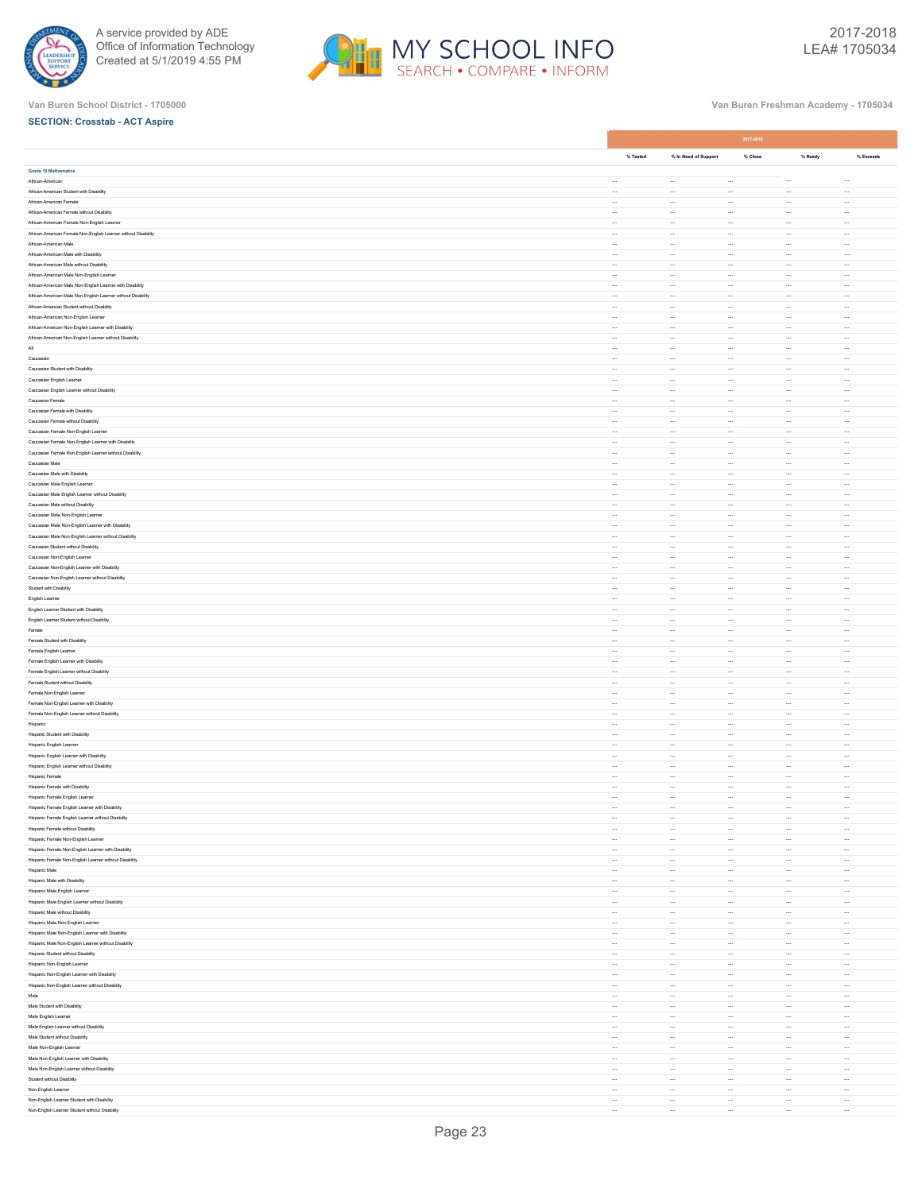A service provided by ADE
Office of Information Technology
Created at 5/1/2019 4:55 PM

2017-2018
LEA# 1705034

Van Buren School District - 1705000

Van Buren Freshman Academy - 1705034

**SECTION: Crosstab - ACT Aspire**

| | 2017-2018 | | | | |
|---|---|---|---|---|---|
| | % Tested | % In Need of Support | % Close | % Ready | % Exceeds |
| **Grade 10 Mathematics** | | | | | |
| African-American | --- | --- | --- | --- | --- |
| African-American Student with Disability | --- | --- | --- | --- | --- |
| African-American Female | --- | --- | --- | --- | --- |
| African-American Female without Disability | --- | --- | --- | --- | --- |
| African-American Female Non-English Learner | --- | --- | --- | --- | --- |
| African-American Female Non-English Learner without Disability | --- | --- | --- | --- | --- |
| African-American Male | --- | --- | --- | --- | --- |
| African-American Male with Disability | --- | --- | --- | --- | --- |
| African-American Male without Disability | --- | --- | --- | --- | --- |
| African-American Male Non-English Learner | --- | --- | --- | --- | --- |
| African-American Male Non-English Learner with Disability | --- | --- | --- | --- | --- |
| African-American Male Non-English Learner without Disability | --- | --- | --- | --- | --- |
| African-American Student without Disability | --- | --- | --- | --- | --- |
| African-American Non-English Learner | --- | --- | --- | --- | --- |
| African-American Non-English Learner with Disability | --- | --- | --- | --- | --- |
| African-American Non-English Learner without Disability | --- | --- | --- | --- | --- |
| All | --- | --- | --- | --- | --- |
| Caucasian | --- | --- | --- | --- | --- |
| Caucasian Student with Disability | --- | --- | --- | --- | --- |
| Caucasian English Learner | --- | --- | --- | --- | --- |
| Caucasian English Learner without Disability | --- | --- | --- | --- | --- |
| Caucasian Female | --- | --- | --- | --- | --- |
| Caucasian Female with Disability | --- | --- | --- | --- | --- |
| Caucasian Female without Disability | --- | --- | --- | --- | --- |
| Caucasian Female Non-English Learner | --- | --- | --- | --- | --- |
| Caucasian Female Non-English Learner with Disability | --- | --- | --- | --- | --- |
| Caucasian Female Non-English Learner without Disability | --- | --- | --- | --- | --- |
| Caucasian Male | --- | --- | --- | --- | --- |
| Caucasian Male with Disability | --- | --- | --- | --- | --- |
| Caucasian Male English Learner | --- | --- | --- | --- | --- |
| Caucasian Male English Learner without Disability | --- | --- | --- | --- | --- |
| Caucasian Male without Disability | --- | --- | --- | --- | --- |
| Caucasian Male Non-English Learner | --- | --- | --- | --- | --- |
| Caucasian Male Non-English Learner with Disability | --- | --- | --- | --- | --- |
| Caucasian Male Non-English Learner without Disability | --- | --- | --- | --- | --- |
| Caucasian Student without Disability | --- | --- | --- | --- | --- |
| Caucasian Non-English Learner | --- | --- | --- | --- | --- |
| Caucasian Non-English Learner with Disability | --- | --- | --- | --- | --- |
| Caucasian Non-English Learner without Disability | --- | --- | --- | --- | --- |
| Student with Disability | --- | --- | --- | --- | --- |
| English Learner | --- | --- | --- | --- | --- |
| English Learner Student with Disability | --- | --- | --- | --- | --- |
| English Learner Student without Disability | --- | --- | --- | --- | --- |
| Female | --- | --- | --- | --- | --- |
| Female Student with Disability | --- | --- | --- | --- | --- |
| Female English Learner | --- | --- | --- | --- | --- |
| Female English Learner with Disability | --- | --- | --- | --- | --- |
| Female English Learner without Disability | --- | --- | --- | --- | --- |
| Female Student without Disability | --- | --- | --- | --- | --- |
| Female Non-English Learner | --- | --- | --- | --- | --- |
| Female Non-English Learner with Disability | --- | --- | --- | --- | --- |
| Female Non-English Learner without Disability | --- | --- | --- | --- | --- |
| Hispanic | --- | --- | --- | --- | --- |
| Hispanic Student with Disability | --- | --- | --- | --- | --- |
| Hispanic English Learner | --- | --- | --- | --- | --- |
| Hispanic English Learner with Disability | --- | --- | --- | --- | --- |
| Hispanic English Learner without Disability | --- | --- | --- | --- | --- |
| Hispanic Female | --- | --- | --- | --- | --- |
| Hispanic Female with Disability | --- | --- | --- | --- | --- |
| Hispanic Female English Learner | --- | --- | --- | --- | --- |
| Hispanic Female English Learner with Disability | --- | --- | --- | --- | --- |
| Hispanic Female English Learner without Disability | --- | --- | --- | --- | --- |
| Hispanic Female without Disability | --- | --- | --- | --- | --- |
| Hispanic Female Non-English Learner | --- | --- | --- | --- | --- |
| Hispanic Female Non-English Learner with Disability | --- | --- | --- | --- | --- |
| Hispanic Female Non-English Learner without Disability | --- | --- | --- | --- | --- |
| Hispanic Male | --- | --- | --- | --- | --- |
| Hispanic Male with Disability | --- | --- | --- | --- | --- |
| Hispanic Male English Learner | --- | --- | --- | --- | --- |
| Hispanic Male English Learner without Disability | --- | --- | --- | --- | --- |
| Hispanic Male without Disability | --- | --- | --- | --- | --- |
| Hispanic Male Non-English Learner | --- | --- | --- | --- | --- |
| Hispanic Male Non-English Learner with Disability | --- | --- | --- | --- | --- |
| Hispanic Male Non-English Learner without Disability | --- | --- | --- | --- | --- |
| Hispanic Student without Disability | --- | --- | --- | --- | --- |
| Hispanic Non-English Learner | --- | --- | --- | --- | --- |
| Hispanic Non-English Learner with Disability | --- | --- | --- | --- | --- |
| Hispanic Non-English Learner without Disability | --- | --- | --- | --- | --- |
| Male | --- | --- | --- | --- | --- |
| Male Student with Disability | --- | --- | --- | --- | --- |
| Male English Learner | --- | --- | --- | --- | --- |
| Male English Learner without Disability | --- | --- | --- | --- | --- |
| Male Student without Disability | --- | --- | --- | --- | --- |
| Male Non-English Learner | --- | --- | --- | --- | --- |
| Male Non-English Learner with Disability | --- | --- | --- | --- | --- |
| Male Non-English Learner without Disability | --- | --- | --- | --- | --- |
| Student without Disability | --- | --- | --- | --- | --- |
| Non-English Learner | --- | --- | --- | --- | --- |
| Non-English Learner Student with Disability | --- | --- | --- | --- | --- |
| Non-English Learner Student without Disability | --- | --- | --- | --- | --- |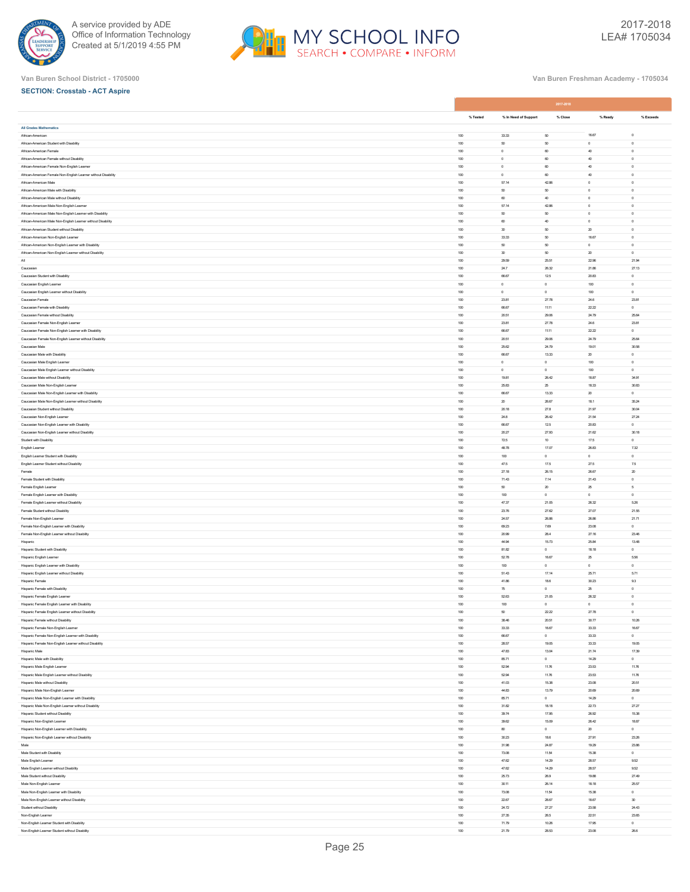Van Buren School District - 1705000

Van Buren Freshman Academy - 1705034

**SECTION: Crosstab - ACT Aspire**

| | 2017-2018 | | | | |
|---|---|---|---|---|---|
| | % Tested | % In Need of Support | % Close | % Ready | % Exceeds |
| **All Grades Mathematics** | | | | | |
| African-American | 100 | 33.33 | 50 | 16.67 | 0 |
| African-American Student with Disability | 100 | 50 | 50 | 0 | 0 |
| African-American Female | 100 | 0 | 60 | 40 | 0 |
| African-American Female without Disability | 100 | 0 | 60 | 40 | 0 |
| African-American Female Non-English Learner | 100 | 0 | 60 | 40 | 0 |
| African-American Female Non-English Learner without Disability | 100 | 0 | 60 | 40 | 0 |
| African-American Male | 100 | 57.14 | 42.86 | 0 | 0 |
| African-American Male with Disability | 100 | 50 | 50 | 0 | 0 |
| African-American Male without Disability | 100 | 60 | 40 | 0 | 0 |
| African-American Male Non-English Learner | 100 | 57.14 | 42.86 | 0 | 0 |
| African-American Male Non-English Learner with Disability | 100 | 50 | 50 | 0 | 0 |
| African-American Male Non-English Learner without Disability | 100 | 60 | 40 | 0 | 0 |
| African-American Student without Disability | 100 | 30 | 50 | 20 | 0 |
| African-American Non-English Learner | 100 | 33.33 | 50 | 16.67 | 0 |
| African-American Non-English Learner with Disability | 100 | 50 | 50 | 0 | 0 |
| African-American Non-English Learner without Disability | 100 | 30 | 50 | 20 | 0 |
| All | 100 | 29.59 | 25.51 | 22.96 | 21.94 |
| Caucasian | 100 | 24.7 | 26.32 | 21.86 | 27.13 |
| Caucasian Student with Disability | 100 | 66.67 | 12.5 | 20.83 | 0 |
| Caucasian English Learner | 100 | 0 | 0 | 100 | 0 |
| Caucasian English Learner without Disability | 100 | 0 | 0 | 100 | 0 |
| Caucasian Female | 100 | 23.81 | 27.78 | 24.6 | 23.81 |
| Caucasian Female with Disability | 100 | 66.67 | 11.11 | 22.22 | 0 |
| Caucasian Female without Disability | 100 | 20.51 | 29.06 | 24.79 | 25.64 |
| Caucasian Female Non-English Learner | 100 | 23.81 | 27.78 | 24.6 | 23.81 |
| Caucasian Female Non-English Learner with Disability | 100 | 66.67 | 11.11 | 22.22 | 0 |
| Caucasian Female Non-English Learner without Disability | 100 | 20.51 | 29.06 | 24.79 | 25.64 |
| Caucasian Male | 100 | 25.62 | 24.79 | 19.01 | 30.58 |
| Caucasian Male with Disability | 100 | 66.67 | 13.33 | 20 | 0 |
| Caucasian Male English Learner | 100 | 0 | 0 | 100 | 0 |
| Caucasian Male English Learner without Disability | 100 | 0 | 0 | 100 | 0 |
| Caucasian Male without Disability | 100 | 19.81 | 26.42 | 18.87 | 34.91 |
| Caucasian Male Non-English Learner | 100 | 25.83 | 25 | 18.33 | 30.83 |
| Caucasian Male Non-English Learner with Disability | 100 | 66.67 | 13.33 | 20 | 0 |
| Caucasian Male Non-English Learner without Disability | 100 | 20 | 26.67 | 18.1 | 35.24 |
| Caucasian Student without Disability | 100 | 20.18 | 27.8 | 21.97 | 30.04 |
| Caucasian Non-English Learner | 100 | 24.8 | 26.42 | 21.54 | 27.24 |
| Caucasian Non-English Learner with Disability | 100 | 66.67 | 12.5 | 20.83 | 0 |
| Caucasian Non-English Learner without Disability | 100 | 20.27 | 27.93 | 21.62 | 30.18 |
| Student with Disability | 100 | 72.5 | 10 | 17.5 | 0 |
| English Learner | 100 | 48.78 | 17.07 | 26.83 | 7.32 |
| English Learner Student with Disability | 100 | 100 | 0 | 0 | 0 |
| English Learner Student without Disability | 100 | 47.5 | 17.5 | 27.5 | 7.5 |
| Female | 100 | 27.18 | 26.15 | 26.67 | 20 |
| Female Student with Disability | 100 | 71.43 | 7.14 | 21.43 | 0 |
| Female English Learner | 100 | 50 | 20 | 25 | 5 |
| Female English Learner with Disability | 100 | 100 | 0 | 0 | 0 |
| Female English Learner without Disability | 100 | 47.37 | 21.05 | 26.32 | 5.26 |
| Female Student without Disability | 100 | 23.76 | 27.62 | 27.07 | 21.55 |
| Female Non-English Learner | 100 | 24.57 | 26.86 | 26.86 | 21.71 |
| Female Non-English Learner with Disability | 100 | 69.23 | 7.69 | 23.08 | 0 |
| Female Non-English Learner without Disability | 100 | 20.99 | 28.4 | 27.16 | 23.46 |
| Hispanic | 100 | 44.94 | 15.73 | 25.84 | 13.48 |
| Hispanic Student with Disability | 100 | 81.82 | 0 | 18.18 | 0 |
| Hispanic English Learner | 100 | 52.78 | 16.67 | 25 | 5.56 |
| Hispanic English Learner with Disability | 100 | 100 | 0 | 0 | 0 |
| Hispanic English Learner without Disability | 100 | 51.43 | 17.14 | 25.71 | 5.71 |
| Hispanic Female | 100 | 41.86 | 18.6 | 30.23 | 9.3 |
| Hispanic Female with Disability | 100 | 75 | 0 | 25 | 0 |
| Hispanic Female English Learner | 100 | 52.63 | 21.05 | 26.32 | 0 |
| Hispanic Female English Learner with Disability | 100 | 100 | 0 | 0 | 0 |
| Hispanic Female English Learner without Disability | 100 | 50 | 22.22 | 27.78 | 0 |
| Hispanic Female without Disability | 100 | 38.46 | 20.51 | 30.77 | 10.26 |
| Hispanic Female Non-English Learner | 100 | 33.33 | 16.67 | 33.33 | 16.67 |
| Hispanic Female Non-English Learner with Disability | 100 | 66.67 | 0 | 33.33 | 0 |
| Hispanic Female Non-English Learner without Disability | 100 | 28.57 | 19.05 | 33.33 | 19.05 |
| Hispanic Male | 100 | 47.83 | 13.04 | 21.74 | 17.39 |
| Hispanic Male with Disability | 100 | 85.71 | 0 | 14.29 | 0 |
| Hispanic Male English Learner | 100 | 52.94 | 11.76 | 23.53 | 11.76 |
| Hispanic Male English Learner without Disability | 100 | 52.94 | 11.76 | 23.53 | 11.76 |
| Hispanic Male without Disability | 100 | 41.03 | 15.38 | 23.08 | 20.51 |
| Hispanic Male Non-English Learner | 100 | 44.83 | 13.79 | 20.69 | 20.69 |
| Hispanic Male Non-English Learner with Disability | 100 | 85.71 | 0 | 14.29 | 0 |
| Hispanic Male Non-English Learner without Disability | 100 | 31.82 | 18.18 | 22.73 | 27.27 |
| Hispanic Student without Disability | 100 | 39.74 | 17.95 | 26.92 | 15.38 |
| Hispanic Non-English Learner | 100 | 39.62 | 15.09 | 26.42 | 18.87 |
| Hispanic Non-English Learner with Disability | 100 | 80 | 0 | 20 | 0 |
| Hispanic Non-English Learner without Disability | 100 | 30.23 | 18.6 | 27.91 | 23.26 |
| Male | 100 | 31.98 | 24.87 | 19.29 | 23.86 |
| Male Student with Disability | 100 | 73.08 | 11.54 | 15.38 | 0 |
| Male English Learner | 100 | 47.62 | 14.29 | 28.57 | 9.52 |
| Male English Learner without Disability | 100 | 47.62 | 14.29 | 28.57 | 9.52 |
| Male Student without Disability | 100 | 25.73 | 26.9 | 19.88 | 27.49 |
| Male Non-English Learner | 100 | 30.11 | 26.14 | 18.18 | 25.57 |
| Male Non-English Learner with Disability | 100 | 73.08 | 11.54 | 15.38 | 0 |
| Male Non-English Learner without Disability | 100 | 22.67 | 28.67 | 18.67 | 30 |
| Student without Disability | 100 | 24.72 | 27.27 | 23.58 | 24.43 |
| Non-English Learner | 100 | 27.35 | 26.5 | 22.51 | 23.65 |
| Non-English Learner Student with Disability | 100 | 71.79 | 10.26 | 17.95 | 0 |
| Non-English Learner Student without Disability | 100 | 21.79 | 28.53 | 23.08 | 26.6 |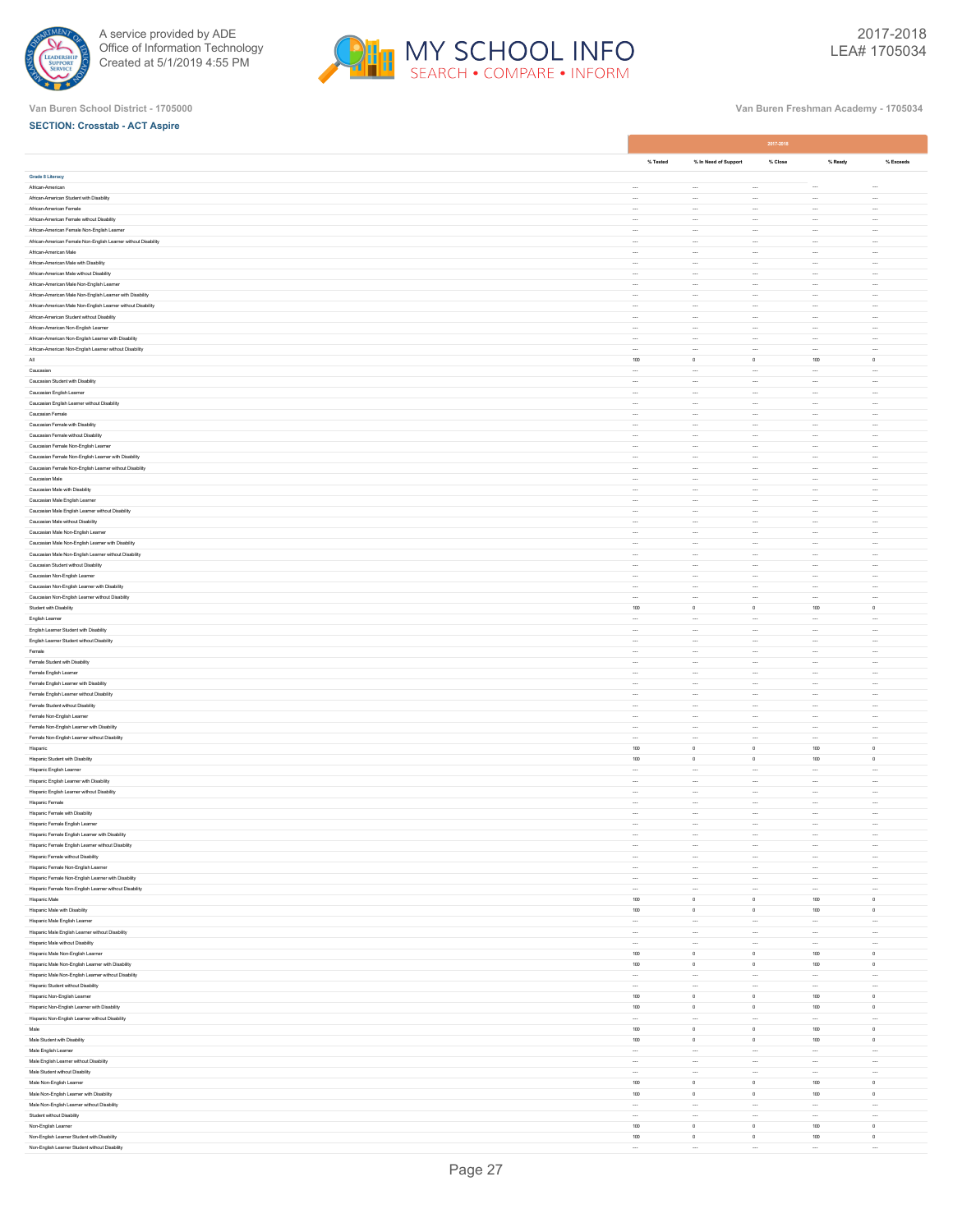Van Buren School District - 1705000

Van Buren Freshman Academy - 1705034

**SECTION: Crosstab - ACT Aspire**

| | 2017-2018 | | | | |
|---|---|---|---|---|---|
| | % Tested | % In Need of Support | % Close | % Ready | % Exceeds |
| **Grade 8 Literacy** | | | | | |
| African-American | --- | --- | --- | --- | --- |
| African-American Student with Disability | --- | --- | --- | --- | --- |
| African-American Female | --- | --- | --- | --- | --- |
| African-American Female without Disability | --- | --- | --- | --- | --- |
| African-American Female Non-English Learner | --- | --- | --- | --- | --- |
| African-American Female Non-English Learner without Disability | --- | --- | --- | --- | --- |
| African-American Male | --- | --- | --- | --- | --- |
| African-American Male with Disability | --- | --- | --- | --- | --- |
| African-American Male without Disability | --- | --- | --- | --- | --- |
| African-American Male Non-English Learner | --- | --- | --- | --- | --- |
| African-American Male Non-English Learner with Disability | --- | --- | --- | --- | --- |
| African-American Male Non-English Learner without Disability | --- | --- | --- | --- | --- |
| African-American Student without Disability | --- | --- | --- | --- | --- |
| African-American Non-English Learner | --- | --- | --- | --- | --- |
| African-American Non-English Learner with Disability | --- | --- | --- | --- | --- |
| African-American Non-English Learner without Disability | --- | --- | --- | --- | --- |
| All | 100 | 0 | 0 | 100 | 0 |
| Caucasian | --- | --- | --- | --- | --- |
| Caucasian Student with Disability | --- | --- | --- | --- | --- |
| Caucasian English Learner | --- | --- | --- | --- | --- |
| Caucasian English Learner without Disability | --- | --- | --- | --- | --- |
| Caucasian Female | --- | --- | --- | --- | --- |
| Caucasian Female with Disability | --- | --- | --- | --- | --- |
| Caucasian Female without Disability | --- | --- | --- | --- | --- |
| Caucasian Female Non-English Learner | --- | --- | --- | --- | --- |
| Caucasian Female Non-English Learner with Disability | --- | --- | --- | --- | --- |
| Caucasian Female Non-English Learner without Disability | --- | --- | --- | --- | --- |
| Caucasian Male | --- | --- | --- | --- | --- |
| Caucasian Male with Disability | --- | --- | --- | --- | --- |
| Caucasian Male English Learner | --- | --- | --- | --- | --- |
| Caucasian Male English Learner without Disability | --- | --- | --- | --- | --- |
| Caucasian Male without Disability | --- | --- | --- | --- | --- |
| Caucasian Male Non-English Learner | --- | --- | --- | --- | --- |
| Caucasian Male Non-English Learner with Disability | --- | --- | --- | --- | --- |
| Caucasian Male Non-English Learner without Disability | --- | --- | --- | --- | --- |
| Caucasian Student without Disability | --- | --- | --- | --- | --- |
| Caucasian Non-English Learner | --- | --- | --- | --- | --- |
| Caucasian Non-English Learner with Disability | --- | --- | --- | --- | --- |
| Caucasian Non-English Learner without Disability | --- | --- | --- | --- | --- |
| Student with Disability | 100 | 0 | 0 | 100 | 0 |
| English Learner | --- | --- | --- | --- | --- |
| English Learner Student with Disability | --- | --- | --- | --- | --- |
| English Learner Student without Disability | --- | --- | --- | --- | --- |
| Female | --- | --- | --- | --- | --- |
| Female Student with Disability | --- | --- | --- | --- | --- |
| Female English Learner | --- | --- | --- | --- | --- |
| Female English Learner with Disability | --- | --- | --- | --- | --- |
| Female English Learner without Disability | --- | --- | --- | --- | --- |
| Female Student without Disability | --- | --- | --- | --- | --- |
| Female Non-English Learner | --- | --- | --- | --- | --- |
| Female Non-English Learner with Disability | --- | --- | --- | --- | --- |
| Female Non-English Learner without Disability | --- | --- | --- | --- | --- |
| Hispanic | 100 | 0 | 0 | 100 | 0 |
| Hispanic Student with Disability | 100 | 0 | 0 | 100 | 0 |
| Hispanic English Learner | --- | --- | --- | --- | --- |
| Hispanic English Learner with Disability | --- | --- | --- | --- | --- |
| Hispanic English Learner without Disability | --- | --- | --- | --- | --- |
| Hispanic Female | --- | --- | --- | --- | --- |
| Hispanic Female with Disability | --- | --- | --- | --- | --- |
| Hispanic Female English Learner | --- | --- | --- | --- | --- |
| Hispanic Female English Learner with Disability | --- | --- | --- | --- | --- |
| Hispanic Female English Learner without Disability | --- | --- | --- | --- | --- |
| Hispanic Female without Disability | --- | --- | --- | --- | --- |
| Hispanic Female Non-English Learner | --- | --- | --- | --- | --- |
| Hispanic Female Non-English Learner with Disability | --- | --- | --- | --- | --- |
| Hispanic Female Non-English Learner without Disability | --- | --- | --- | --- | --- |
| Hispanic Male | 100 | 0 | 0 | 100 | 0 |
| Hispanic Male with Disability | 100 | 0 | 0 | 100 | 0 |
| Hispanic Male English Learner | --- | --- | --- | --- | --- |
| Hispanic Male English Learner without Disability | --- | --- | --- | --- | --- |
| Hispanic Male without Disability | --- | --- | --- | --- | --- |
| Hispanic Male Non-English Learner | 100 | 0 | 0 | 100 | 0 |
| Hispanic Male Non-English Learner with Disability | 100 | 0 | 0 | 100 | 0 |
| Hispanic Male Non-English Learner without Disability | --- | --- | --- | --- | --- |
| Hispanic Student without Disability | --- | --- | --- | --- | --- |
| Hispanic Non-English Learner | 100 | 0 | 0 | 100 | 0 |
| Hispanic Non-English Learner with Disability | 100 | 0 | 0 | 100 | 0 |
| Hispanic Non-English Learner without Disability | --- | --- | --- | --- | --- |
| Male | 100 | 0 | 0 | 100 | 0 |
| Male Student with Disability | 100 | 0 | 0 | 100 | 0 |
| Male English Learner | --- | --- | --- | --- | --- |
| Male English Learner without Disability | --- | --- | --- | --- | --- |
| Male Student without Disability | --- | --- | --- | --- | --- |
| Male Non-English Learner | 100 | 0 | 0 | 100 | 0 |
| Male Non-English Learner with Disability | 100 | 0 | 0 | 100 | 0 |
| Male Non-English Learner without Disability | --- | --- | --- | --- | --- |
| Student without Disability | --- | --- | --- | --- | --- |
| Non-English Learner | 100 | 0 | 0 | 100 | 0 |
| Non-English Learner Student with Disability | 100 | 0 | 0 | 100 | 0 |
| Non-English Learner Student without Disability | --- | --- | --- | --- | --- |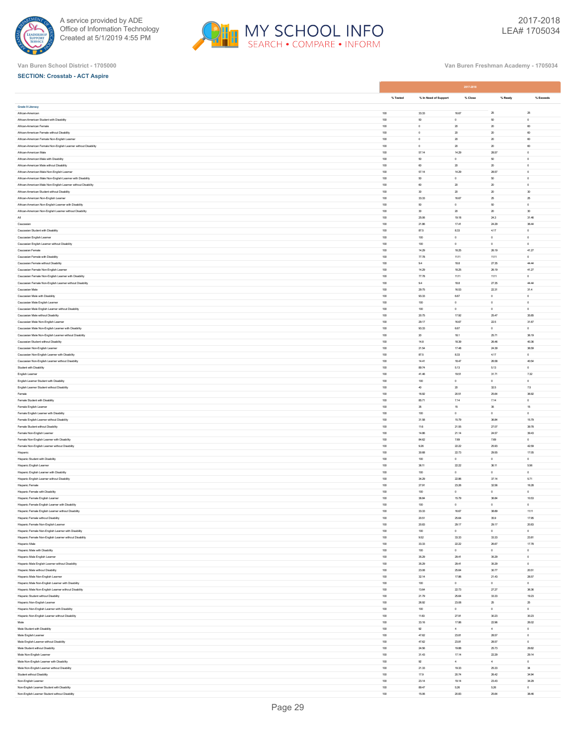Van Buren School District - 1705000

Van Buren Freshman Academy - 1705034

**SECTION: Crosstab - ACT Aspire**

| | 2017-2018 | | | | |
|---|---|---|---|---|---|
| | % Tested | % In Need of Support | % Close | % Ready | % Exceeds |
| **Grade 9 Literacy** | | | | | |
| African-American | 100 | 33.33 | 16.67 | 25 | 25 |
| African-American Student with Disability | 100 | 50 | 0 | 50 | 0 |
| African-American Female | 100 | 0 | 20 | 20 | 60 |
| African-American Female without Disability | 100 | 0 | 20 | 20 | 60 |
| African-American Female Non-English Learner | 100 | 0 | 20 | 20 | 60 |
| African-American Female Non-English Learner without Disability | 100 | 0 | 20 | 20 | 60 |
| African-American Male | 100 | 57.14 | 14.29 | 28.57 | 0 |
| African-American Male with Disability | 100 | 50 | 0 | 50 | 0 |
| African-American Male without Disability | 100 | 60 | 20 | 20 | 0 |
| African-American Male Non-English Learner | 100 | 57.14 | 14.29 | 28.57 | 0 |
| African-American Male Non-English Learner with Disability | 100 | 50 | 0 | 50 | 0 |
| African-American Male Non-English Learner without Disability | 100 | 60 | 20 | 20 | 0 |
| African-American Student without Disability | 100 | 30 | 20 | 20 | 30 |
| African-American Non-English Learner | 100 | 33.33 | 16.67 | 25 | 25 |
| African-American Non-English Learner with Disability | 100 | 50 | 0 | 50 | 0 |
| African-American Non-English Learner without Disability | 100 | 30 | 20 | 20 | 30 |
| All | 100 | 25.06 | 19.18 | 24.3 | 31.46 |
| Caucasian | 100 | 21.86 | 17.41 | 24.29 | 36.44 |
| Caucasian Student with Disability | 100 | 87.5 | 8.33 | 4.17 | 0 |
| Caucasian English Learner | 100 | 100 | 0 | 0 | 0 |
| Caucasian English Learner without Disability | 100 | 100 | 0 | 0 | 0 |
| Caucasian Female | 100 | 14.29 | 18.25 | 26.19 | 41.27 |
| Caucasian Female with Disability | 100 | 77.78 | 11.11 | 11.11 | 0 |
| Caucasian Female without Disability | 100 | 9.4 | 18.8 | 27.35 | 44.44 |
| Caucasian Female Non-English Learner | 100 | 14.29 | 18.25 | 26.19 | 41.27 |
| Caucasian Female Non-English Learner with Disability | 100 | 77.78 | 11.11 | 11.11 | 0 |
| Caucasian Female Non-English Learner without Disability | 100 | 9.4 | 18.8 | 27.35 | 44.44 |
| Caucasian Male | 100 | 29.75 | 16.53 | 22.31 | 31.4 |
| Caucasian Male with Disability | 100 | 93.33 | 6.67 | 0 | 0 |
| Caucasian Male English Learner | 100 | 100 | 0 | 0 | 0 |
| Caucasian Male English Learner without Disability | 100 | 100 | 0 | 0 | 0 |
| Caucasian Male without Disability | 100 | 20.75 | 17.92 | 25.47 | 35.85 |
| Caucasian Male Non-English Learner | 100 | 29.17 | 16.67 | 22.5 | 31.67 |
| Caucasian Male Non-English Learner with Disability | 100 | 93.33 | 6.67 | 0 | 0 |
| Caucasian Male Non-English Learner without Disability | 100 | 20 | 18.1 | 25.71 | 36.19 |
| Caucasian Student without Disability | 100 | 14.8 | 18.39 | 26.46 | 40.36 |
| Caucasian Non-English Learner | 100 | 21.54 | 17.48 | 24.39 | 36.59 |
| Caucasian Non-English Learner with Disability | 100 | 87.5 | 8.33 | 4.17 | 0 |
| Caucasian Non-English Learner without Disability | 100 | 14.41 | 18.47 | 26.58 | 40.54 |
| Student with Disability | 100 | 89.74 | 5.13 | 5.13 | 0 |
| English Learner | 100 | 41.46 | 19.51 | 31.71 | 7.32 |
| English Learner Student with Disability | 100 | 100 | 0 | 0 | 0 |
| English Learner Student without Disability | 100 | 40 | 20 | 32.5 | 7.5 |
| Female | 100 | 16.92 | 20.51 | 25.64 | 36.92 |
| Female Student with Disability | 100 | 85.71 | 7.14 | 7.14 | 0 |
| Female English Learner | 100 | 35 | 15 | 35 | 15 |
| Female English Learner with Disability | 100 | 100 | 0 | 0 | 0 |
| Female English Learner without Disability | 100 | 31.58 | 15.79 | 36.84 | 15.79 |
| Female Student without Disability | 100 | 11.6 | 21.55 | 27.07 | 39.78 |
| Female Non-English Learner | 100 | 14.86 | 21.14 | 24.57 | 39.43 |
| Female Non-English Learner with Disability | 100 | 84.62 | 7.69 | 7.69 | 0 |
| Female Non-English Learner without Disability | 100 | 9.26 | 22.22 | 25.93 | 42.59 |
| Hispanic | 100 | 30.68 | 22.73 | 29.55 | 17.05 |
| Hispanic Student with Disability | 100 | 100 | 0 | 0 | 0 |
| Hispanic English Learner | 100 | 36.11 | 22.22 | 36.11 | 5.56 |
| Hispanic English Learner with Disability | 100 | 100 | 0 | 0 | 0 |
| Hispanic English Learner without Disability | 100 | 34.29 | 22.86 | 37.14 | 5.71 |
| Hispanic Female | 100 | 27.91 | 23.26 | 32.56 | 16.28 |
| Hispanic Female with Disability | 100 | 100 | 0 | 0 | 0 |
| Hispanic Female English Learner | 100 | 36.84 | 15.79 | 36.84 | 10.53 |
| Hispanic Female English Learner with Disability | 100 | 100 | 0 | 0 | 0 |
| Hispanic Female English Learner without Disability | 100 | 33.33 | 16.67 | 38.89 | 11.11 |
| Hispanic Female without Disability | 100 | 20.51 | 25.64 | 35.9 | 17.95 |
| Hispanic Female Non-English Learner | 100 | 20.83 | 29.17 | 29.17 | 20.83 |
| Hispanic Female Non-English Learner with Disability | 100 | 100 | 0 | 0 | 0 |
| Hispanic Female Non-English Learner without Disability | 100 | 9.52 | 33.33 | 33.33 | 23.81 |
| Hispanic Male | 100 | 33.33 | 22.22 | 26.67 | 17.78 |
| Hispanic Male with Disability | 100 | 100 | 0 | 0 | 0 |
| Hispanic Male English Learner | 100 | 35.29 | 29.41 | 35.29 | 0 |
| Hispanic Male English Learner without Disability | 100 | 35.29 | 29.41 | 35.29 | 0 |
| Hispanic Male without Disability | 100 | 23.08 | 25.64 | 30.77 | 20.51 |
| Hispanic Male Non-English Learner | 100 | 32.14 | 17.86 | 21.43 | 28.57 |
| Hispanic Male Non-English Learner with Disability | 100 | 100 | 0 | 0 | 0 |
| Hispanic Male Non-English Learner without Disability | 100 | 13.64 | 22.73 | 27.27 | 36.36 |
| Hispanic Student without Disability | 100 | 21.79 | 25.64 | 33.33 | 19.23 |
| Hispanic Non-English Learner | 100 | 26.92 | 23.08 | 25 | 25 |
| Hispanic Non-English Learner with Disability | 100 | 100 | 0 | 0 | 0 |
| Hispanic Non-English Learner without Disability | 100 | 11.63 | 27.91 | 30.23 | 30.23 |
| Male | 100 | 33.16 | 17.86 | 22.96 | 26.02 |
| Male Student with Disability | 100 | 92 | 4 | 4 | 0 |
| Male English Learner | 100 | 47.62 | 23.81 | 28.57 | 0 |
| Male English Learner without Disability | 100 | 47.62 | 23.81 | 28.57 | 0 |
| Male Student without Disability | 100 | 24.56 | 19.88 | 25.73 | 29.82 |
| Male Non-English Learner | 100 | 31.43 | 17.14 | 22.29 | 29.14 |
| Male Non-English Learner with Disability | 100 | 92 | 4 | 4 | 0 |
| Male Non-English Learner without Disability | 100 | 21.33 | 19.33 | 25.33 | 34 |
| Student without Disability | 100 | 17.9 | 20.74 | 26.42 | 34.94 |
| Non-English Learner | 100 | 23.14 | 19.14 | 23.43 | 34.29 |
| Non-English Learner Student with Disability | 100 | 89.47 | 5.26 | 5.26 | 0 |
| Non-English Learner Student without Disability | 100 | 15.06 | 20.83 | 25.64 | 38.46 |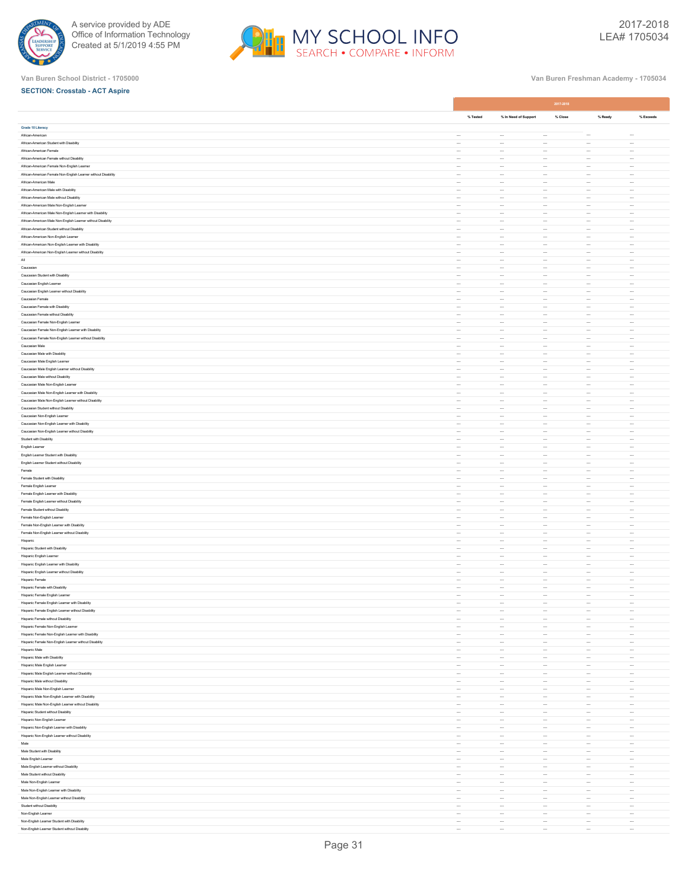Van Buren School District - 1705000

Van Buren Freshman Academy - 1705034

**SECTION: Crosstab - ACT Aspire**

| | 2017-2018 | | | | |
|---|---|---|---|---|---|
| | % Tested | % In Need of Support | % Close | % Ready | % Exceeds |
| **Grade 10 Literacy** | | | | | |
| African-American | --- | --- | --- | --- | --- |
| African-American Student with Disability | --- | --- | --- | --- | --- |
| African-American Female | --- | --- | --- | --- | --- |
| African-American Female without Disability | --- | --- | --- | --- | --- |
| African-American Female Non-English Learner | --- | --- | --- | --- | --- |
| African-American Female Non-English Learner without Disability | --- | --- | --- | --- | --- |
| African-American Male | --- | --- | --- | --- | --- |
| African-American Male with Disability | --- | --- | --- | --- | --- |
| African-American Male without Disability | --- | --- | --- | --- | --- |
| African-American Male Non-English Learner | --- | --- | --- | --- | --- |
| African-American Male Non-English Learner with Disability | --- | --- | --- | --- | --- |
| African-American Male Non-English Learner without Disability | --- | --- | --- | --- | --- |
| African-American Student without Disability | --- | --- | --- | --- | --- |
| African-American Non-English Learner | --- | --- | --- | --- | --- |
| African-American Non-English Learner with Disability | --- | --- | --- | --- | --- |
| African-American Non-English Learner without Disability | --- | --- | --- | --- | --- |
| All | --- | --- | --- | --- | --- |
| Caucasian | --- | --- | --- | --- | --- |
| Caucasian Student with Disability | --- | --- | --- | --- | --- |
| Caucasian English Learner | --- | --- | --- | --- | --- |
| Caucasian English Learner without Disability | --- | --- | --- | --- | --- |
| Caucasian Female | --- | --- | --- | --- | --- |
| Caucasian Female with Disability | --- | --- | --- | --- | --- |
| Caucasian Female without Disability | --- | --- | --- | --- | --- |
| Caucasian Female Non-English Learner | --- | --- | --- | --- | --- |
| Caucasian Female Non-English Learner with Disability | --- | --- | --- | --- | --- |
| Caucasian Female Non-English Learner without Disability | --- | --- | --- | --- | --- |
| Caucasian Male | --- | --- | --- | --- | --- |
| Caucasian Male with Disability | --- | --- | --- | --- | --- |
| Caucasian Male English Learner | --- | --- | --- | --- | --- |
| Caucasian Male English Learner without Disability | --- | --- | --- | --- | --- |
| Caucasian Male without Disability | --- | --- | --- | --- | --- |
| Caucasian Male Non-English Learner | --- | --- | --- | --- | --- |
| Caucasian Male Non-English Learner with Disability | --- | --- | --- | --- | --- |
| Caucasian Male Non-English Learner without Disability | --- | --- | --- | --- | --- |
| Caucasian Student without Disability | --- | --- | --- | --- | --- |
| Caucasian Non-English Learner | --- | --- | --- | --- | --- |
| Caucasian Non-English Learner with Disability | --- | --- | --- | --- | --- |
| Caucasian Non-English Learner without Disability | --- | --- | --- | --- | --- |
| Student with Disability | --- | --- | --- | --- | --- |
| English Learner | --- | --- | --- | --- | --- |
| English Learner Student with Disability | --- | --- | --- | --- | --- |
| English Learner Student without Disability | --- | --- | --- | --- | --- |
| Female | --- | --- | --- | --- | --- |
| Female Student with Disability | --- | --- | --- | --- | --- |
| Female English Learner | --- | --- | --- | --- | --- |
| Female English Learner with Disability | --- | --- | --- | --- | --- |
| Female English Learner without Disability | --- | --- | --- | --- | --- |
| Female Student without Disability | --- | --- | --- | --- | --- |
| Female Non-English Learner | --- | --- | --- | --- | --- |
| Female Non-English Learner with Disability | --- | --- | --- | --- | --- |
| Female Non-English Learner without Disability | --- | --- | --- | --- | --- |
| Hispanic | --- | --- | --- | --- | --- |
| Hispanic Student with Disability | --- | --- | --- | --- | --- |
| Hispanic English Learner | --- | --- | --- | --- | --- |
| Hispanic English Learner with Disability | --- | --- | --- | --- | --- |
| Hispanic English Learner without Disability | --- | --- | --- | --- | --- |
| Hispanic Female | --- | --- | --- | --- | --- |
| Hispanic Female with Disability | --- | --- | --- | --- | --- |
| Hispanic Female English Learner | --- | --- | --- | --- | --- |
| Hispanic Female English Learner with Disability | --- | --- | --- | --- | --- |
| Hispanic Female English Learner without Disability | --- | --- | --- | --- | --- |
| Hispanic Female without Disability | --- | --- | --- | --- | --- |
| Hispanic Female Non-English Learner | --- | --- | --- | --- | --- |
| Hispanic Female Non-English Learner with Disability | --- | --- | --- | --- | --- |
| Hispanic Female Non-English Learner without Disability | --- | --- | --- | --- | --- |
| Hispanic Male | --- | --- | --- | --- | --- |
| Hispanic Male with Disability | --- | --- | --- | --- | --- |
| Hispanic Male English Learner | --- | --- | --- | --- | --- |
| Hispanic Male English Learner without Disability | --- | --- | --- | --- | --- |
| Hispanic Male without Disability | --- | --- | --- | --- | --- |
| Hispanic Male Non-English Learner | --- | --- | --- | --- | --- |
| Hispanic Male Non-English Learner with Disability | --- | --- | --- | --- | --- |
| Hispanic Male Non-English Learner without Disability | --- | --- | --- | --- | --- |
| Hispanic Student without Disability | --- | --- | --- | --- | --- |
| Hispanic Non-English Learner | --- | --- | --- | --- | --- |
| Hispanic Non-English Learner with Disability | --- | --- | --- | --- | --- |
| Hispanic Non-English Learner without Disability | --- | --- | --- | --- | --- |
| Male | --- | --- | --- | --- | --- |
| Male Student with Disability | --- | --- | --- | --- | --- |
| Male English Learner | --- | --- | --- | --- | --- |
| Male English Learner without Disability | --- | --- | --- | --- | --- |
| Male Student without Disability | --- | --- | --- | --- | --- |
| Male Non-English Learner | --- | --- | --- | --- | --- |
| Male Non-English Learner with Disability | --- | --- | --- | --- | --- |
| Male Non-English Learner without Disability | --- | --- | --- | --- | --- |
| Student without Disability | --- | --- | --- | --- | --- |
| Non-English Learner | --- | --- | --- | --- | --- |
| Non-English Learner Student with Disability | --- | --- | --- | --- | --- |
| Non-English Learner Student without Disability | --- | --- | --- | --- | --- |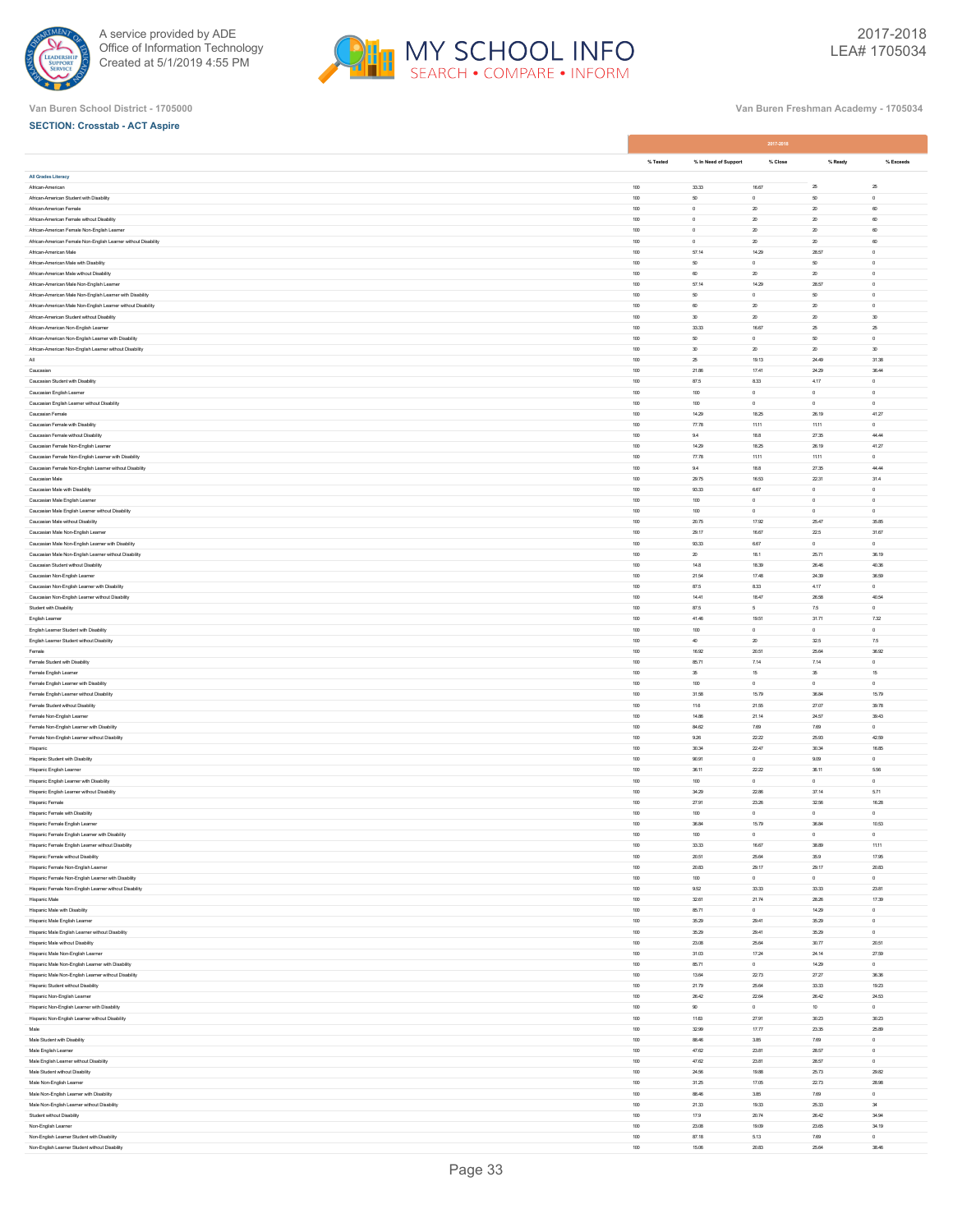A service provided by ADE
Office of Information Technology
Created at 5/1/2019 4:55 PM

2017-2018
LEA# 1705034

Van Buren School District - 1705000

Van Buren Freshman Academy - 1705034

**SECTION: Crosstab - ACT Aspire**

| | 2017-2018 | | | | |
|---|---|---|---|---|---|
| | % Tested | % In Need of Support | % Close | % Ready | % Exceeds |
| **All Grades Literacy** | | | | | |
| African-American | 100 | 33.33 | 16.67 | 25 | 25 |
| African-American Student with Disability | 100 | 50 | 0 | 50 | 0 |
| African-American Female | 100 | 0 | 20 | 20 | 60 |
| African-American Female without Disability | 100 | 0 | 20 | 20 | 60 |
| African-American Female Non-English Learner | 100 | 0 | 20 | 20 | 60 |
| African-American Female Non-English Learner without Disability | 100 | 0 | 20 | 20 | 60 |
| African-American Male | 100 | 57.14 | 14.29 | 28.57 | 0 |
| African-American Male with Disability | 100 | 50 | 0 | 50 | 0 |
| African-American Male without Disability | 100 | 60 | 20 | 20 | 0 |
| African-American Male Non-English Learner | 100 | 57.14 | 14.29 | 28.57 | 0 |
| African-American Male Non-English Learner with Disability | 100 | 50 | 0 | 50 | 0 |
| African-American Male Non-English Learner without Disability | 100 | 60 | 20 | 20 | 0 |
| African-American Student without Disability | 100 | 30 | 20 | 20 | 30 |
| African-American Non-English Learner | 100 | 33.33 | 16.67 | 25 | 25 |
| African-American Non-English Learner with Disability | 100 | 50 | 0 | 50 | 0 |
| African-American Non-English Learner without Disability | 100 | 30 | 20 | 20 | 30 |
| All | 100 | 25 | 19.13 | 24.49 | 31.38 |
| Caucasian | 100 | 21.86 | 17.41 | 24.29 | 36.44 |
| Caucasian Student with Disability | 100 | 87.5 | 8.33 | 4.17 | 0 |
| Caucasian English Learner | 100 | 100 | 0 | 0 | 0 |
| Caucasian English Learner without Disability | 100 | 100 | 0 | 0 | 0 |
| Caucasian Female | 100 | 14.29 | 18.25 | 26.19 | 41.27 |
| Caucasian Female with Disability | 100 | 77.78 | 11.11 | 11.11 | 0 |
| Caucasian Female without Disability | 100 | 9.4 | 18.8 | 27.35 | 44.44 |
| Caucasian Female Non-English Learner | 100 | 14.29 | 18.25 | 26.19 | 41.27 |
| Caucasian Female Non-English Learner with Disability | 100 | 77.78 | 11.11 | 11.11 | 0 |
| Caucasian Female Non-English Learner without Disability | 100 | 9.4 | 18.8 | 27.35 | 44.44 |
| Caucasian Male | 100 | 29.75 | 16.53 | 22.31 | 31.4 |
| Caucasian Male with Disability | 100 | 93.33 | 6.67 | 0 | 0 |
| Caucasian Male English Learner | 100 | 100 | 0 | 0 | 0 |
| Caucasian Male English Learner without Disability | 100 | 100 | 0 | 0 | 0 |
| Caucasian Male without Disability | 100 | 20.75 | 17.92 | 25.47 | 35.85 |
| Caucasian Male Non-English Learner | 100 | 29.17 | 16.67 | 22.5 | 31.67 |
| Caucasian Male Non-English Learner with Disability | 100 | 93.33 | 6.67 | 0 | 0 |
| Caucasian Male Non-English Learner without Disability | 100 | 20 | 18.1 | 25.71 | 36.19 |
| Caucasian Student without Disability | 100 | 14.8 | 18.39 | 26.46 | 40.36 |
| Caucasian Non-English Learner | 100 | 21.54 | 17.48 | 24.39 | 36.59 |
| Caucasian Non-English Learner with Disability | 100 | 87.5 | 8.33 | 4.17 | 0 |
| Caucasian Non-English Learner without Disability | 100 | 14.41 | 18.47 | 26.58 | 40.54 |
| Student with Disability | 100 | 87.5 | 5 | 7.5 | 0 |
| English Learner | 100 | 41.46 | 19.51 | 31.71 | 7.32 |
| English Learner Student with Disability | 100 | 100 | 0 | 0 | 0 |
| English Learner Student without Disability | 100 | 40 | 20 | 32.5 | 7.5 |
| Female | 100 | 16.92 | 20.51 | 25.64 | 36.92 |
| Female Student with Disability | 100 | 85.71 | 7.14 | 7.14 | 0 |
| Female English Learner | 100 | 35 | 15 | 35 | 15 |
| Female English Learner with Disability | 100 | 100 | 0 | 0 | 0 |
| Female English Learner without Disability | 100 | 31.58 | 15.79 | 36.84 | 15.79 |
| Female Student without Disability | 100 | 11.6 | 21.55 | 27.07 | 39.78 |
| Female Non-English Learner | 100 | 14.86 | 21.14 | 24.57 | 39.43 |
| Female Non-English Learner with Disability | 100 | 84.62 | 7.69 | 7.69 | 0 |
| Female Non-English Learner without Disability | 100 | 9.26 | 22.22 | 25.93 | 42.59 |
| Hispanic | 100 | 30.34 | 22.47 | 30.34 | 16.85 |
| Hispanic Student with Disability | 100 | 90.91 | 0 | 9.09 | 0 |
| Hispanic English Learner | 100 | 36.11 | 22.22 | 36.11 | 5.56 |
| Hispanic English Learner with Disability | 100 | 100 | 0 | 0 | 0 |
| Hispanic English Learner without Disability | 100 | 34.29 | 22.86 | 37.14 | 5.71 |
| Hispanic Female | 100 | 27.91 | 23.26 | 32.56 | 16.28 |
| Hispanic Female with Disability | 100 | 100 | 0 | 0 | 0 |
| Hispanic Female English Learner | 100 | 36.84 | 15.79 | 36.84 | 10.53 |
| Hispanic Female English Learner with Disability | 100 | 100 | 0 | 0 | 0 |
| Hispanic Female English Learner without Disability | 100 | 33.33 | 16.67 | 38.89 | 11.11 |
| Hispanic Female without Disability | 100 | 20.51 | 25.64 | 35.9 | 17.95 |
| Hispanic Female Non-English Learner | 100 | 20.83 | 29.17 | 29.17 | 20.83 |
| Hispanic Female Non-English Learner with Disability | 100 | 100 | 0 | 0 | 0 |
| Hispanic Female Non-English Learner without Disability | 100 | 9.52 | 33.33 | 33.33 | 23.81 |
| Hispanic Male | 100 | 32.61 | 21.74 | 28.26 | 17.39 |
| Hispanic Male with Disability | 100 | 85.71 | 0 | 14.29 | 0 |
| Hispanic Male English Learner | 100 | 35.29 | 29.41 | 35.29 | 0 |
| Hispanic Male English Learner without Disability | 100 | 35.29 | 29.41 | 35.29 | 0 |
| Hispanic Male without Disability | 100 | 23.08 | 25.64 | 30.77 | 20.51 |
| Hispanic Male Non-English Learner | 100 | 31.03 | 17.24 | 24.14 | 27.59 |
| Hispanic Male Non-English Learner with Disability | 100 | 85.71 | 0 | 14.29 | 0 |
| Hispanic Male Non-English Learner without Disability | 100 | 13.64 | 22.73 | 27.27 | 36.36 |
| Hispanic Student without Disability | 100 | 21.79 | 25.64 | 33.33 | 19.23 |
| Hispanic Non-English Learner | 100 | 26.42 | 22.64 | 26.42 | 24.53 |
| Hispanic Non-English Learner with Disability | 100 | 90 | 0 | 10 | 0 |
| Hispanic Non-English Learner without Disability | 100 | 11.63 | 27.91 | 30.23 | 30.23 |
| Male | 100 | 32.99 | 17.77 | 23.35 | 25.89 |
| Male Student with Disability | 100 | 88.46 | 3.85 | 7.69 | 0 |
| Male English Learner | 100 | 47.62 | 23.81 | 28.57 | 0 |
| Male English Learner without Disability | 100 | 47.62 | 23.81 | 28.57 | 0 |
| Male Student without Disability | 100 | 24.56 | 19.88 | 25.73 | 29.82 |
| Male Non-English Learner | 100 | 31.25 | 17.05 | 22.73 | 28.98 |
| Male Non-English Learner with Disability | 100 | 88.46 | 3.85 | 7.69 | 0 |
| Male Non-English Learner without Disability | 100 | 21.33 | 19.33 | 25.33 | 34 |
| Student without Disability | 100 | 17.9 | 20.74 | 26.42 | 34.94 |
| Non-English Learner | 100 | 23.08 | 19.09 | 23.65 | 34.19 |
| Non-English Learner Student with Disability | 100 | 87.18 | 5.13 | 7.69 | 0 |
| Non-English Learner Student without Disability | 100 | 15.06 | 20.83 | 25.64 | 38.46 |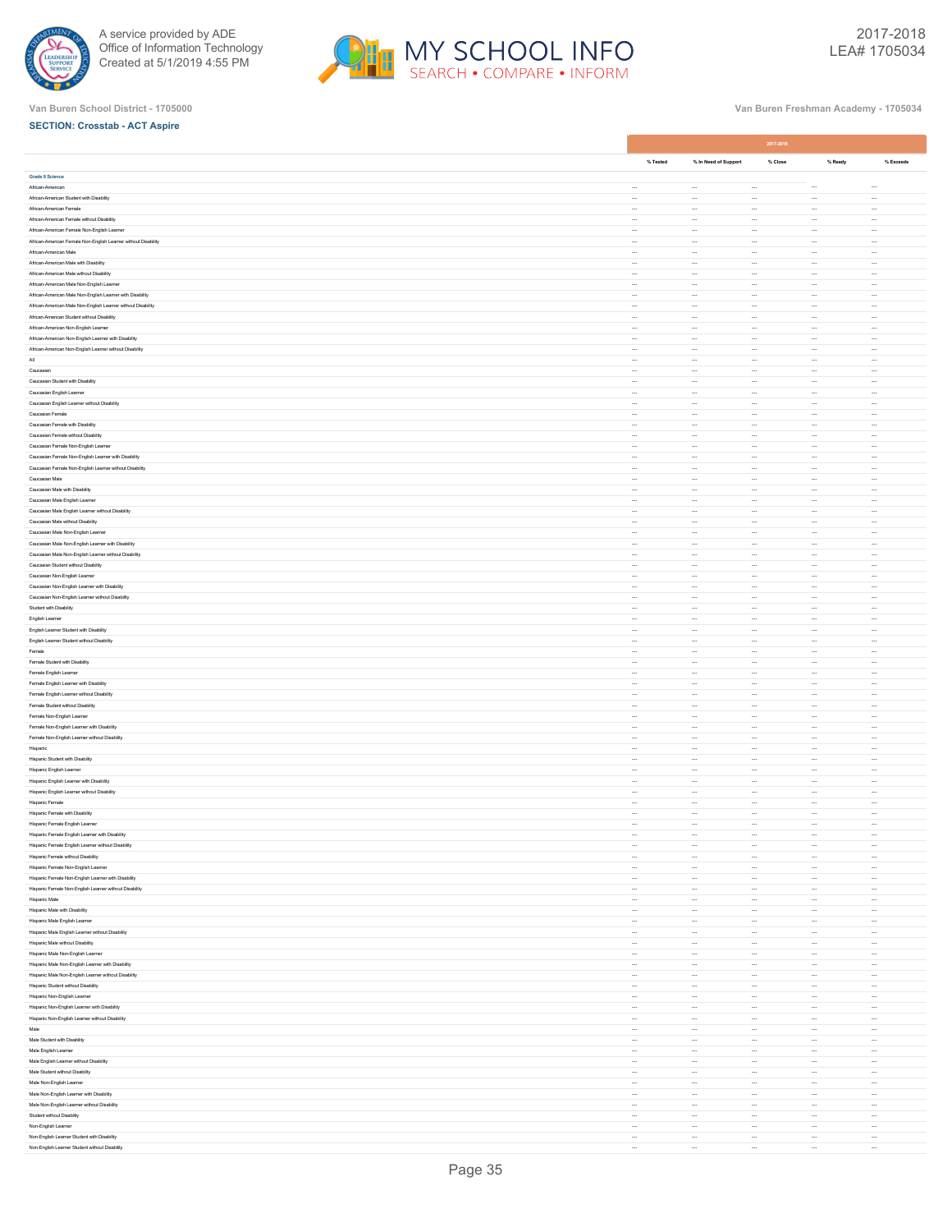Van Buren School District - 1705000

Van Buren Freshman Academy - 1705034

**SECTION: Crosstab - ACT Aspire**

| | 2017-2018 | | | | |
|---|---|---|---|---|---|
| | % Tested | % In Need of Support | % Close | % Ready | % Exceeds |
| **Grade 8 Science** | | | | | |
| African-American | --- | --- | --- | --- | --- |
| African-American Student with Disability | --- | --- | --- | --- | --- |
| African-American Female | --- | --- | --- | --- | --- |
| African-American Female without Disability | --- | --- | --- | --- | --- |
| African-American Female Non-English Learner | --- | --- | --- | --- | --- |
| African-American Female Non-English Learner without Disability | --- | --- | --- | --- | --- |
| African-American Male | --- | --- | --- | --- | --- |
| African-American Male with Disability | --- | --- | --- | --- | --- |
| African-American Male without Disability | --- | --- | --- | --- | --- |
| African-American Male Non-English Learner | --- | --- | --- | --- | --- |
| African-American Male Non-English Learner with Disability | --- | --- | --- | --- | --- |
| African-American Male Non-English Learner without Disability | --- | --- | --- | --- | --- |
| African-American Student without Disability | --- | --- | --- | --- | --- |
| African-American Non-English Learner | --- | --- | --- | --- | --- |
| African-American Non-English Learner with Disability | --- | --- | --- | --- | --- |
| African-American Non-English Learner without Disability | --- | --- | --- | --- | --- |
| All | --- | --- | --- | --- | --- |
| Caucasian | --- | --- | --- | --- | --- |
| Caucasian Student with Disability | --- | --- | --- | --- | --- |
| Caucasian English Learner | --- | --- | --- | --- | --- |
| Caucasian English Learner without Disability | --- | --- | --- | --- | --- |
| Caucasian Female | --- | --- | --- | --- | --- |
| Caucasian Female with Disability | --- | --- | --- | --- | --- |
| Caucasian Female without Disability | --- | --- | --- | --- | --- |
| Caucasian Female Non-English Learner | --- | --- | --- | --- | --- |
| Caucasian Female Non-English Learner with Disability | --- | --- | --- | --- | --- |
| Caucasian Female Non-English Learner without Disability | --- | --- | --- | --- | --- |
| Caucasian Male | --- | --- | --- | --- | --- |
| Caucasian Male with Disability | --- | --- | --- | --- | --- |
| Caucasian Male English Learner | --- | --- | --- | --- | --- |
| Caucasian Male English Learner without Disability | --- | --- | --- | --- | --- |
| Caucasian Male without Disability | --- | --- | --- | --- | --- |
| Caucasian Male Non-English Learner | --- | --- | --- | --- | --- |
| Caucasian Male Non-English Learner with Disability | --- | --- | --- | --- | --- |
| Caucasian Male Non-English Learner without Disability | --- | --- | --- | --- | --- |
| Caucasian Student without Disability | --- | --- | --- | --- | --- |
| Caucasian Non-English Learner | --- | --- | --- | --- | --- |
| Caucasian Non-English Learner with Disability | --- | --- | --- | --- | --- |
| Caucasian Non-English Learner without Disability | --- | --- | --- | --- | --- |
| Student with Disability | --- | --- | --- | --- | --- |
| English Learner | --- | --- | --- | --- | --- |
| English Learner Student with Disability | --- | --- | --- | --- | --- |
| English Learner Student without Disability | --- | --- | --- | --- | --- |
| Female | --- | --- | --- | --- | --- |
| Female Student with Disability | --- | --- | --- | --- | --- |
| Female English Learner | --- | --- | --- | --- | --- |
| Female English Learner with Disability | --- | --- | --- | --- | --- |
| Female English Learner without Disability | --- | --- | --- | --- | --- |
| Female Student without Disability | --- | --- | --- | --- | --- |
| Female Non-English Learner | --- | --- | --- | --- | --- |
| Female Non-English Learner with Disability | --- | --- | --- | --- | --- |
| Female Non-English Learner without Disability | --- | --- | --- | --- | --- |
| Hispanic | --- | --- | --- | --- | --- |
| Hispanic Student with Disability | --- | --- | --- | --- | --- |
| Hispanic English Learner | --- | --- | --- | --- | --- |
| Hispanic English Learner with Disability | --- | --- | --- | --- | --- |
| Hispanic English Learner without Disability | --- | --- | --- | --- | --- |
| Hispanic Female | --- | --- | --- | --- | --- |
| Hispanic Female with Disability | --- | --- | --- | --- | --- |
| Hispanic Female English Learner | --- | --- | --- | --- | --- |
| Hispanic Female English Learner with Disability | --- | --- | --- | --- | --- |
| Hispanic Female English Learner without Disability | --- | --- | --- | --- | --- |
| Hispanic Female without Disability | --- | --- | --- | --- | --- |
| Hispanic Female Non-English Learner | --- | --- | --- | --- | --- |
| Hispanic Female Non-English Learner with Disability | --- | --- | --- | --- | --- |
| Hispanic Female Non-English Learner without Disability | --- | --- | --- | --- | --- |
| Hispanic Male | --- | --- | --- | --- | --- |
| Hispanic Male with Disability | --- | --- | --- | --- | --- |
| Hispanic Male English Learner | --- | --- | --- | --- | --- |
| Hispanic Male English Learner without Disability | --- | --- | --- | --- | --- |
| Hispanic Male without Disability | --- | --- | --- | --- | --- |
| Hispanic Male Non-English Learner | --- | --- | --- | --- | --- |
| Hispanic Male Non-English Learner with Disability | --- | --- | --- | --- | --- |
| Hispanic Male Non-English Learner without Disability | --- | --- | --- | --- | --- |
| Hispanic Student without Disability | --- | --- | --- | --- | --- |
| Hispanic Non-English Learner | --- | --- | --- | --- | --- |
| Hispanic Non-English Learner with Disability | --- | --- | --- | --- | --- |
| Hispanic Non-English Learner without Disability | --- | --- | --- | --- | --- |
| Male | --- | --- | --- | --- | --- |
| Male Student with Disability | --- | --- | --- | --- | --- |
| Male English Learner | --- | --- | --- | --- | --- |
| Male English Learner without Disability | --- | --- | --- | --- | --- |
| Male Student without Disability | --- | --- | --- | --- | --- |
| Male Non-English Learner | --- | --- | --- | --- | --- |
| Male Non-English Learner with Disability | --- | --- | --- | --- | --- |
| Male Non-English Learner without Disability | --- | --- | --- | --- | --- |
| Student without Disability | --- | --- | --- | --- | --- |
| Non-English Learner | --- | --- | --- | --- | --- |
| Non-English Learner Student with Disability | --- | --- | --- | --- | --- |
| Non-English Learner Student without Disability | --- | --- | --- | --- | --- |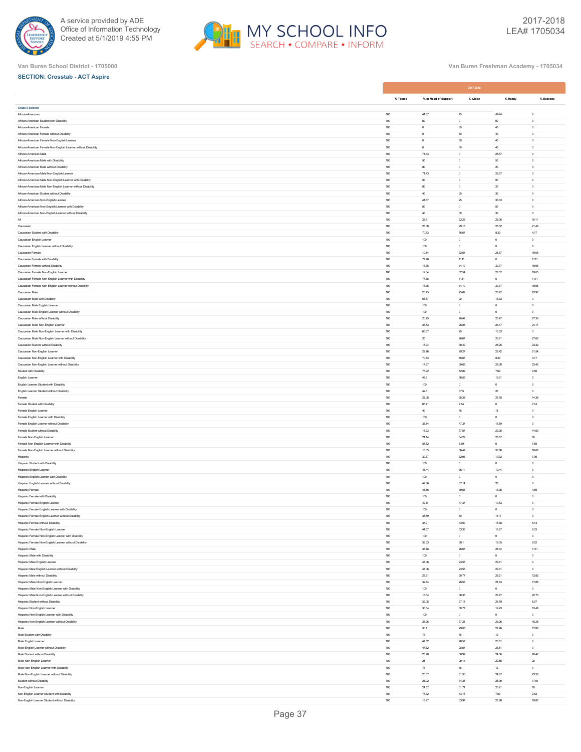Van Buren School District - 1705000

Van Buren Freshman Academy - 1705034

**SECTION: Crosstab - ACT Aspire**

| | 2017-2018 | | | | |
|---|---|---|---|---|---|
| | % Tested | % In Need of Support | % Close | % Ready | % Exceeds |
| **Grade 9 Science** | | | | | |
| African-American | 100 | 41.67 | 25 | 33.33 | 0 |
| African-American Student with Disability | 100 | 50 | 0 | 50 | 0 |
| African-American Female | 100 | 0 | 60 | 40 | 0 |
| African-American Female without Disability | 100 | 0 | 60 | 40 | 0 |
| African-American Female Non-English Learner | 100 | 0 | 60 | 40 | 0 |
| African-American Female Non-English Learner without Disability | 100 | 0 | 60 | 40 | 0 |
| African-American Male | 100 | 71.43 | 0 | 28.57 | 0 |
| African-American Male with Disability | 100 | 50 | 0 | 50 | 0 |
| African-American Male without Disability | 100 | 80 | 0 | 20 | 0 |
| African-American Male Non-English Learner | 100 | 71.43 | 0 | 28.57 | 0 |
| African-American Male Non-English Learner with Disability | 100 | 50 | 0 | 50 | 0 |
| African-American Male Non-English Learner without Disability | 100 | 80 | 0 | 20 | 0 |
| African-American Student without Disability | 100 | 40 | 30 | 30 | 0 |
| African-American Non-English Learner | 100 | 41.67 | 25 | 33.33 | 0 |
| African-American Non-English Learner with Disability | 100 | 50 | 0 | 50 | 0 |
| African-American Non-English Learner without Disability | 100 | 40 | 30 | 30 | 0 |
| All | 100 | 26.6 | 32.23 | 25.06 | 16.11 |
| Caucasian | 100 | 23.08 | 29.15 | 26.32 | 21.46 |
| Caucasian Student with Disability | 100 | 70.83 | 16.67 | 8.33 | 4.17 |
| Caucasian English Learner | 100 | 100 | 0 | 0 | 0 |
| Caucasian English Learner without Disability | 100 | 100 | 0 | 0 | 0 |
| Caucasian Female | 100 | 19.84 | 32.54 | 28.57 | 19.05 |
| Caucasian Female with Disability | 100 | 77.78 | 11.11 | 0 | 11.11 |
| Caucasian Female without Disability | 100 | 15.38 | 34.19 | 30.77 | 19.66 |
| Caucasian Female Non-English Learner | 100 | 19.84 | 32.54 | 28.57 | 19.05 |
| Caucasian Female Non-English Learner with Disability | 100 | 77.78 | 11.11 | 0 | 11.11 |
| Caucasian Female Non-English Learner without Disability | 100 | 15.38 | 34.19 | 30.77 | 19.66 |
| Caucasian Male | 100 | 26.45 | 25.62 | 23.97 | 23.97 |
| Caucasian Male with Disability | 100 | 66.67 | 20 | 13.33 | 0 |
| Caucasian Male English Learner | 100 | 100 | 0 | 0 | 0 |
| Caucasian Male English Learner without Disability | 100 | 100 | 0 | 0 | 0 |
| Caucasian Male without Disability | 100 | 20.75 | 26.42 | 25.47 | 27.36 |
| Caucasian Male Non-English Learner | 100 | 25.83 | 25.83 | 24.17 | 24.17 |
| Caucasian Male Non-English Learner with Disability | 100 | 66.67 | 20 | 13.33 | 0 |
| Caucasian Male Non-English Learner without Disability | 100 | 20 | 26.67 | 25.71 | 27.62 |
| Caucasian Student without Disability | 100 | 17.94 | 30.49 | 28.25 | 23.32 |
| Caucasian Non-English Learner | 100 | 22.76 | 29.27 | 26.42 | 21.54 |
| Caucasian Non-English Learner with Disability | 100 | 70.83 | 16.67 | 8.33 | 4.17 |
| Caucasian Non-English Learner without Disability | 100 | 17.57 | 30.63 | 28.38 | 23.42 |
| Student with Disability | 100 | 76.92 | 12.82 | 7.69 | 2.56 |
| English Learner | 100 | 43.9 | 36.59 | 19.51 | 0 |
| English Learner Student with Disability | 100 | 100 | 0 | 0 | 0 |
| English Learner Student without Disability | 100 | 42.5 | 37.5 | 20 | 0 |
| Female | 100 | 23.08 | 35.38 | 27.18 | 14.36 |
| Female Student with Disability | 100 | 85.71 | 7.14 | 0 | 7.14 |
| Female English Learner | 100 | 40 | 45 | 15 | 0 |
| Female English Learner with Disability | 100 | 100 | 0 | 0 | 0 |
| Female English Learner without Disability | 100 | 36.84 | 47.37 | 15.79 | 0 |
| Female Student without Disability | 100 | 18.23 | 37.57 | 29.28 | 14.92 |
| Female Non-English Learner | 100 | 21.14 | 34.29 | 28.57 | 16 |
| Female Non-English Learner with Disability | 100 | 84.62 | 7.69 | 0 | 7.69 |
| Female Non-English Learner without Disability | 100 | 16.05 | 36.42 | 30.86 | 16.67 |
| Hispanic | 100 | 39.77 | 32.95 | 19.32 | 7.95 |
| Hispanic Student with Disability | 100 | 100 | 0 | 0 | 0 |
| Hispanic English Learner | 100 | 44.44 | 36.11 | 19.44 | 0 |
| Hispanic English Learner with Disability | 100 | 100 | 0 | 0 | 0 |
| Hispanic English Learner without Disability | 100 | 42.86 | 37.14 | 20 | 0 |
| Hispanic Female | 100 | 41.86 | 39.53 | 13.95 | 4.65 |
| Hispanic Female with Disability | 100 | 100 | 0 | 0 | 0 |
| Hispanic Female English Learner | 100 | 42.11 | 47.37 | 10.53 | 0 |
| Hispanic Female English Learner with Disability | 100 | 100 | 0 | 0 | 0 |
| Hispanic Female English Learner without Disability | 100 | 38.89 | 50 | 11.11 | 0 |
| Hispanic Female without Disability | 100 | 35.9 | 43.59 | 15.38 | 5.13 |
| Hispanic Female Non-English Learner | 100 | 41.67 | 33.33 | 16.67 | 8.33 |
| Hispanic Female Non-English Learner with Disability | 100 | 100 | 0 | 0 | 0 |
| Hispanic Female Non-English Learner without Disability | 100 | 33.33 | 38.1 | 19.05 | 9.52 |
| Hispanic Male | 100 | 37.78 | 26.67 | 24.44 | 11.11 |
| Hispanic Male with Disability | 100 | 100 | 0 | 0 | 0 |
| Hispanic Male English Learner | 100 | 47.06 | 23.53 | 29.41 | 0 |
| Hispanic Male English Learner without Disability | 100 | 47.06 | 23.53 | 29.41 | 0 |
| Hispanic Male without Disability | 100 | 28.21 | 30.77 | 28.21 | 12.82 |
| Hispanic Male Non-English Learner | 100 | 32.14 | 28.57 | 21.43 | 17.86 |
| Hispanic Male Non-English Learner with Disability | 100 | 100 | 0 | 0 | 0 |
| Hispanic Male Non-English Learner without Disability | 100 | 13.64 | 36.36 | 27.27 | 22.73 |
| Hispanic Student without Disability | 100 | 32.05 | 37.18 | 21.79 | 8.97 |
| Hispanic Non-English Learner | 100 | 36.54 | 30.77 | 19.23 | 13.46 |
| Hispanic Non-English Learner with Disability | 100 | 100 | 0 | 0 | 0 |
| Hispanic Non-English Learner without Disability | 100 | 23.26 | 37.21 | 23.26 | 16.28 |
| Male | 100 | 30.1 | 29.08 | 22.96 | 17.86 |
| Male Student with Disability | 100 | 72 | 16 | 12 | 0 |
| Male English Learner | 100 | 47.62 | 28.57 | 23.81 | 0 |
| Male English Learner without Disability | 100 | 47.62 | 28.57 | 23.81 | 0 |
| Male Student without Disability | 100 | 23.98 | 30.99 | 24.56 | 20.47 |
| Male Non-English Learner | 100 | 28 | 29.14 | 22.86 | 20 |
| Male Non-English Learner with Disability | 100 | 72 | 16 | 12 | 0 |
| Male Non-English Learner without Disability | 100 | 20.67 | 31.33 | 24.67 | 23.33 |
| Student without Disability | 100 | 21.02 | 34.38 | 26.99 | 17.61 |
| Non-English Learner | 100 | 24.57 | 31.71 | 25.71 | 18 |
| Non-English Learner Student with Disability | 100 | 76.32 | 13.16 | 7.89 | 2.63 |
| Non-English Learner Student without Disability | 100 | 18.27 | 33.97 | 27.88 | 19.87 |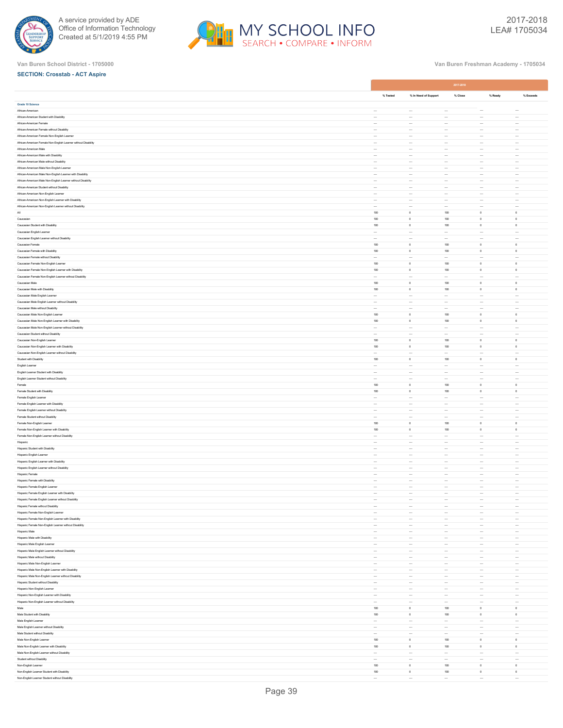Van Buren School District - 1705000

Van Buren Freshman Academy - 1705034

**SECTION: Crosstab - ACT Aspire**

| | 2017-2018 | | | | |
|---|---|---|---|---|---|
| | % Tested | % In Need of Support | % Close | % Ready | % Exceeds |
| **Grade 10 Science** | | | | | |
| African-American | --- | --- | --- | --- | --- |
| African-American Student with Disability | --- | --- | --- | --- | --- |
| African-American Female | --- | --- | --- | --- | --- |
| African-American Female without Disability | --- | --- | --- | --- | --- |
| African-American Female Non-English Learner | --- | --- | --- | --- | --- |
| African-American Female Non-English Learner without Disability | --- | --- | --- | --- | --- |
| African-American Male | --- | --- | --- | --- | --- |
| African-American Male with Disability | --- | --- | --- | --- | --- |
| African-American Male without Disability | --- | --- | --- | --- | --- |
| African-American Male Non-English Learner | --- | --- | --- | --- | --- |
| African-American Male Non-English Learner with Disability | --- | --- | --- | --- | --- |
| African-American Male Non-English Learner without Disability | --- | --- | --- | --- | --- |
| African-American Student without Disability | --- | --- | --- | --- | --- |
| African-American Non-English Learner | --- | --- | --- | --- | --- |
| African-American Non-English Learner with Disability | --- | --- | --- | --- | --- |
| African-American Non-English Learner without Disability | --- | --- | --- | --- | --- |
| All | 100 | 0 | 100 | 0 | 0 |
| Caucasian | 100 | 0 | 100 | 0 | 0 |
| Caucasian Student with Disability | 100 | 0 | 100 | 0 | 0 |
| Caucasian English Learner | --- | --- | --- | --- | --- |
| Caucasian English Learner without Disability | --- | --- | --- | --- | --- |
| Caucasian Female | 100 | 0 | 100 | 0 | 0 |
| Caucasian Female with Disability | 100 | 0 | 100 | 0 | 0 |
| Caucasian Female without Disability | --- | --- | --- | --- | --- |
| Caucasian Female Non-English Learner | 100 | 0 | 100 | 0 | 0 |
| Caucasian Female Non-English Learner with Disability | 100 | 0 | 100 | 0 | 0 |
| Caucasian Female Non-English Learner without Disability | --- | --- | --- | --- | --- |
| Caucasian Male | 100 | 0 | 100 | 0 | 0 |
| Caucasian Male with Disability | 100 | 0 | 100 | 0 | 0 |
| Caucasian Male English Learner | --- | --- | --- | --- | --- |
| Caucasian Male English Learner without Disability | --- | --- | --- | --- | --- |
| Caucasian Male without Disability | --- | --- | --- | --- | --- |
| Caucasian Male Non-English Learner | 100 | 0 | 100 | 0 | 0 |
| Caucasian Male Non-English Learner with Disability | 100 | 0 | 100 | 0 | 0 |
| Caucasian Male Non-English Learner without Disability | --- | --- | --- | --- | --- |
| Caucasian Student without Disability | --- | --- | --- | --- | --- |
| Caucasian Non-English Learner | 100 | 0 | 100 | 0 | 0 |
| Caucasian Non-English Learner with Disability | 100 | 0 | 100 | 0 | 0 |
| Caucasian Non-English Learner without Disability | --- | --- | --- | --- | --- |
| Student with Disability | 100 | 0 | 100 | 0 | 0 |
| English Learner | --- | --- | --- | --- | --- |
| English Learner Student with Disability | --- | --- | --- | --- | --- |
| English Learner Student without Disability | --- | --- | --- | --- | --- |
| Female | 100 | 0 | 100 | 0 | 0 |
| Female Student with Disability | 100 | 0 | 100 | 0 | 0 |
| Female English Learner | --- | --- | --- | --- | --- |
| Female English Learner with Disability | --- | --- | --- | --- | --- |
| Female English Learner without Disability | --- | --- | --- | --- | --- |
| Female Student without Disability | --- | --- | --- | --- | --- |
| Female Non-English Learner | 100 | 0 | 100 | 0 | 0 |
| Female Non-English Learner with Disability | 100 | 0 | 100 | 0 | 0 |
| Female Non-English Learner without Disability | --- | --- | --- | --- | --- |
| Hispanic | --- | --- | --- | --- | --- |
| Hispanic Student with Disability | --- | --- | --- | --- | --- |
| Hispanic English Learner | --- | --- | --- | --- | --- |
| Hispanic English Learner with Disability | --- | --- | --- | --- | --- |
| Hispanic English Learner without Disability | --- | --- | --- | --- | --- |
| Hispanic Female | --- | --- | --- | --- | --- |
| Hispanic Female with Disability | --- | --- | --- | --- | --- |
| Hispanic Female English Learner | --- | --- | --- | --- | --- |
| Hispanic Female English Learner with Disability | --- | --- | --- | --- | --- |
| Hispanic Female English Learner without Disability | --- | --- | --- | --- | --- |
| Hispanic Female without Disability | --- | --- | --- | --- | --- |
| Hispanic Female Non-English Learner | --- | --- | --- | --- | --- |
| Hispanic Female Non-English Learner with Disability | --- | --- | --- | --- | --- |
| Hispanic Female Non-English Learner without Disability | --- | --- | --- | --- | --- |
| Hispanic Male | --- | --- | --- | --- | --- |
| Hispanic Male with Disability | --- | --- | --- | --- | --- |
| Hispanic Male English Learner | --- | --- | --- | --- | --- |
| Hispanic Male English Learner without Disability | --- | --- | --- | --- | --- |
| Hispanic Male without Disability | --- | --- | --- | --- | --- |
| Hispanic Male Non-English Learner | --- | --- | --- | --- | --- |
| Hispanic Male Non-English Learner with Disability | --- | --- | --- | --- | --- |
| Hispanic Male Non-English Learner without Disability | --- | --- | --- | --- | --- |
| Hispanic Student without Disability | --- | --- | --- | --- | --- |
| Hispanic Non-English Learner | --- | --- | --- | --- | --- |
| Hispanic Non-English Learner with Disability | --- | --- | --- | --- | --- |
| Hispanic Non-English Learner without Disability | --- | --- | --- | --- | --- |
| Male | 100 | 0 | 100 | 0 | 0 |
| Male Student with Disability | 100 | 0 | 100 | 0 | 0 |
| Male English Learner | --- | --- | --- | --- | --- |
| Male English Learner without Disability | --- | --- | --- | --- | --- |
| Male Student without Disability | --- | --- | --- | --- | --- |
| Male Non-English Learner | 100 | 0 | 100 | 0 | 0 |
| Male Non-English Learner with Disability | 100 | 0 | 100 | 0 | 0 |
| Male Non-English Learner without Disability | --- | --- | --- | --- | --- |
| Student without Disability | --- | --- | --- | --- | --- |
| Non-English Learner | 100 | 0 | 100 | 0 | 0 |
| Non-English Learner Student with Disability | 100 | 0 | 100 | 0 | 0 |
| Non-English Learner Student without Disability | --- | --- | --- | --- | --- |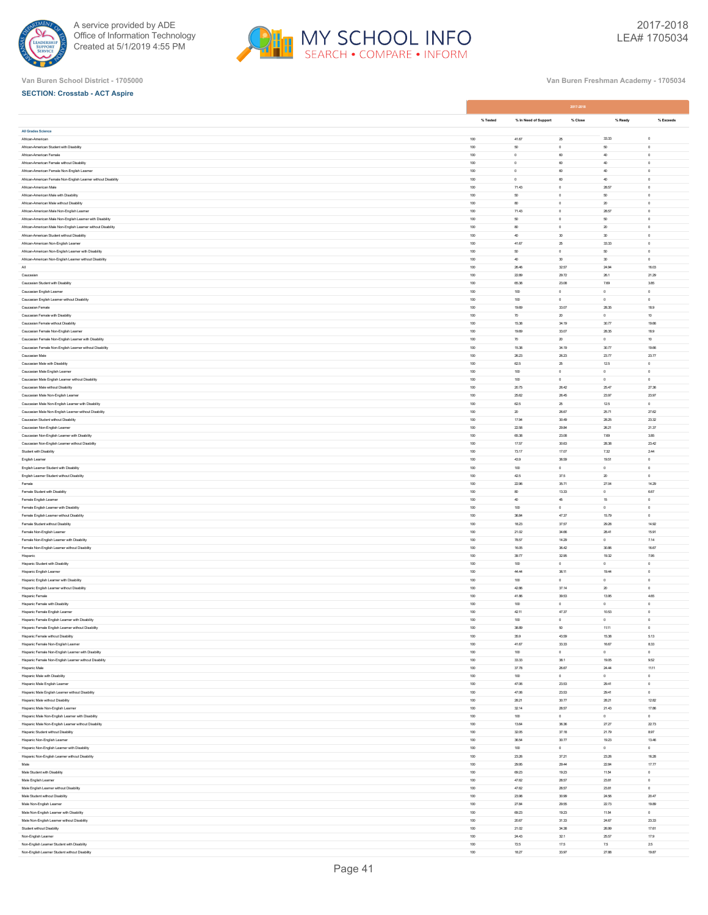A service provided by ADE
Office of Information Technology
Created at 5/1/2019 4:55 PM

2017-2018
LEA# 1705034

Van Buren School District - 1705000

Van Buren Freshman Academy - 1705034

**SECTION: Crosstab - ACT Aspire**

| | 2017-2018 | | | | |
|---|---|---|---|---|---|
| | % Tested | % In Need of Support | % Close | % Ready | % Exceeds |
| **All Grades Science** | | | | | |
| African-American | 100 | 41.67 | 25 | 33.33 | 0 |
| African-American Student with Disability | 100 | 50 | 0 | 50 | 0 |
| African-American Female | 100 | 0 | 60 | 40 | 0 |
| African-American Female without Disability | 100 | 0 | 60 | 40 | 0 |
| African-American Female Non-English Learner | 100 | 0 | 60 | 40 | 0 |
| African-American Female Non-English Learner without Disability | 100 | 0 | 60 | 40 | 0 |
| African-American Male | 100 | 71.43 | 0 | 28.57 | 0 |
| African-American Male with Disability | 100 | 50 | 0 | 50 | 0 |
| African-American Male without Disability | 100 | 80 | 0 | 20 | 0 |
| African-American Male Non-English Learner | 100 | 71.43 | 0 | 28.57 | 0 |
| African-American Male Non-English Learner with Disability | 100 | 50 | 0 | 50 | 0 |
| African-American Male Non-English Learner without Disability | 100 | 80 | 0 | 20 | 0 |
| African-American Student without Disability | 100 | 40 | 30 | 30 | 0 |
| African-American Non-English Learner | 100 | 41.67 | 25 | 33.33 | 0 |
| African-American Non-English Learner with Disability | 100 | 50 | 0 | 50 | 0 |
| African-American Non-English Learner without Disability | 100 | 40 | 30 | 30 | 0 |
| All | 100 | 26.46 | 32.57 | 24.94 | 16.03 |
| Caucasian | 100 | 22.89 | 29.72 | 26.1 | 21.29 |
| Caucasian Student with Disability | 100 | 65.38 | 23.08 | 7.69 | 3.85 |
| Caucasian English Learner | 100 | 100 | 0 | 0 | 0 |
| Caucasian English Learner without Disability | 100 | 100 | 0 | 0 | 0 |
| Caucasian Female | 100 | 19.69 | 33.07 | 28.35 | 18.9 |
| Caucasian Female with Disability | 100 | 70 | 20 | 0 | 10 |
| Caucasian Female without Disability | 100 | 15.38 | 34.19 | 30.77 | 19.66 |
| Caucasian Female Non-English Learner | 100 | 19.69 | 33.07 | 28.35 | 18.9 |
| Caucasian Female Non-English Learner with Disability | 100 | 70 | 20 | 0 | 10 |
| Caucasian Female Non-English Learner without Disability | 100 | 15.38 | 34.19 | 30.77 | 19.66 |
| Caucasian Male | 100 | 26.23 | 26.23 | 23.77 | 23.77 |
| Caucasian Male with Disability | 100 | 62.5 | 25 | 12.5 | 0 |
| Caucasian Male English Learner | 100 | 100 | 0 | 0 | 0 |
| Caucasian Male English Learner without Disability | 100 | 100 | 0 | 0 | 0 |
| Caucasian Male without Disability | 100 | 20.75 | 26.42 | 25.47 | 27.36 |
| Caucasian Male Non-English Learner | 100 | 25.62 | 26.45 | 23.97 | 23.97 |
| Caucasian Male Non-English Learner with Disability | 100 | 62.5 | 25 | 12.5 | 0 |
| Caucasian Male Non-English Learner without Disability | 100 | 20 | 26.67 | 25.71 | 27.62 |
| Caucasian Student without Disability | 100 | 17.94 | 30.49 | 28.25 | 23.32 |
| Caucasian Non-English Learner | 100 | 22.58 | 29.84 | 26.21 | 21.37 |
| Caucasian Non-English Learner with Disability | 100 | 65.38 | 23.08 | 7.69 | 3.85 |
| Caucasian Non-English Learner without Disability | 100 | 17.57 | 30.63 | 28.38 | 23.42 |
| Student with Disability | 100 | 73.17 | 17.07 | 7.32 | 2.44 |
| English Learner | 100 | 43.9 | 36.59 | 19.51 | 0 |
| English Learner Student with Disability | 100 | 100 | 0 | 0 | 0 |
| English Learner Student without Disability | 100 | 42.5 | 37.5 | 20 | 0 |
| Female | 100 | 22.96 | 35.71 | 27.04 | 14.29 |
| Female Student with Disability | 100 | 80 | 13.33 | 0 | 6.67 |
| Female English Learner | 100 | 40 | 45 | 15 | 0 |
| Female English Learner with Disability | 100 | 100 | 0 | 0 | 0 |
| Female English Learner without Disability | 100 | 36.84 | 47.37 | 15.79 | 0 |
| Female Student without Disability | 100 | 18.23 | 37.57 | 29.28 | 14.92 |
| Female Non-English Learner | 100 | 21.02 | 34.66 | 28.41 | 15.91 |
| Female Non-English Learner with Disability | 100 | 78.57 | 14.29 | 0 | 7.14 |
| Female Non-English Learner without Disability | 100 | 16.05 | 36.42 | 30.86 | 16.67 |
| Hispanic | 100 | 39.77 | 32.95 | 19.32 | 7.95 |
| Hispanic Student with Disability | 100 | 100 | 0 | 0 | 0 |
| Hispanic English Learner | 100 | 44.44 | 36.11 | 19.44 | 0 |
| Hispanic English Learner with Disability | 100 | 100 | 0 | 0 | 0 |
| Hispanic English Learner without Disability | 100 | 42.86 | 37.14 | 20 | 0 |
| Hispanic Female | 100 | 41.86 | 39.53 | 13.95 | 4.65 |
| Hispanic Female with Disability | 100 | 100 | 0 | 0 | 0 |
| Hispanic Female English Learner | 100 | 42.11 | 47.37 | 10.53 | 0 |
| Hispanic Female English Learner with Disability | 100 | 100 | 0 | 0 | 0 |
| Hispanic Female English Learner without Disability | 100 | 38.89 | 50 | 11.11 | 0 |
| Hispanic Female without Disability | 100 | 35.9 | 43.59 | 15.38 | 5.13 |
| Hispanic Female Non-English Learner | 100 | 41.67 | 33.33 | 16.67 | 8.33 |
| Hispanic Female Non-English Learner with Disability | 100 | 100 | 0 | 0 | 0 |
| Hispanic Female Non-English Learner without Disability | 100 | 33.33 | 38.1 | 19.05 | 9.52 |
| Hispanic Male | 100 | 37.78 | 26.67 | 24.44 | 11.11 |
| Hispanic Male with Disability | 100 | 100 | 0 | 0 | 0 |
| Hispanic Male English Learner | 100 | 47.06 | 23.53 | 29.41 | 0 |
| Hispanic Male English Learner without Disability | 100 | 47.06 | 23.53 | 29.41 | 0 |
| Hispanic Male without Disability | 100 | 28.21 | 30.77 | 28.21 | 12.82 |
| Hispanic Male Non-English Learner | 100 | 32.14 | 28.57 | 21.43 | 17.86 |
| Hispanic Male Non-English Learner with Disability | 100 | 100 | 0 | 0 | 0 |
| Hispanic Male Non-English Learner without Disability | 100 | 13.64 | 36.36 | 27.27 | 22.73 |
| Hispanic Student without Disability | 100 | 32.05 | 37.18 | 21.79 | 8.97 |
| Hispanic Non-English Learner | 100 | 36.54 | 30.77 | 19.23 | 13.46 |
| Hispanic Non-English Learner with Disability | 100 | 100 | 0 | 0 | 0 |
| Hispanic Non-English Learner without Disability | 100 | 23.26 | 37.21 | 23.26 | 16.28 |
| Male | 100 | 29.95 | 29.44 | 22.84 | 17.77 |
| Male Student with Disability | 100 | 69.23 | 19.23 | 11.54 | 0 |
| Male English Learner | 100 | 47.62 | 28.57 | 23.81 | 0 |
| Male English Learner without Disability | 100 | 47.62 | 28.57 | 23.81 | 0 |
| Male Student without Disability | 100 | 23.98 | 30.99 | 24.56 | 20.47 |
| Male Non-English Learner | 100 | 27.84 | 29.55 | 22.73 | 19.89 |
| Male Non-English Learner with Disability | 100 | 69.23 | 19.23 | 11.54 | 0 |
| Male Non-English Learner without Disability | 100 | 20.67 | 31.33 | 24.67 | 23.33 |
| Student without Disability | 100 | 21.02 | 34.38 | 26.99 | 17.61 |
| Non-English Learner | 100 | 24.43 | 32.1 | 25.57 | 17.9 |
| Non-English Learner Student with Disability | 100 | 72.5 | 17.5 | 7.5 | 2.5 |
| Non-English Learner Student without Disability | 100 | 18.27 | 33.97 | 27.88 | 19.87 |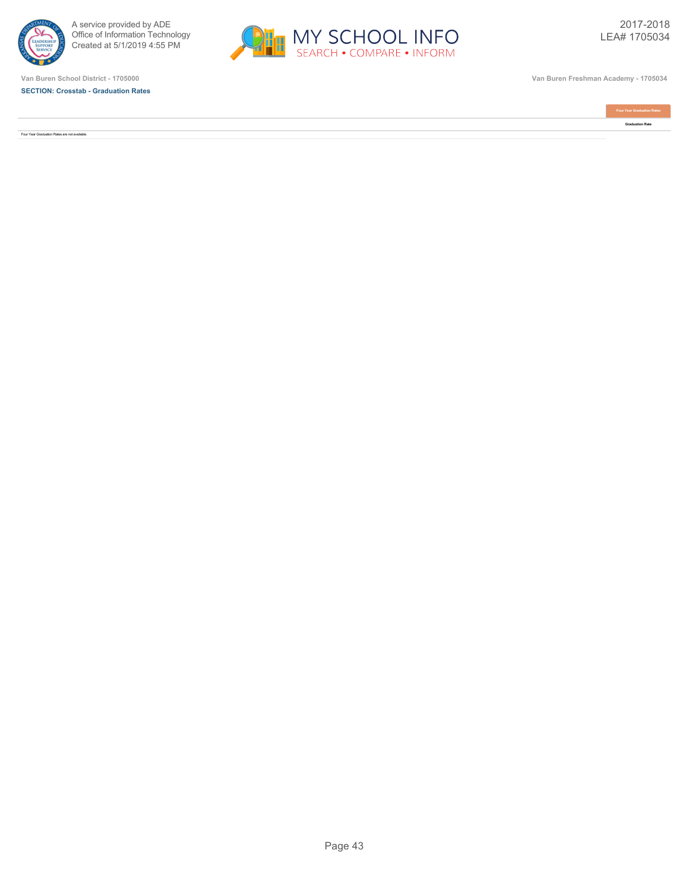Van Buren School District - 1705000

Van Buren Freshman Academy - 1705034

**SECTION: Crosstab - Graduation Rates**

| | Four Year Graduation Rates |
|---|---|
| | Graduation Rate |
| Four Year Graduation Rates are not available. | |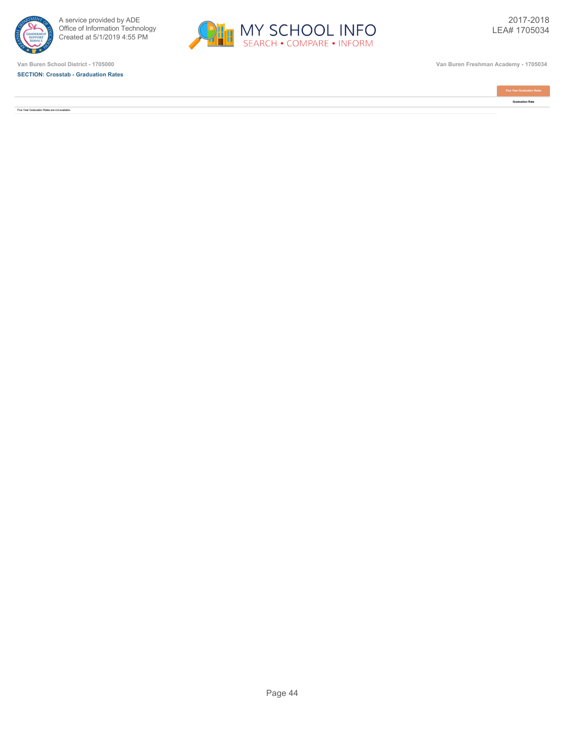Van Buren School District - 1705000

Van Buren Freshman Academy - 1705034

**SECTION: Crosstab - Graduation Rates**

| | Five Year Graduation Rates |
|---|---|
| | Graduation Rate |
| Five Year Graduation Rates are not available. | |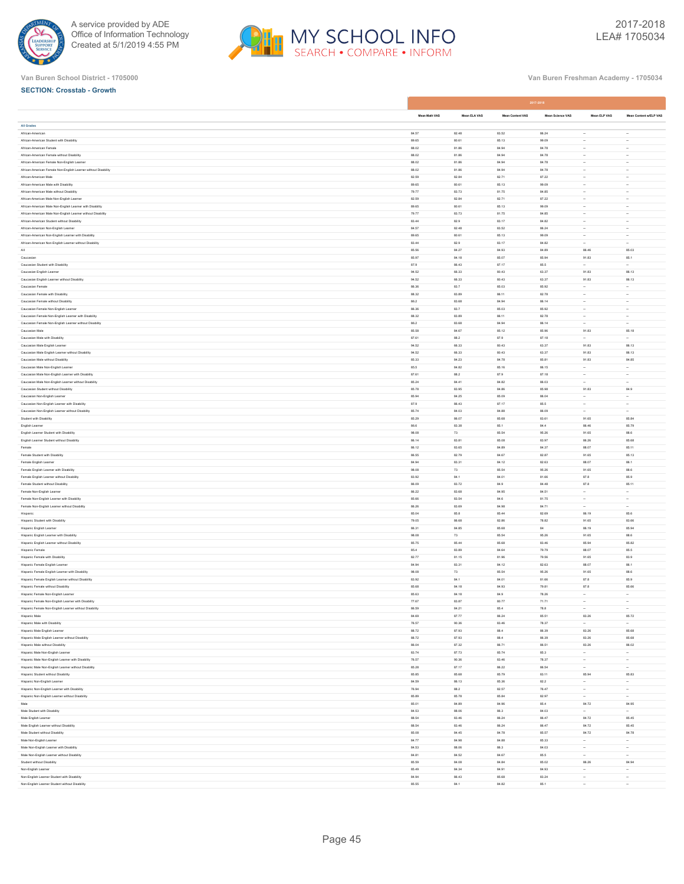Van Buren School District - 1705000

Van Buren Freshman Academy - 1705034

**SECTION: Crosstab - Growth**

| | 2017-2018 | | | | | |
|---|---|---|---|---|---|---|
| | Mean Math VAS | Mean ELA VAS | Mean Content VAS | Mean Science VAS | Mean ELP VAS | Mean Content w/ELP VAS |
| **All Grades** | | | | | | |
| African-American | 84.57 | 82.48 | 83.52 | 86.24 | -- | -- |
| African-American Student with Disability | 89.65 | 80.61 | 85.13 | 99.09 | -- | -- |
| African-American Female | 88.02 | 81.86 | 84.94 | 84.78 | -- | -- |
| African-American Female without Disability | 88.02 | 81.86 | 84.94 | 84.78 | -- | -- |
| African-American Female Non-English Learner | 88.02 | 81.86 | 84.94 | 84.78 | -- | -- |
| African-American Female Non-English Learner without Disability | 88.02 | 81.86 | 84.94 | 84.78 | -- | -- |
| African-American Male | 82.59 | 82.84 | 82.71 | 87.22 | -- | -- |
| African-American Male with Disability | 89.65 | 80.61 | 85.13 | 99.09 | -- | -- |
| African-American Male without Disability | 79.77 | 83.73 | 81.75 | 84.85 | -- | -- |
| African-American Male Non-English Learner | 82.59 | 82.84 | 82.71 | 87.22 | -- | -- |
| African-American Male Non-English Learner with Disability | 89.65 | 80.61 | 85.13 | 99.09 | -- | -- |
| African-American Male Non-English Learner without Disability | 79.77 | 83.73 | 81.75 | 84.85 | -- | -- |
| African-American Student without Disability | 83.44 | 82.9 | 83.17 | 84.82 | -- | -- |
| African-American Non-English Learner | 84.57 | 82.48 | 83.52 | 86.24 | -- | -- |
| African-American Non-English Learner with Disability | 89.65 | 80.61 | 85.13 | 99.09 | -- | -- |
| African-American Non-English Learner without Disability | 83.44 | 82.9 | 83.17 | 84.82 | -- | -- |
| All | 85.56 | 84.27 | 84.93 | 84.89 | 86.46 | 85.03 |
| Caucasian | 85.97 | 84.18 | 85.07 | 85.94 | 91.83 | 85.1 |
| Caucasian Student with Disability | 87.9 | 86.43 | 87.17 | 85.5 | -- | -- |
| Caucasian English Learner | 94.52 | 66.33 | 80.43 | 63.37 | 91.83 | 86.13 |
| Caucasian English Learner without Disability | 94.52 | 66.33 | 80.43 | 63.37 | 91.83 | 86.13 |
| Caucasian Female | 86.36 | 83.7 | 85.03 | 85.92 | -- | -- |
| Caucasian Female with Disability | 88.32 | 83.89 | 86.11 | 82.78 | -- | -- |
| Caucasian Female without Disability | 86.2 | 83.68 | 84.94 | 86.14 | -- | -- |
| Caucasian Female Non-English Learner | 86.36 | 83.7 | 85.03 | 85.92 | -- | -- |
| Caucasian Female Non-English Learner with Disability | 88.32 | 83.89 | 86.11 | 82.78 | -- | -- |
| Caucasian Female Non-English Learner without Disability | 86.2 | 83.68 | 84.94 | 86.14 | -- | -- |
| Caucasian Male | 85.58 | 84.67 | 85.12 | 85.96 | 91.83 | 85.18 |
| Caucasian Male with Disability | 87.61 | 88.2 | 87.9 | 87.18 | -- | -- |
| Caucasian Male English Learner | 94.52 | 66.33 | 80.43 | 63.37 | 91.83 | 86.13 |
| Caucasian Male English Learner without Disability | 94.52 | 66.33 | 80.43 | 63.37 | 91.83 | 86.13 |
| Caucasian Male without Disability | 85.33 | 84.23 | 84.78 | 85.81 | 91.83 | 84.85 |
| Caucasian Male Non-English Learner | 85.5 | 84.82 | 85.16 | 86.15 | -- | -- |
| Caucasian Male Non-English Learner with Disability | 87.61 | 88.2 | 87.9 | 87.18 | -- | -- |
| Caucasian Male Non-English Learner without Disability | 85.24 | 84.41 | 84.82 | 86.03 | -- | -- |
| Caucasian Student without Disability | 85.78 | 83.95 | 84.86 | 85.98 | 91.83 | 84.9 |
| Caucasian Non-English Learner | 85.94 | 84.25 | 85.09 | 86.04 | -- | -- |
| Caucasian Non-English Learner with Disability | 87.9 | 86.43 | 87.17 | 85.5 | -- | -- |
| Caucasian Non-English Learner without Disability | 85.74 | 84.03 | 84.88 | 86.09 | -- | -- |
| Student with Disability | 85.29 | 86.07 | 85.68 | 83.61 | 91.65 | 85.84 |
| English Learner | 86.6 | 83.39 | 85.1 | 84.4 | 86.46 | 85.79 |
| English Learner Student with Disability | 98.08 | 73 | 85.54 | 95.26 | 91.65 | 88.6 |
| English Learner Student without Disability | 86.14 | 83.81 | 85.08 | 83.97 | 86.26 | 85.68 |
| Female | 86.12 | 83.65 | 84.89 | 84.37 | 88.07 | 85.11 |
| Female Student with Disability | 86.55 | 82.79 | 84.67 | 82.87 | 91.65 | 85.13 |
| Female English Learner | 84.94 | 83.31 | 84.12 | 82.63 | 88.07 | 86.1 |
| Female English Learner with Disability | 98.08 | 73 | 85.54 | 95.26 | 91.65 | 88.6 |
| Female English Learner without Disability | 83.92 | 84.1 | 84.01 | 81.66 | 87.8 | 85.9 |
| Female Student without Disability | 86.09 | 83.72 | 84.9 | 84.48 | 87.8 | 85.11 |
| Female Non-English Learner | 86.22 | 83.68 | 84.95 | 84.51 | -- | -- |
| Female Non-English Learner with Disability | 85.66 | 83.54 | 84.6 | 81.75 | -- | -- |
| Female Non-English Learner without Disability | 86.26 | 83.69 | 84.98 | 84.71 | -- | -- |
| Hispanic | 85.04 | 85.8 | 85.44 | 82.69 | 86.19 | 85.6 |
| Hispanic Student with Disability | 79.05 | 86.68 | 82.86 | 78.82 | 91.65 | 83.66 |
| Hispanic English Learner | 86.31 | 84.85 | 85.68 | 84 | 86.19 | 85.94 |
| Hispanic English Learner with Disability | 98.08 | 73 | 85.54 | 95.26 | 91.65 | 88.6 |
| Hispanic English Learner without Disability | 85.75 | 85.44 | 85.68 | 83.46 | 85.94 | 85.82 |
| Hispanic Female | 85.4 | 83.89 | 84.64 | 79.79 | 88.07 | 85.5 |
| Hispanic Female with Disability | 82.77 | 81.15 | 81.96 | 79.56 | 91.65 | 83.9 |
| Hispanic Female English Learner | 84.94 | 83.31 | 84.12 | 82.63 | 88.07 | 86.1 |
| Hispanic Female English Learner with Disability | 98.08 | 73 | 85.54 | 95.26 | 91.65 | 88.6 |
| Hispanic Female English Learner without Disability | 83.92 | 84.1 | 84.01 | 81.66 | 87.8 | 85.9 |
| Hispanic Female without Disability | 85.68 | 84.18 | 84.93 | 79.81 | 87.8 | 85.66 |
| Hispanic Female Non-English Learner | 85.63 | 84.18 | 84.9 | 78.26 | -- | -- |
| Hispanic Female Non-English Learner with Disability | 77.67 | 83.87 | 80.77 | 71.71 | -- | -- |
| Hispanic Female Non-English Learner without Disability | 86.59 | 84.21 | 85.4 | 78.8 | -- | -- |
| Hispanic Male | 84.69 | 87.77 | 86.24 | 85.51 | 83.26 | 85.72 |
| Hispanic Male with Disability | 76.57 | 90.36 | 83.46 | 78.37 | -- | -- |
| Hispanic Male English Learner | 88.72 | 87.93 | 88.4 | 86.39 | 83.26 | 85.68 |
| Hispanic Male English Learner without Disability | 88.72 | 87.93 | 88.4 | 86.39 | 83.26 | 85.68 |
| Hispanic Male without Disability | 86.04 | 87.32 | 86.71 | 86.51 | 83.26 | 86.02 |
| Hispanic Male Non-English Learner | 83.74 | 87.73 | 85.74 | 85.3 | -- | -- |
| Hispanic Male Non-English Learner with Disability | 76.57 | 90.36 | 83.46 | 78.37 | -- | -- |
| Hispanic Male Non-English Learner without Disability | 85.28 | 87.17 | 86.22 | 86.54 | -- | -- |
| Hispanic Student without Disability | 85.85 | 85.68 | 85.79 | 83.11 | 85.94 | 85.83 |
| Hispanic Non-English Learner | 84.59 | 86.13 | 85.36 | 82.2 | -- | -- |
| Hispanic Non-English Learner with Disability | 76.94 | 88.2 | 82.57 | 76.47 | -- | -- |
| Hispanic Non-English Learner without Disability | 85.89 | 85.78 | 85.84 | 82.97 | -- | -- |
| Male | 85.01 | 84.89 | 84.96 | 85.4 | 84.72 | 84.95 |
| Male Student with Disability | 84.53 | 88.06 | 86.3 | 84.03 | -- | -- |
| Male English Learner | 88.54 | 83.46 | 86.24 | 86.47 | 84.72 | 85.45 |
| Male English Learner without Disability | 88.54 | 83.46 | 86.24 | 86.47 | 84.72 | 85.45 |
| Male Student without Disability | 85.08 | 84.45 | 84.78 | 85.57 | 84.72 | 84.78 |
| Male Non-English Learner | 84.77 | 84.98 | 84.88 | 85.33 | -- | -- |
| Male Non-English Learner with Disability | 84.53 | 88.06 | 86.3 | 84.03 | -- | -- |
| Male Non-English Learner without Disability | 84.81 | 84.52 | 84.67 | 85.5 | -- | -- |
| Student without Disability | 85.59 | 84.08 | 84.84 | 85.02 | 86.26 | 84.94 |
| Non-English Learner | 85.49 | 84.34 | 84.91 | 84.93 | -- | -- |
| Non-English Learner Student with Disability | 84.94 | 86.43 | 85.68 | 83.24 | -- | -- |
| Non-English Learner Student without Disability | 85.55 | 84.1 | 84.82 | 85.1 | -- | -- |